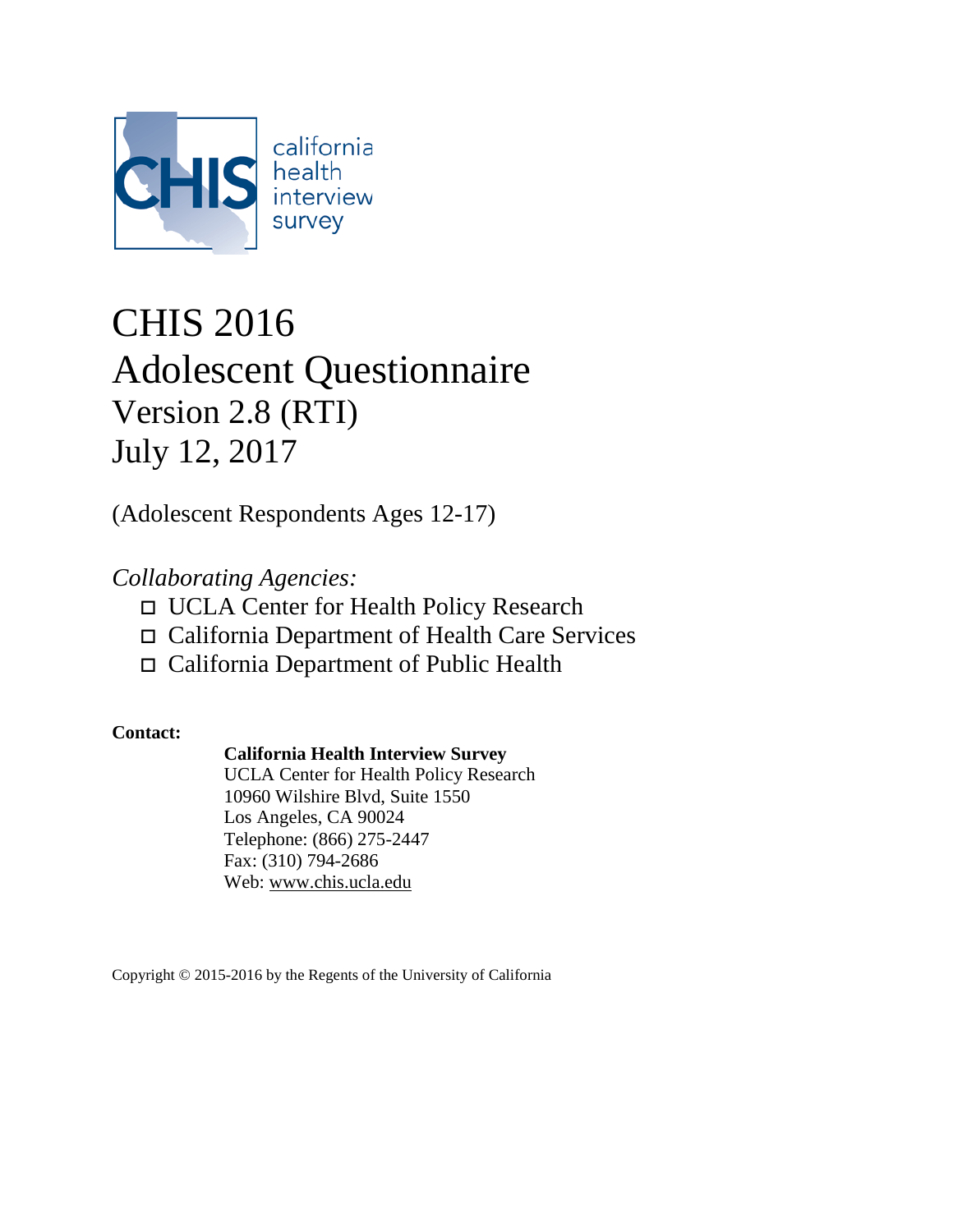CHIS california health interview survey

# CHIS 2016
# Adolescent Questionnaire
## Version 2.8 (RTI)
## July 12, 2017

(Adolescent Respondents Ages 12-17)

*Collaborating Agencies:*

- ◻ UCLA Center for Health Policy Research
- ◻ California Department of Health Care Services
- ◻ California Department of Public Health

**Contact:**

**California Health Interview Survey**
UCLA Center for Health Policy Research
10960 Wilshire Blvd, Suite 1550
Los Angeles, CA 90024
Telephone: (866) 275-2447
Fax: (310) 794-2686
Web: www.chis.ucla.edu

Copyright © 2015-2016 by the Regents of the University of California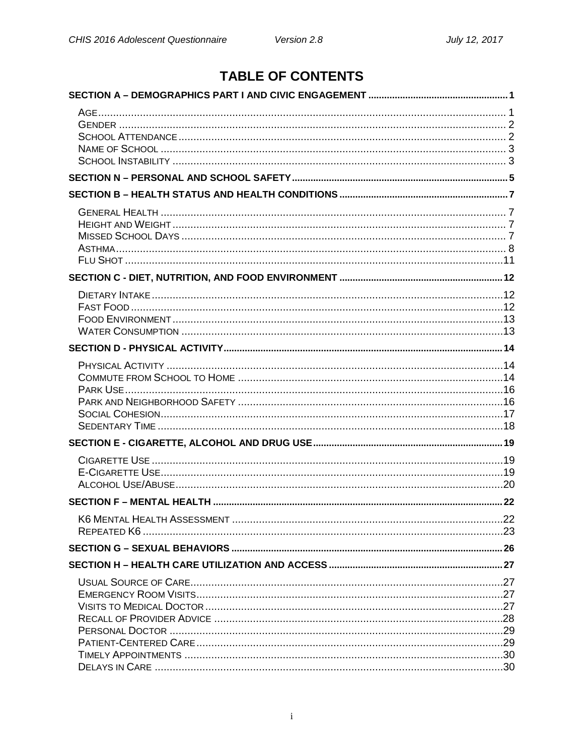# TABLE OF CONTENTS

**SECTION A – DEMOGRAPHICS PART I AND CIVIC ENGAGEMENT** .......... **1**

- Age .......... 1
- Gender .......... 2
- School Attendance .......... 2
- Name of School .......... 3
- School Instability .......... 3

**SECTION N – PERSONAL AND SCHOOL SAFETY** .......... **5**

**SECTION B – HEALTH STATUS AND HEALTH CONDITIONS** .......... **7**

- General Health .......... 7
- Height and Weight .......... 7
- Missed School Days .......... 7
- Asthma .......... 8
- Flu Shot .......... 11

**SECTION C - DIET, NUTRITION, AND FOOD ENVIRONMENT** .......... **12**

- Dietary Intake .......... 12
- Fast Food .......... 12
- Food Environment .......... 13
- Water Consumption .......... 13

**SECTION D - PHYSICAL ACTIVITY** .......... **14**

- Physical Activity .......... 14
- Commute from School to Home .......... 14
- Park Use .......... 16
- Park and Neighborhood Safety .......... 16
- Social Cohesion .......... 17
- Sedentary Time .......... 18

**SECTION E - CIGARETTE, ALCOHOL AND DRUG USE** .......... **19**

- Cigarette Use .......... 19
- E-Cigarette Use .......... 19
- Alcohol Use/Abuse .......... 20

**SECTION F – MENTAL HEALTH** .......... **22**

- K6 Mental Health Assessment .......... 22
- Repeated K6 .......... 23

**SECTION G – SEXUAL BEHAVIORS** .......... **26**

**SECTION H – HEALTH CARE UTILIZATION AND ACCESS** .......... **27**

- Usual Source of Care .......... 27
- Emergency Room Visits .......... 27
- Visits to Medical Doctor .......... 27
- Recall of Provider Advice .......... 28
- Personal Doctor .......... 29
- Patient-Centered Care .......... 29
- Timely Appointments .......... 30
- Delays in Care .......... 30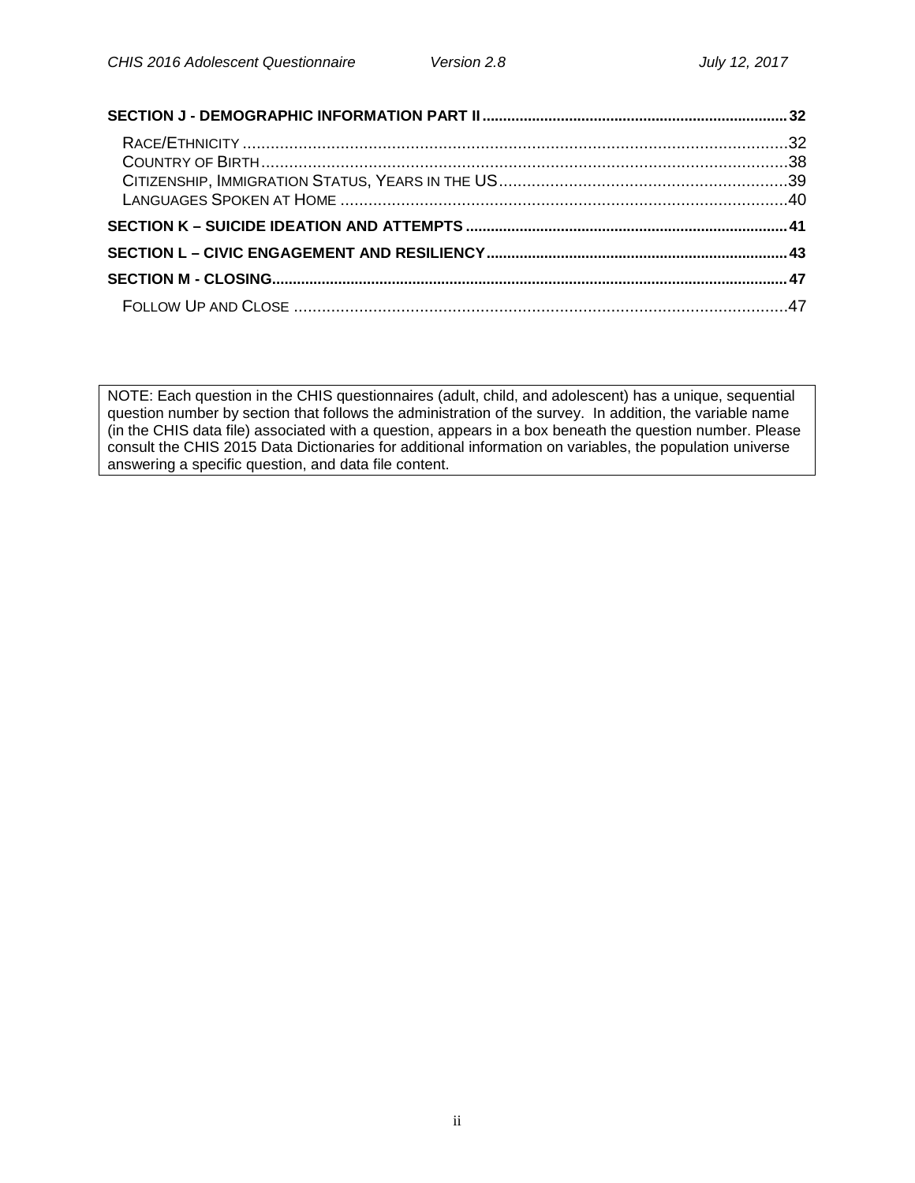**SECTION J - DEMOGRAPHIC INFORMATION PART II** ........................................................................ **32**

RACE/ETHNICITY .................................................................................................................. 32
COUNTRY OF BIRTH ............................................................................................................ 38
CITIZENSHIP, IMMIGRATION STATUS, YEARS IN THE US ............................................................ 39
LANGUAGES SPOKEN AT HOME ............................................................................................ 40

**SECTION K – SUICIDE IDEATION AND ATTEMPTS** ........................................................................ **41**

**SECTION L – CIVIC ENGAGEMENT AND RESILIENCY** ...................................................................... **43**

**SECTION M - CLOSING** ................................................................................................................ **47**

FOLLOW UP AND CLOSE ....................................................................................................... 47

NOTE: Each question in the CHIS questionnaires (adult, child, and adolescent) has a unique, sequential question number by section that follows the administration of the survey. In addition, the variable name (in the CHIS data file) associated with a question, appears in a box beneath the question number. Please consult the CHIS 2015 Data Dictionaries for additional information on variables, the population universe answering a specific question, and data file content.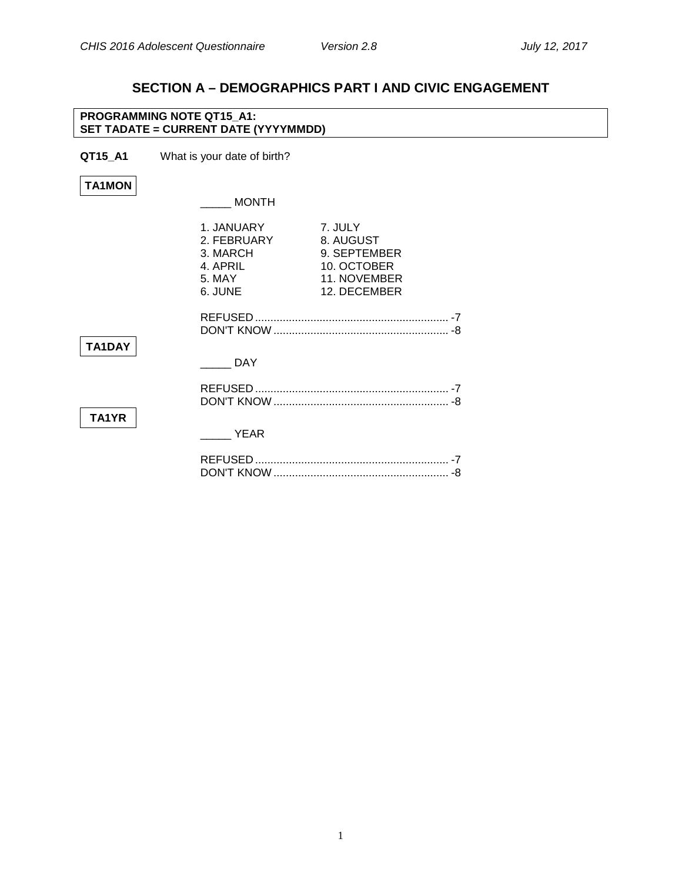## SECTION A – DEMOGRAPHICS PART I AND CIVIC ENGAGEMENT

**PROGRAMMING NOTE QT15_A1:**
**SET TADATE = CURRENT DATE (YYYYMMDD)**

**QT15_A1** What is your date of birth?

**TA1MON**

_____ MONTH

| | |
|---|---|
| 1. JANUARY | 7. JULY |
| 2. FEBRUARY | 8. AUGUST |
| 3. MARCH | 9. SEPTEMBER |
| 4. APRIL | 10. OCTOBER |
| 5. MAY | 11. NOVEMBER |
| 6. JUNE | 12. DECEMBER |

REFUSED ............................................................... -7
DON'T KNOW ......................................................... -8

**TA1DAY**

_____ DAY

REFUSED ............................................................... -7
DON'T KNOW ......................................................... -8

**TA1YR**

_____ YEAR

REFUSED ............................................................... -7
DON'T KNOW ......................................................... -8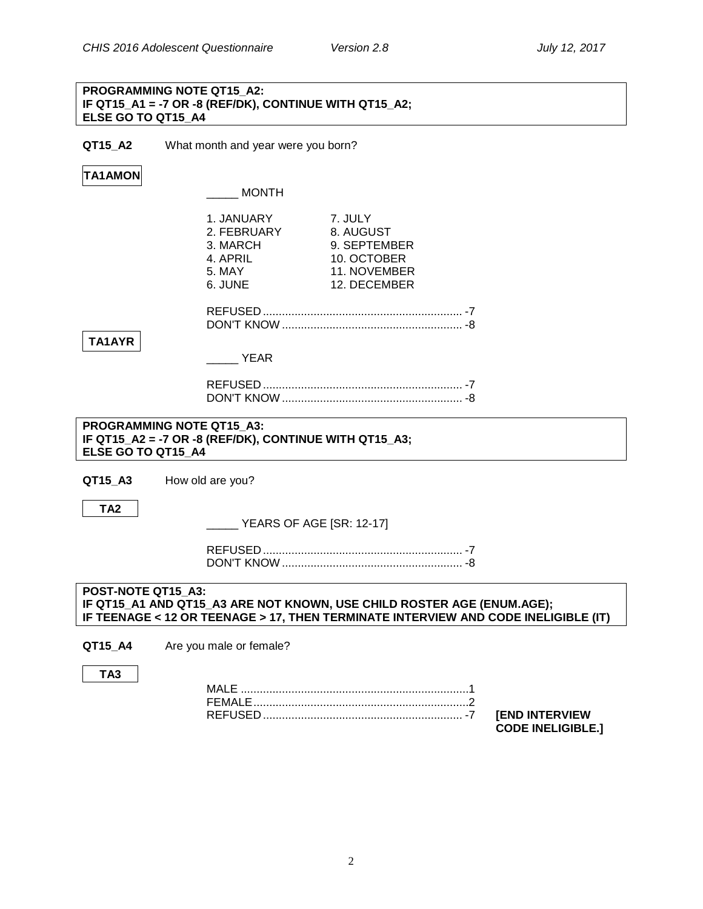**PROGRAMMING NOTE QT15_A2:**
**IF QT15_A1 = -7 OR -8 (REF/DK), CONTINUE WITH QT15_A2;**
**ELSE GO TO QT15_A4**

**QT15_A2** What month and year were you born?

**TA1AMON**

_____ MONTH

| | |
|---|---|
| 1. JANUARY | 7. JULY |
| 2. FEBRUARY | 8. AUGUST |
| 3. MARCH | 9. SEPTEMBER |
| 4. APRIL | 10. OCTOBER |
| 5. MAY | 11. NOVEMBER |
| 6. JUNE | 12. DECEMBER |

REFUSED ............................................................... -7
DON'T KNOW ......................................................... -8

**TA1AYR**

_____ YEAR

REFUSED ............................................................... -7
DON'T KNOW ......................................................... -8

**PROGRAMMING NOTE QT15_A3:**
**IF QT15_A2 = -7 OR -8 (REF/DK), CONTINUE WITH QT15_A3;**
**ELSE GO TO QT15_A4**

**QT15_A3** How old are you?

**TA2**

_____ YEARS OF AGE [SR: 12-17]

REFUSED ............................................................... -7
DON'T KNOW ......................................................... -8

**POST-NOTE QT15_A3:**
**IF QT15_A1 AND QT15_A3 ARE NOT KNOWN, USE CHILD ROSTER AGE (ENUM.AGE);**
**IF TEENAGE < 12 OR TEENAGE > 17, THEN TERMINATE INTERVIEW AND CODE INELIGIBLE (IT)**

**QT15_A4** Are you male or female?

**TA3**

MALE ........................................................................1
FEMALE ...................................................................2
REFUSED ............................................................... -7 **[END INTERVIEW CODE INELIGIBLE.]**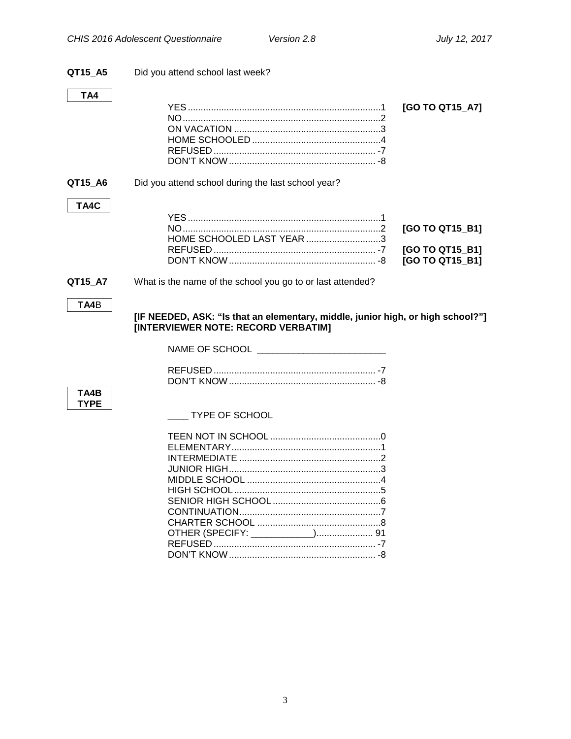**QT15_A5** Did you attend school last week?

**TA4**

| | | |
|---|---|---|
| YES | 1 | **[GO TO QT15_A7]** |
| NO | 2 | |
| ON VACATION | 3 | |
| HOME SCHOOLED | 4 | |
| REFUSED | -7 | |
| DON'T KNOW | -8 | |

**QT15_A6** Did you attend school during the last school year?

**TA4C**

| | | |
|---|---|---|
| YES | 1 | |
| NO | 2 | **[GO TO QT15_B1]** |
| HOME SCHOOLED LAST YEAR | 3 | |
| REFUSED | -7 | **[GO TO QT15_B1]** |
| DON'T KNOW | -8 | **[GO TO QT15_B1]** |

**QT15_A7** What is the name of the school you go to or last attended?

**TA4**B

**[IF NEEDED, ASK: "Is that an elementary, middle, junior high, or high school?"] [INTERVIEWER NOTE: RECORD VERBATIM]**

NAME OF SCHOOL ________________________

| | |
|---|---|
| REFUSED | -7 |
| DON'T KNOW | -8 |

**TA4B TYPE**

____ TYPE OF SCHOOL

| | |
|---|---|
| TEEN NOT IN SCHOOL | 0 |
| ELEMENTARY | 1 |
| INTERMEDIATE | 2 |
| JUNIOR HIGH | 3 |
| MIDDLE SCHOOL | 4 |
| HIGH SCHOOL | 5 |
| SENIOR HIGH SCHOOL | 6 |
| CONTINUATION | 7 |
| CHARTER SCHOOL | 8 |
| OTHER (SPECIFY: ____________) | 91 |
| REFUSED | -7 |
| DON'T KNOW | -8 |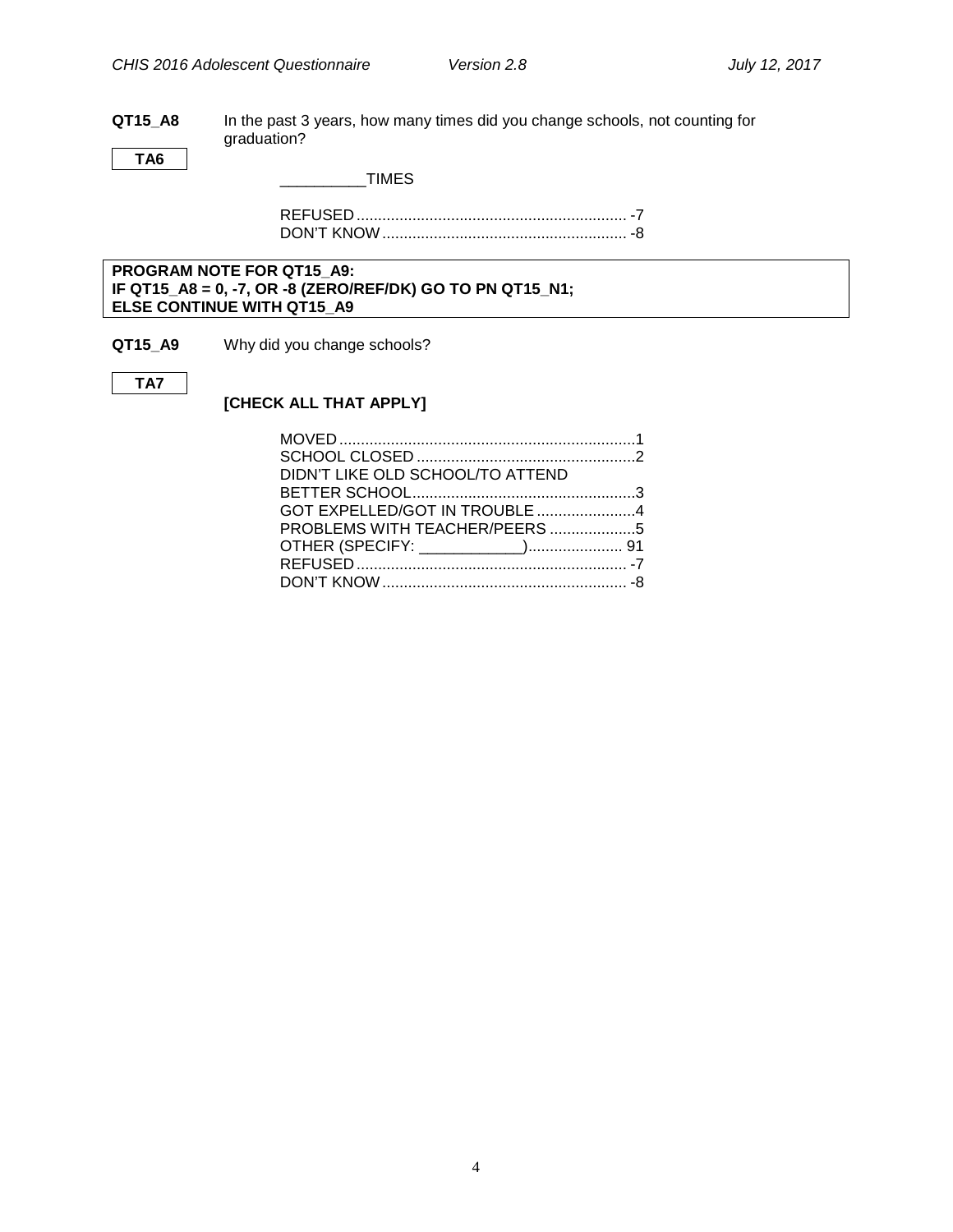**QT15_A8** In the past 3 years, how many times did you change schools, not counting for graduation?

**TA6**

__________TIMES

REFUSED ............................................................... -7
DON'T KNOW ......................................................... -8

**PROGRAM NOTE FOR QT15_A9:**
**IF QT15_A8 = 0, -7, OR -8 (ZERO/REF/DK) GO TO PN QT15_N1;**
**ELSE CONTINUE WITH QT15_A9**

**QT15_A9** Why did you change schools?

**TA7**

**[CHECK ALL THAT APPLY]**

MOVED .................................................................... 1
SCHOOL CLOSED ................................................... 2
DIDN'T LIKE OLD SCHOOL/TO ATTEND BETTER SCHOOL .................................................... 3
GOT EXPELLED/GOT IN TROUBLE ....................... 4
PROBLEMS WITH TEACHER/PEERS .................... 5
OTHER (SPECIFY: ____________) ...................... 91
REFUSED ............................................................... -7
DON'T KNOW ......................................................... -8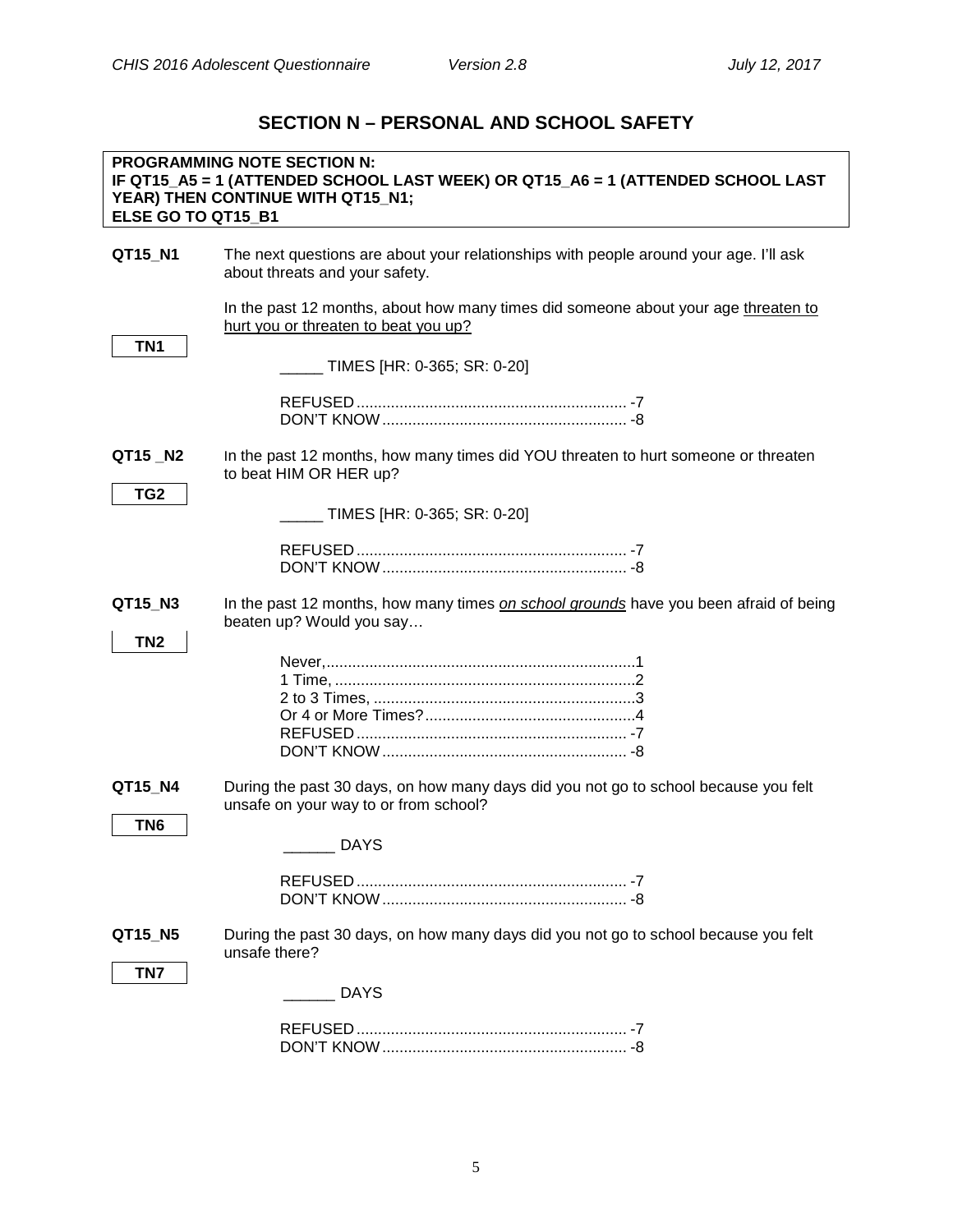## SECTION N – PERSONAL AND SCHOOL SAFETY

**PROGRAMMING NOTE SECTION N:**
**IF QT15_A5 = 1 (ATTENDED SCHOOL LAST WEEK) OR QT15_A6 = 1 (ATTENDED SCHOOL LAST YEAR) THEN CONTINUE WITH QT15_N1;**
**ELSE GO TO QT15_B1**

**QT15_N1** The next questions are about your relationships with people around your age. I'll ask about threats and your safety.

In the past 12 months, about how many times did someone about your age <u>threaten to hurt you or threaten to beat you up?</u>

**TN1**

_____ TIMES [HR: 0-365; SR: 0-20]

REFUSED ........ -7
DON'T KNOW ........ -8

**QT15 _N2** In the past 12 months, how many times did YOU threaten to hurt someone or threaten to beat HIM OR HER up?

**TG2**

_____ TIMES [HR: 0-365; SR: 0-20]

REFUSED ........ -7
DON'T KNOW ........ -8

**QT15_N3** In the past 12 months, how many times *<u>on school grounds</u>* have you been afraid of being beaten up? Would you say…

**TN2**

Never, ........ 1
1 Time, ........ 2
2 to 3 Times, ........ 3
Or 4 or More Times? ........ 4
REFUSED ........ -7
DON'T KNOW ........ -8

**QT15_N4** During the past 30 days, on how many days did you not go to school because you felt unsafe on your way to or from school?

**TN6**

______ DAYS

REFUSED ........ -7
DON'T KNOW ........ -8

**QT15_N5** During the past 30 days, on how many days did you not go to school because you felt unsafe there?

**TN7**

______ DAYS

REFUSED ........ -7
DON'T KNOW ........ -8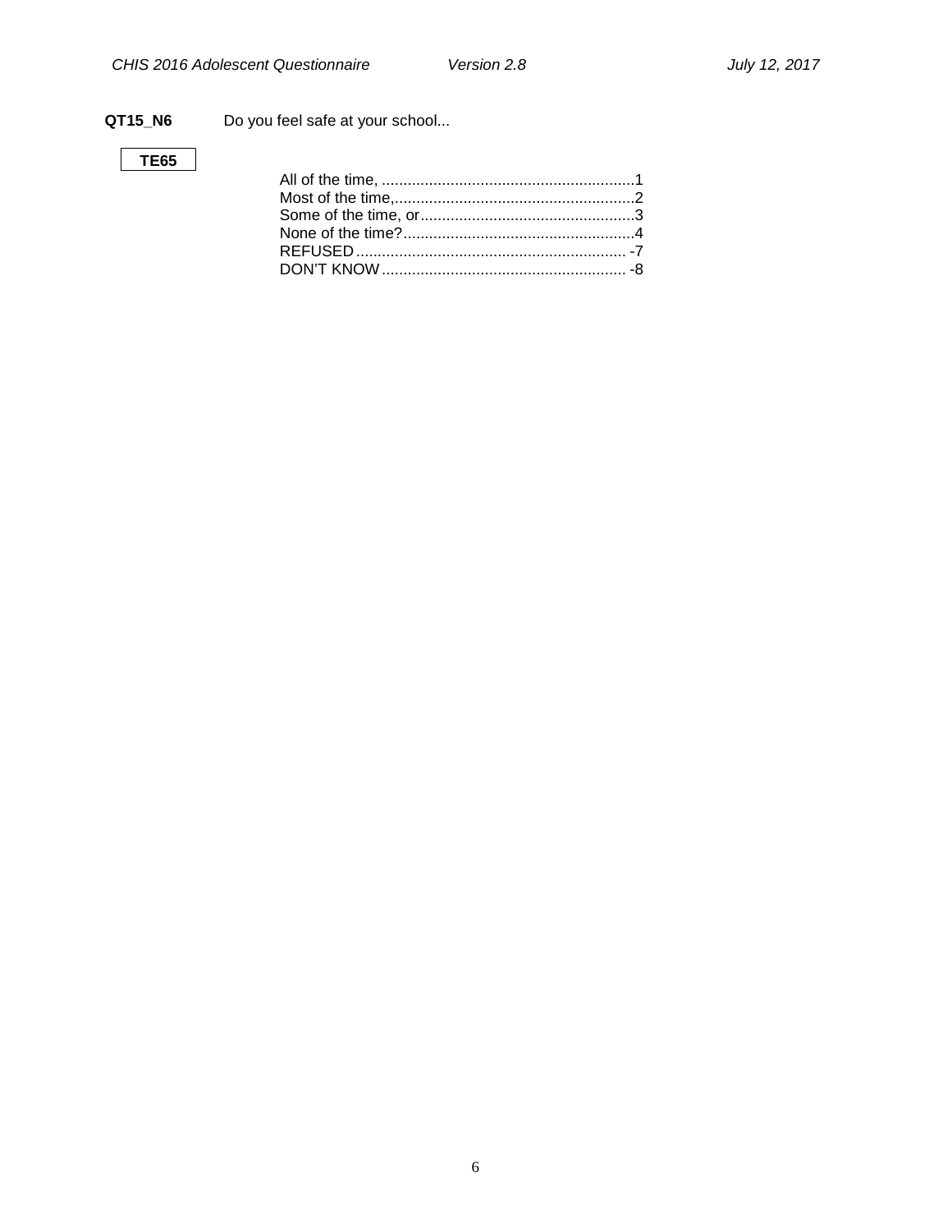**QT15_N6** Do you feel safe at your school...

**TE65**

| | |
|---|---|
| All of the time, | 1 |
| Most of the time, | 2 |
| Some of the time, or | 3 |
| None of the time? | 4 |
| REFUSED | -7 |
| DON'T KNOW | -8 |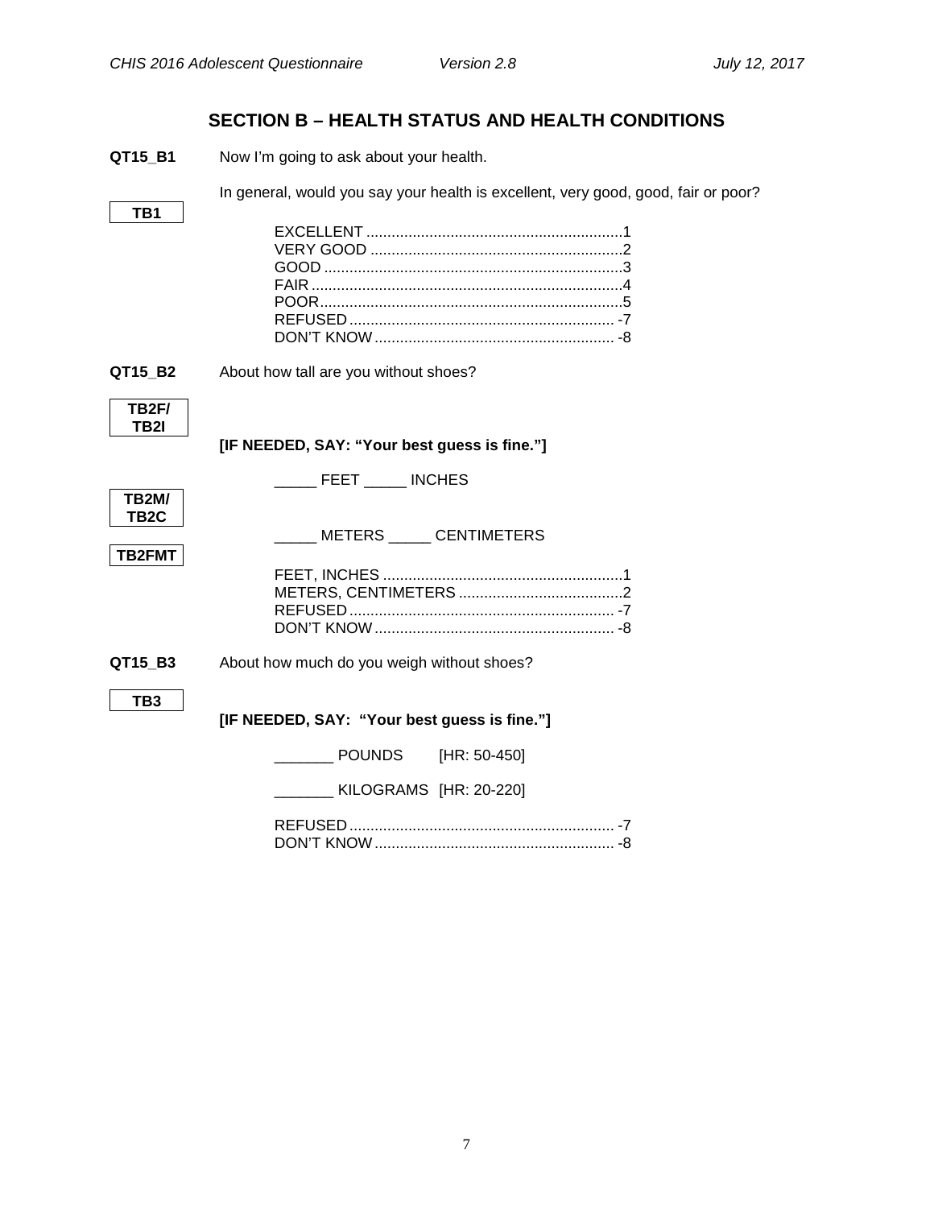## SECTION B – HEALTH STATUS AND HEALTH CONDITIONS

**QT15_B1** Now I'm going to ask about your health.

**TB1**

In general, would you say your health is excellent, very good, good, fair or poor?

EXCELLENT .......................................................1
VERY GOOD .......................................................2
GOOD .......................................................3
FAIR .......................................................4
POOR .......................................................5
REFUSED ....................................................... -7
DON'T KNOW ....................................................... -8

**QT15_B2** About how tall are you without shoes?

**TB2F/ TB2I**

**[IF NEEDED, SAY: "Your best guess is fine."]**

_____ FEET _____ INCHES

**TB2M/ TB2C**

_____ METERS _____ CENTIMETERS

**TB2FMT**

FEET, INCHES .......................................................1
METERS, CENTIMETERS .......................................................2
REFUSED ....................................................... -7
DON'T KNOW ....................................................... -8

**QT15_B3** About how much do you weigh without shoes?

**TB3**

**[IF NEEDED, SAY: "Your best guess is fine."]**

_______ POUNDS [HR: 50-450]

_______ KILOGRAMS [HR: 20-220]

REFUSED ....................................................... -7
DON'T KNOW ....................................................... -8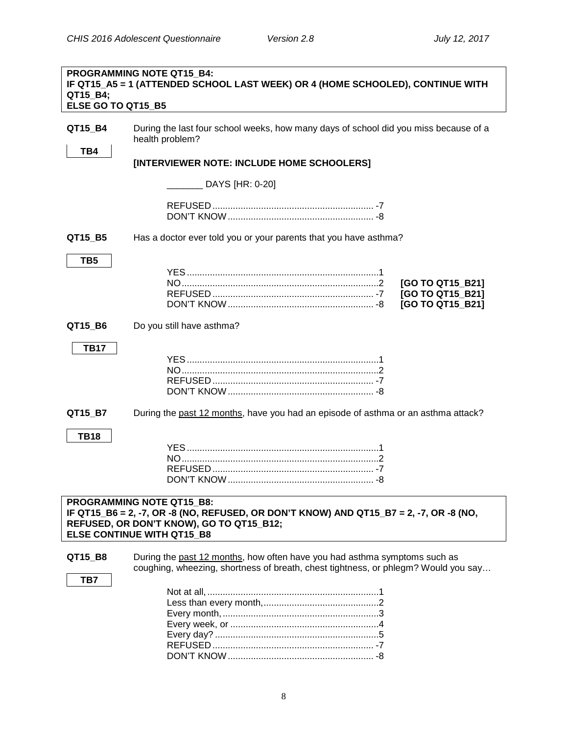**PROGRAMMING NOTE QT15_B4:**
**IF QT15_A5 = 1 (ATTENDED SCHOOL LAST WEEK) OR 4 (HOME SCHOOLED), CONTINUE WITH QT15_B4;**
**ELSE GO TO QT15_B5**

**QT15_B4** During the last four school weeks, how many days of school did you miss because of a health problem?

TB4

**[INTERVIEWER NOTE: INCLUDE HOME SCHOOLERS]**

_______ DAYS [HR: 0-20]

REFUSED ............................................................... -7
DON'T KNOW ......................................................... -8

**QT15_B5** Has a doctor ever told you or your parents that you have asthma?

TB5

YES ...........................................................................1
NO .............................................................................2 **[GO TO QT15_B21]**
REFUSED ............................................................... -7 **[GO TO QT15_B21]**
DON'T KNOW ......................................................... -8 **[GO TO QT15_B21]**

**QT15_B6** Do you still have asthma?

TB17

YES ...........................................................................1
NO .............................................................................2
REFUSED ............................................................... -7
DON'T KNOW ......................................................... -8

**QT15_B7** During the past 12 months, have you had an episode of asthma or an asthma attack?

TB18

YES ...........................................................................1
NO .............................................................................2
REFUSED ............................................................... -7
DON'T KNOW ......................................................... -8

**PROGRAMMING NOTE QT15_B8:**
**IF QT15_B6 = 2, -7, OR -8 (NO, REFUSED, OR DON'T KNOW) AND QT15_B7 = 2, -7, OR -8 (NO, REFUSED, OR DON'T KNOW), GO TO QT15_B12;**
**ELSE CONTINUE WITH QT15_B8**

**QT15_B8** During the past 12 months, how often have you had asthma symptoms such as coughing, wheezing, shortness of breath, chest tightness, or phlegm? Would you say…

TB7

Not at all, ...................................................................1
Less than every month, .............................................2
Every month, .............................................................3
Every week, or ..........................................................4
Every day? ................................................................5
REFUSED ............................................................... -7
DON'T KNOW ......................................................... -8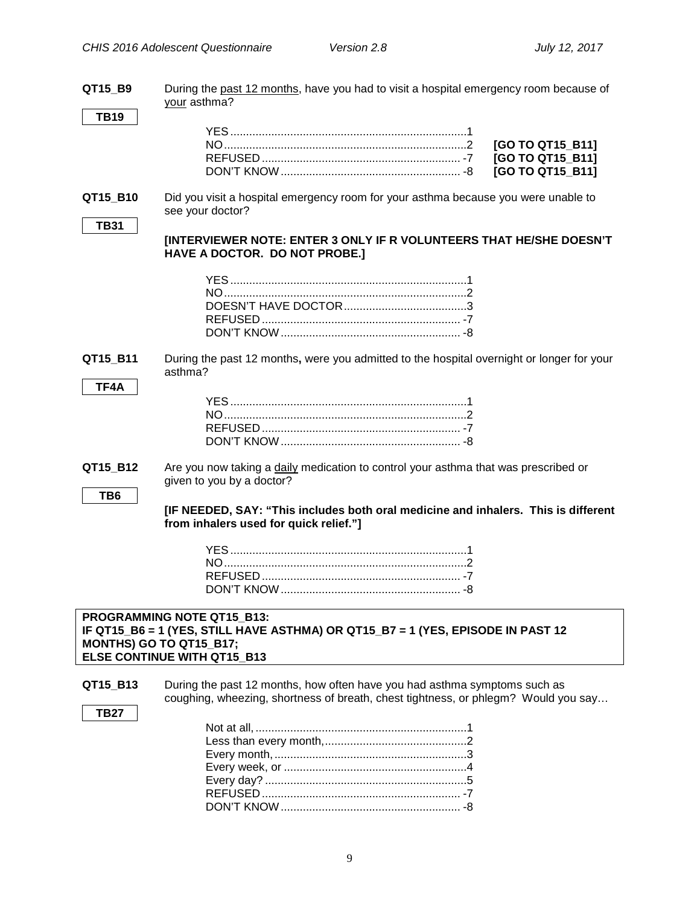**QT15_B9** During the past 12 months, have you had to visit a hospital emergency room because of your asthma?

**TB19**

| | | |
|---|---|---|
| YES | 1 | |
| NO | 2 | **[GO TO QT15_B11]** |
| REFUSED | -7 | **[GO TO QT15_B11]** |
| DON'T KNOW | -8 | **[GO TO QT15_B11]** |

**QT15_B10** Did you visit a hospital emergency room for your asthma because you were unable to see your doctor?

**TB31**

**[INTERVIEWER NOTE: ENTER 3 ONLY IF R VOLUNTEERS THAT HE/SHE DOESN'T HAVE A DOCTOR. DO NOT PROBE.]**

| | |
|---|---|
| YES | 1 |
| NO | 2 |
| DOESN'T HAVE DOCTOR | 3 |
| REFUSED | -7 |
| DON'T KNOW | -8 |

**QT15_B11** During the past 12 months**,** were you admitted to the hospital overnight or longer for your asthma?

**TF4A**

| | |
|---|---|
| YES | 1 |
| NO | 2 |
| REFUSED | -7 |
| DON'T KNOW | -8 |

**QT15_B12** Are you now taking a daily medication to control your asthma that was prescribed or given to you by a doctor?

**TB6**

**[IF NEEDED, SAY: "This includes both oral medicine and inhalers. This is different from inhalers used for quick relief."]**

| | |
|---|---|
| YES | 1 |
| NO | 2 |
| REFUSED | -7 |
| DON'T KNOW | -8 |

**PROGRAMMING NOTE QT15_B13:**
**IF QT15_B6 = 1 (YES, STILL HAVE ASTHMA) OR QT15_B7 = 1 (YES, EPISODE IN PAST 12 MONTHS) GO TO QT15_B17;**
**ELSE CONTINUE WITH QT15_B13**

**QT15_B13** During the past 12 months, how often have you had asthma symptoms such as coughing, wheezing, shortness of breath, chest tightness, or phlegm? Would you say…

**TB27**

| | |
|---|---|
| Not at all, | 1 |
| Less than every month, | 2 |
| Every month, | 3 |
| Every week, or | 4 |
| Every day? | 5 |
| REFUSED | -7 |
| DON'T KNOW | -8 |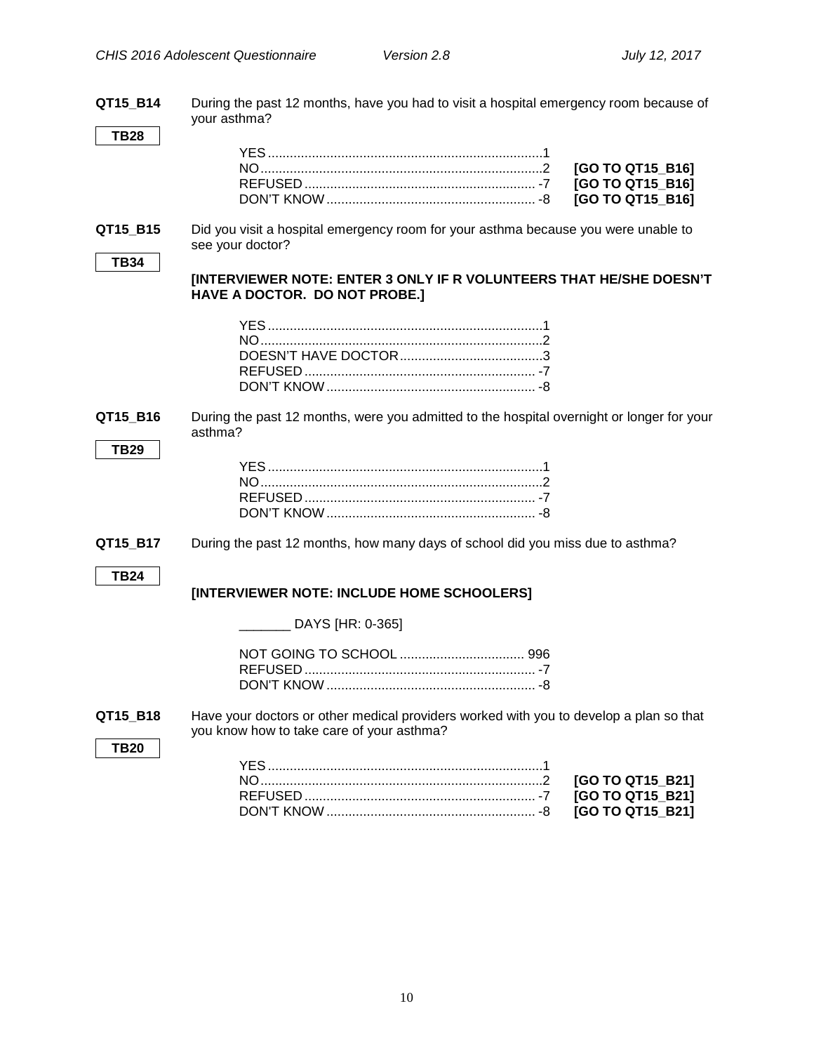**QT15_B14** During the past 12 months, have you had to visit a hospital emergency room because of your asthma?

**TB28**

| | | |
|---|---|---|
| YES | 1 | |
| NO | 2 | **[GO TO QT15_B16]** |
| REFUSED | -7 | **[GO TO QT15_B16]** |
| DON'T KNOW | -8 | **[GO TO QT15_B16]** |

**QT15_B15** Did you visit a hospital emergency room for your asthma because you were unable to see your doctor?

**TB34**

**[INTERVIEWER NOTE: ENTER 3 ONLY IF R VOLUNTEERS THAT HE/SHE DOESN'T HAVE A DOCTOR. DO NOT PROBE.]**

| | |
|---|---|
| YES | 1 |
| NO | 2 |
| DOESN'T HAVE DOCTOR | 3 |
| REFUSED | -7 |
| DON'T KNOW | -8 |

**QT15_B16** During the past 12 months, were you admitted to the hospital overnight or longer for your asthma?

**TB29**

| | |
|---|---|
| YES | 1 |
| NO | 2 |
| REFUSED | -7 |
| DON'T KNOW | -8 |

**QT15_B17** During the past 12 months, how many days of school did you miss due to asthma?

**TB24**

**[INTERVIEWER NOTE: INCLUDE HOME SCHOOLERS]**

_______ DAYS [HR: 0-365]

| | |
|---|---|
| NOT GOING TO SCHOOL | 996 |
| REFUSED | -7 |
| DON'T KNOW | -8 |

**QT15_B18** Have your doctors or other medical providers worked with you to develop a plan so that you know how to take care of your asthma?

**TB20**

| | | |
|---|---|---|
| YES | 1 | |
| NO | 2 | **[GO TO QT15_B21]** |
| REFUSED | -7 | **[GO TO QT15_B21]** |
| DON'T KNOW | -8 | **[GO TO QT15_B21]** |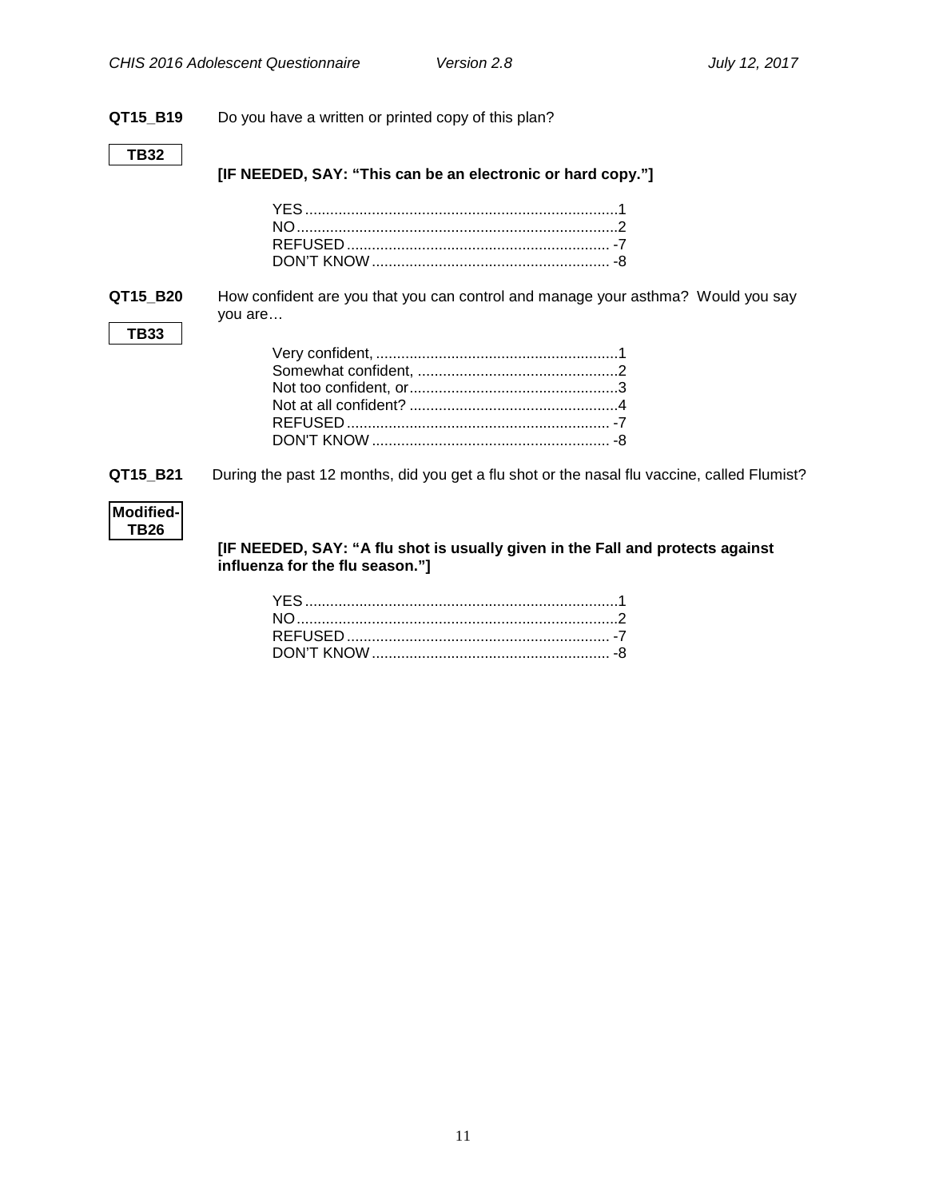**QT15_B19** Do you have a written or printed copy of this plan?

**TB32**

**[IF NEEDED, SAY: "This can be an electronic or hard copy."]**

YES..........................................................................1
NO............................................................................2
REFUSED.............................................................. -7
DON'T KNOW........................................................ -8

**QT15_B20** How confident are you that you can control and manage your asthma? Would you say you are…

**TB33**

Very confident, .........................................................1
Somewhat confident, ................................................2
Not too confident, or..................................................3
Not at all confident? ..................................................4
REFUSED.............................................................. -7
DON'T KNOW........................................................ -8

**QT15_B21** During the past 12 months, did you get a flu shot or the nasal flu vaccine, called Flumist?

**Modified-TB26**

**[IF NEEDED, SAY: "A flu shot is usually given in the Fall and protects against influenza for the flu season."]**

YES..........................................................................1
NO............................................................................2
REFUSED.............................................................. -7
DON'T KNOW........................................................ -8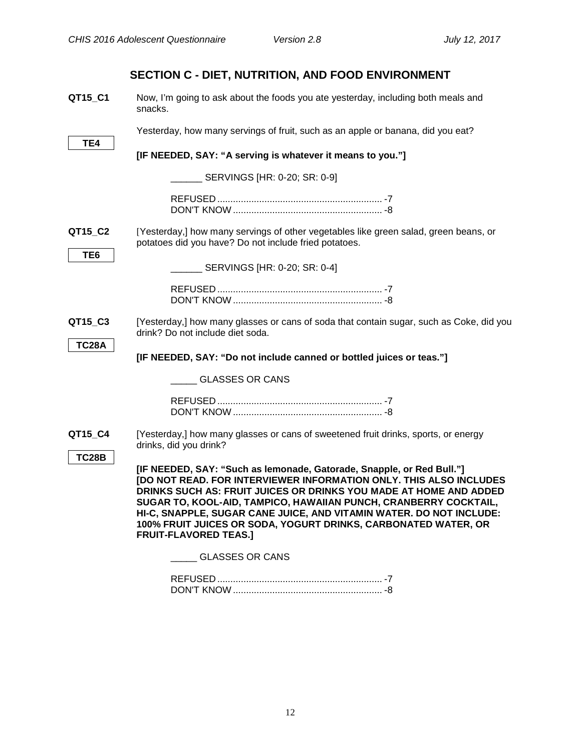## SECTION C - DIET, NUTRITION, AND FOOD ENVIRONMENT

**QT15_C1** Now, I'm going to ask about the foods you ate yesterday, including both meals and snacks.

**TE4**

Yesterday, how many servings of fruit, such as an apple or banana, did you eat?

**[IF NEEDED, SAY: "A serving is whatever it means to you."]**

______ SERVINGS [HR: 0-20; SR: 0-9]

REFUSED ............................................................... -7
DON'T KNOW ......................................................... -8

**QT15_C2** [Yesterday,] how many servings of other vegetables like green salad, green beans, or potatoes did you have? Do not include fried potatoes.

**TE6**

______ SERVINGS [HR: 0-20; SR: 0-4]

REFUSED ............................................................... -7
DON'T KNOW ......................................................... -8

**QT15_C3** [Yesterday,] how many glasses or cans of soda that contain sugar, such as Coke, did you drink? Do not include diet soda.

**TC28A**

**[IF NEEDED, SAY: "Do not include canned or bottled juices or teas."]**

_____ GLASSES OR CANS

REFUSED ............................................................... -7
DON'T KNOW ......................................................... -8

**QT15_C4** [Yesterday,] how many glasses or cans of sweetened fruit drinks, sports, or energy drinks, did you drink?

**TC28B**

**[IF NEEDED, SAY: "Such as lemonade, Gatorade, Snapple, or Red Bull."]**
**[DO NOT READ. FOR INTERVIEWER INFORMATION ONLY. THIS ALSO INCLUDES DRINKS SUCH AS: FRUIT JUICES OR DRINKS YOU MADE AT HOME AND ADDED SUGAR TO, KOOL-AID, TAMPICO, HAWAIIAN PUNCH, CRANBERRY COCKTAIL, HI-C, SNAPPLE, SUGAR CANE JUICE, AND VITAMIN WATER. DO NOT INCLUDE: 100% FRUIT JUICES OR SODA, YOGURT DRINKS, CARBONATED WATER, OR FRUIT-FLAVORED TEAS.]**

_____ GLASSES OR CANS

REFUSED ............................................................... -7
DON'T KNOW ......................................................... -8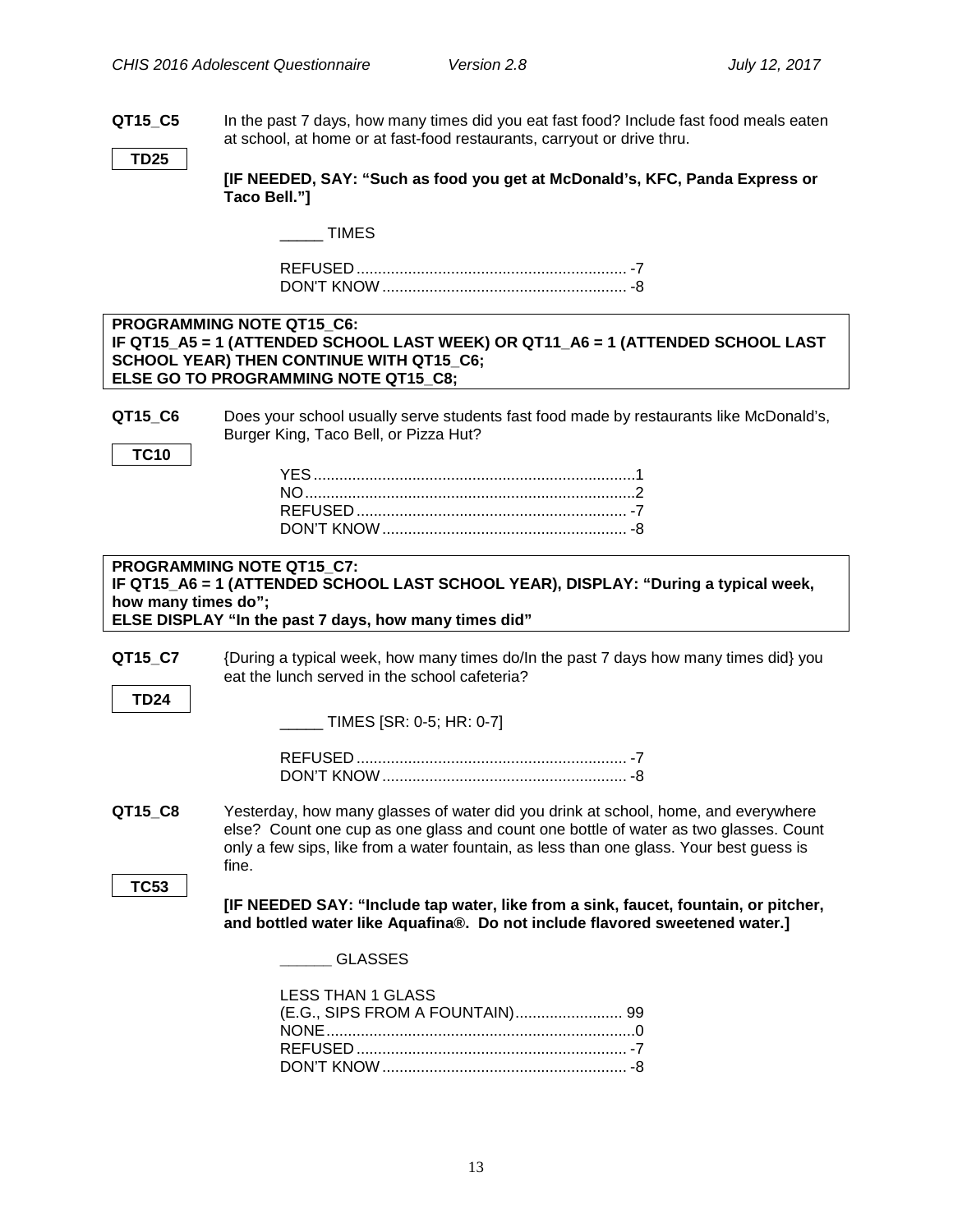**QT15_C5** In the past 7 days, how many times did you eat fast food? Include fast food meals eaten at school, at home or at fast-food restaurants, carryout or drive thru.

**TD25**

**[IF NEEDED, SAY: "Such as food you get at McDonald's, KFC, Panda Express or Taco Bell."]**

_____ TIMES

REFUSED ............................................................... -7
DON'T KNOW ......................................................... -8

**PROGRAMMING NOTE QT15_C6:**
**IF QT15_A5 = 1 (ATTENDED SCHOOL LAST WEEK) OR QT11_A6 = 1 (ATTENDED SCHOOL LAST SCHOOL YEAR) THEN CONTINUE WITH QT15_C6;**
**ELSE GO TO PROGRAMMING NOTE QT15_C8;**

**QT15_C6** Does your school usually serve students fast food made by restaurants like McDonald's, Burger King, Taco Bell, or Pizza Hut?

**TC10**

YES ...........................................................................1
NO .............................................................................2
REFUSED ............................................................... -7
DON'T KNOW ......................................................... -8

**PROGRAMMING NOTE QT15_C7:**
**IF QT15_A6 = 1 (ATTENDED SCHOOL LAST SCHOOL YEAR), DISPLAY: "During a typical week, how many times do";**
**ELSE DISPLAY "In the past 7 days, how many times did"**

**QT15_C7** {During a typical week, how many times do/In the past 7 days how many times did} you eat the lunch served in the school cafeteria?

**TD24**

_____ TIMES [SR: 0-5; HR: 0-7]

REFUSED ............................................................... -7
DON'T KNOW ......................................................... -8

**QT15_C8** Yesterday, how many glasses of water did you drink at school, home, and everywhere else? Count one cup as one glass and count one bottle of water as two glasses. Count only a few sips, like from a water fountain, as less than one glass. Your best guess is fine.

**TC53**

**[IF NEEDED SAY: "Include tap water, like from a sink, faucet, fountain, or pitcher, and bottled water like Aquafina®. Do not include flavored sweetened water.]**

______ GLASSES

LESS THAN 1 GLASS
(E.G., SIPS FROM A FOUNTAIN) ......................... 99
NONE ........................................................................0
REFUSED ............................................................... -7
DON'T KNOW ......................................................... -8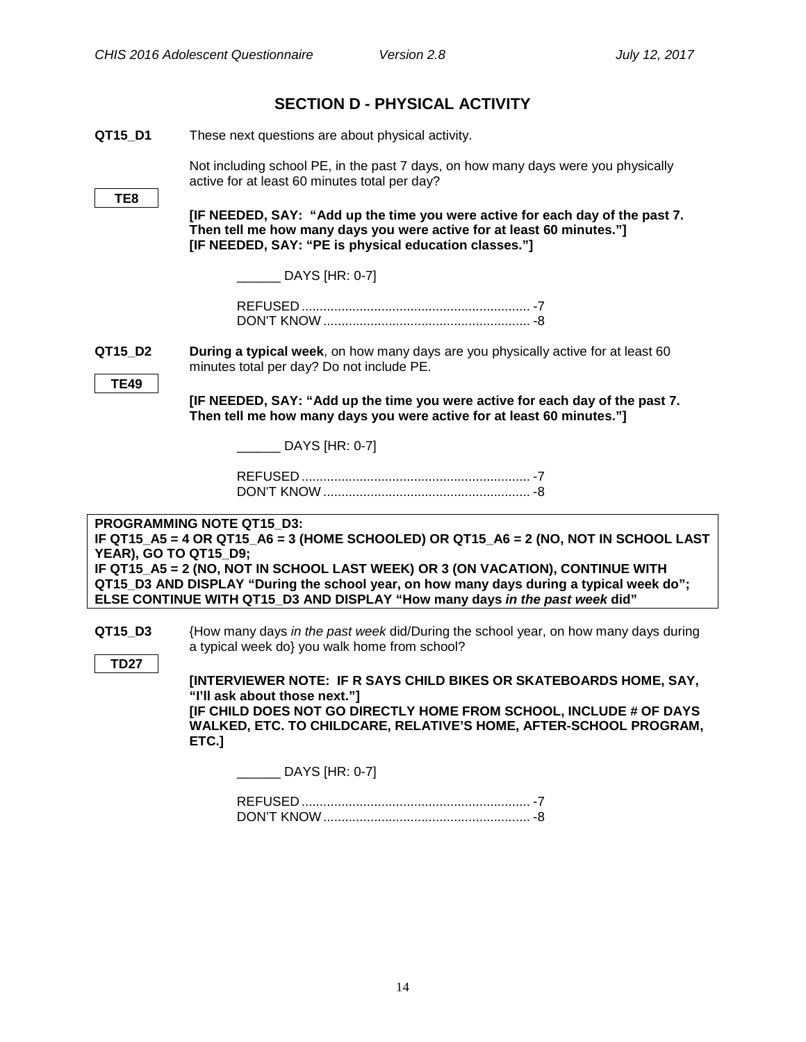## SECTION D - PHYSICAL ACTIVITY

**QT15_D1** These next questions are about physical activity.

**TE8**

Not including school PE, in the past 7 days, on how many days were you physically active for at least 60 minutes total per day?

**[IF NEEDED, SAY: "Add up the time you were active for each day of the past 7. Then tell me how many days you were active for at least 60 minutes."]**
**[IF NEEDED, SAY: "PE is physical education classes."]**

______ DAYS [HR: 0-7]

REFUSED ............................................................... -7
DON'T KNOW ......................................................... -8

**QT15_D2** **During a typical week**, on how many days are you physically active for at least 60 minutes total per day? Do not include PE.

**TE49**

**[IF NEEDED, SAY: "Add up the time you were active for each day of the past 7. Then tell me how many days you were active for at least 60 minutes."]**

______ DAYS [HR: 0-7]

REFUSED ............................................................... -7
DON'T KNOW ......................................................... -8

**PROGRAMMING NOTE QT15_D3:**
**IF QT15_A5 = 4 OR QT15_A6 = 3 (HOME SCHOOLED) OR QT15_A6 = 2 (NO, NOT IN SCHOOL LAST YEAR), GO TO QT15_D9;**
**IF QT15_A5 = 2 (NO, NOT IN SCHOOL LAST WEEK) OR 3 (ON VACATION), CONTINUE WITH QT15_D3 AND DISPLAY "During the school year, on how many days during a typical week do";**
**ELSE CONTINUE WITH QT15_D3 AND DISPLAY "How many days *in the past week* did"**

**QT15_D3** {How many days *in the past week* did/During the school year, on how many days during a typical week do} you walk home from school?

**TD27**

**[INTERVIEWER NOTE: IF R SAYS CHILD BIKES OR SKATEBOARDS HOME, SAY, "I'll ask about those next."]**
**[IF CHILD DOES NOT GO DIRECTLY HOME FROM SCHOOL, INCLUDE # OF DAYS WALKED, ETC. TO CHILDCARE, RELATIVE'S HOME, AFTER-SCHOOL PROGRAM, ETC.]**

______ DAYS [HR: 0-7]

REFUSED ............................................................... -7
DON'T KNOW ......................................................... -8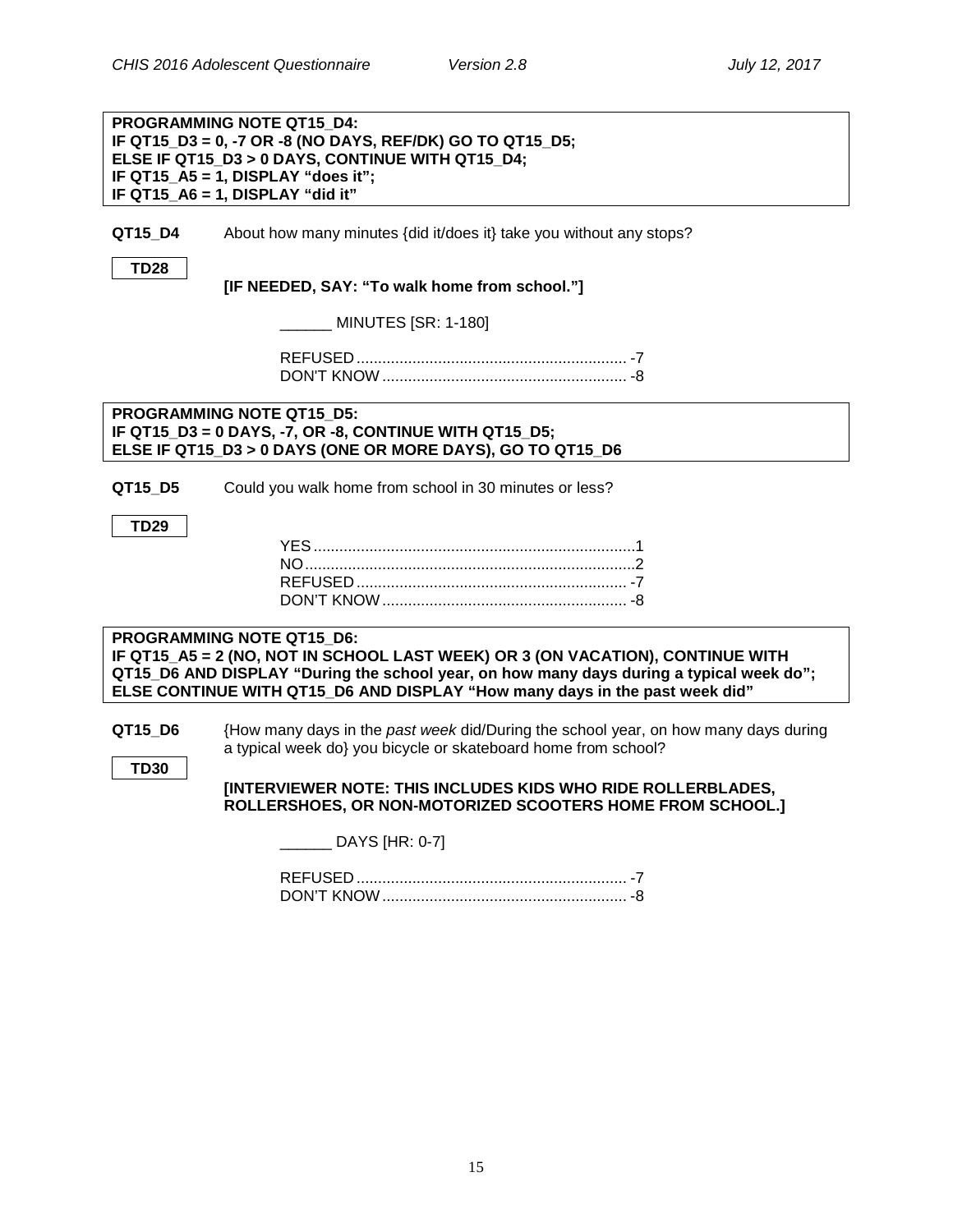**PROGRAMMING NOTE QT15_D4:**
**IF QT15_D3 = 0, -7 OR -8 (NO DAYS, REF/DK) GO TO QT15_D5;**
**ELSE IF QT15_D3 > 0 DAYS, CONTINUE WITH QT15_D4;**
**IF QT15_A5 = 1, DISPLAY "does it";**
**IF QT15_A6 = 1, DISPLAY "did it"**

**QT15_D4** About how many minutes {did it/does it} take you without any stops?

**TD28**

**[IF NEEDED, SAY: "To walk home from school."]**

______ MINUTES [SR: 1-180]

REFUSED ............................................................... -7
DON'T KNOW ......................................................... -8

**PROGRAMMING NOTE QT15_D5:**
**IF QT15_D3 = 0 DAYS, -7, OR -8, CONTINUE WITH QT15_D5;**
**ELSE IF QT15_D3 > 0 DAYS (ONE OR MORE DAYS), GO TO QT15_D6**

**QT15_D5** Could you walk home from school in 30 minutes or less?

**TD29**

YES ........................................................................... 1
NO ............................................................................ 2
REFUSED ............................................................... -7
DON'T KNOW ......................................................... -8

**PROGRAMMING NOTE QT15_D6:**
**IF QT15_A5 = 2 (NO, NOT IN SCHOOL LAST WEEK) OR 3 (ON VACATION), CONTINUE WITH QT15_D6 AND DISPLAY "During the school year, on how many days during a typical week do"; ELSE CONTINUE WITH QT15_D6 AND DISPLAY "How many days in the past week did"**

**QT15_D6** {How many days in the *past week* did/During the school year, on how many days during a typical week do} you bicycle or skateboard home from school?

**TD30**

**[INTERVIEWER NOTE: THIS INCLUDES KIDS WHO RIDE ROLLERBLADES, ROLLERSHOES, OR NON-MOTORIZED SCOOTERS HOME FROM SCHOOL.]**

______ DAYS [HR: 0-7]

REFUSED ............................................................... -7
DON'T KNOW ......................................................... -8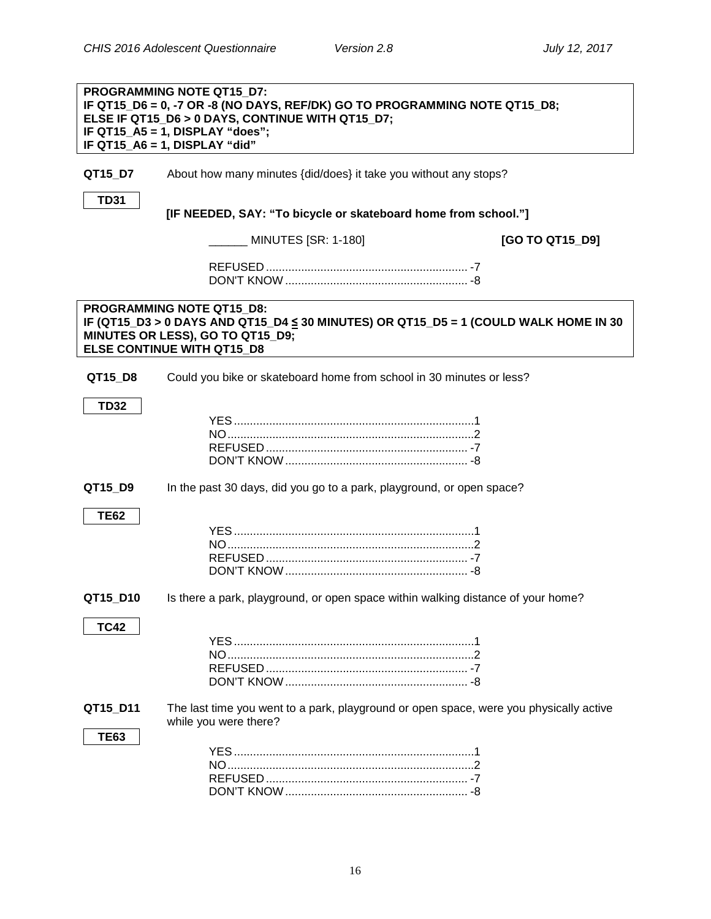**PROGRAMMING NOTE QT15_D7:**
**IF QT15_D6 = 0, -7 OR -8 (NO DAYS, REF/DK) GO TO PROGRAMMING NOTE QT15_D8;**
**ELSE IF QT15_D6 > 0 DAYS, CONTINUE WITH QT15_D7;**
**IF QT15_A5 = 1, DISPLAY "does";**
**IF QT15_A6 = 1, DISPLAY "did"**

**QT15_D7** About how many minutes {did/does} it take you without any stops?

**TD31**

**[IF NEEDED, SAY: "To bicycle or skateboard home from school."]**

______ MINUTES [SR: 1-180] **[GO TO QT15_D9]**

REFUSED ............................................................... -7
DON'T KNOW ......................................................... -8

**PROGRAMMING NOTE QT15_D8:**
**IF (QT15_D3 > 0 DAYS AND QT15_D4 ≤ 30 MINUTES) OR QT15_D5 = 1 (COULD WALK HOME IN 30 MINUTES OR LESS), GO TO QT15_D9;**
**ELSE CONTINUE WITH QT15_D8**

**QT15_D8** Could you bike or skateboard home from school in 30 minutes or less?

**TD32**

YES ..........................................................................1
NO ............................................................................2
REFUSED ............................................................... -7
DON'T KNOW ......................................................... -8

**QT15_D9** In the past 30 days, did you go to a park, playground, or open space?

**TE62**

YES ..........................................................................1
NO ............................................................................2
REFUSED ............................................................... -7
DON'T KNOW ......................................................... -8

**QT15_D10** Is there a park, playground, or open space within walking distance of your home?

**TC42**

YES ..........................................................................1
NO ............................................................................2
REFUSED ............................................................... -7
DON'T KNOW ......................................................... -8

**QT15_D11** The last time you went to a park, playground or open space, were you physically active while you were there?

**TE63**

YES ..........................................................................1
NO ............................................................................2
REFUSED ............................................................... -7
DON'T KNOW ......................................................... -8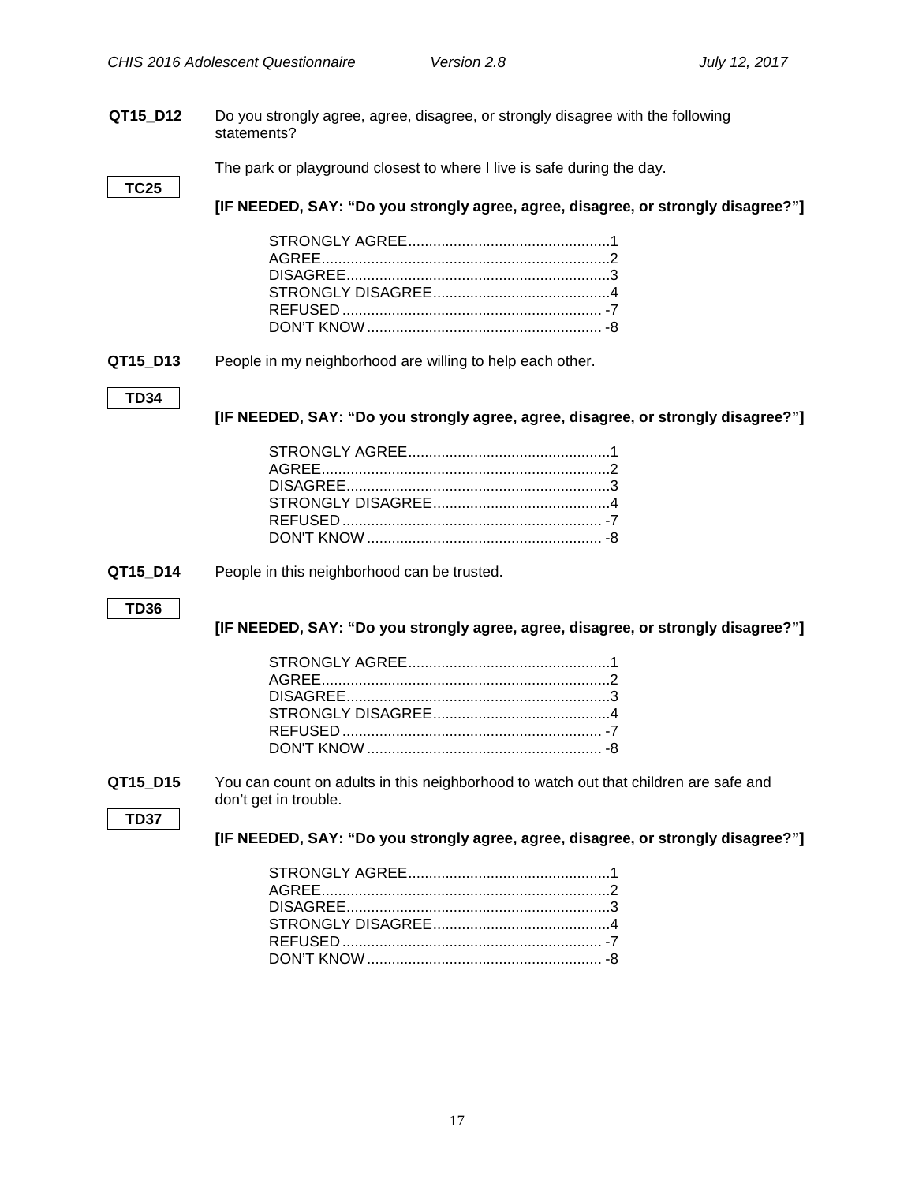**QT15_D12** Do you strongly agree, agree, disagree, or strongly disagree with the following statements?

**TC25**

The park or playground closest to where I live is safe during the day.

**[IF NEEDED, SAY: "Do you strongly agree, agree, disagree, or strongly disagree?"]**

STRONGLY AGREE................................................1
AGREE....................................................................2
DISAGREE..............................................................3
STRONGLY DISAGREE..........................................4
REFUSED .............................................................. -7
DON'T KNOW ........................................................ -8

**QT15_D13** People in my neighborhood are willing to help each other.

**TD34**

**[IF NEEDED, SAY: "Do you strongly agree, agree, disagree, or strongly disagree?"]**

STRONGLY AGREE................................................1
AGREE....................................................................2
DISAGREE..............................................................3
STRONGLY DISAGREE..........................................4
REFUSED .............................................................. -7
DON'T KNOW ........................................................ -8

**QT15_D14** People in this neighborhood can be trusted.

**TD36**

**[IF NEEDED, SAY: "Do you strongly agree, agree, disagree, or strongly disagree?"]**

STRONGLY AGREE................................................1
AGREE....................................................................2
DISAGREE..............................................................3
STRONGLY DISAGREE..........................................4
REFUSED .............................................................. -7
DON'T KNOW ........................................................ -8

**QT15_D15** You can count on adults in this neighborhood to watch out that children are safe and don't get in trouble.

**TD37**

**[IF NEEDED, SAY: "Do you strongly agree, agree, disagree, or strongly disagree?"]**

STRONGLY AGREE................................................1
AGREE....................................................................2
DISAGREE..............................................................3
STRONGLY DISAGREE..........................................4
REFUSED .............................................................. -7
DON'T KNOW ........................................................ -8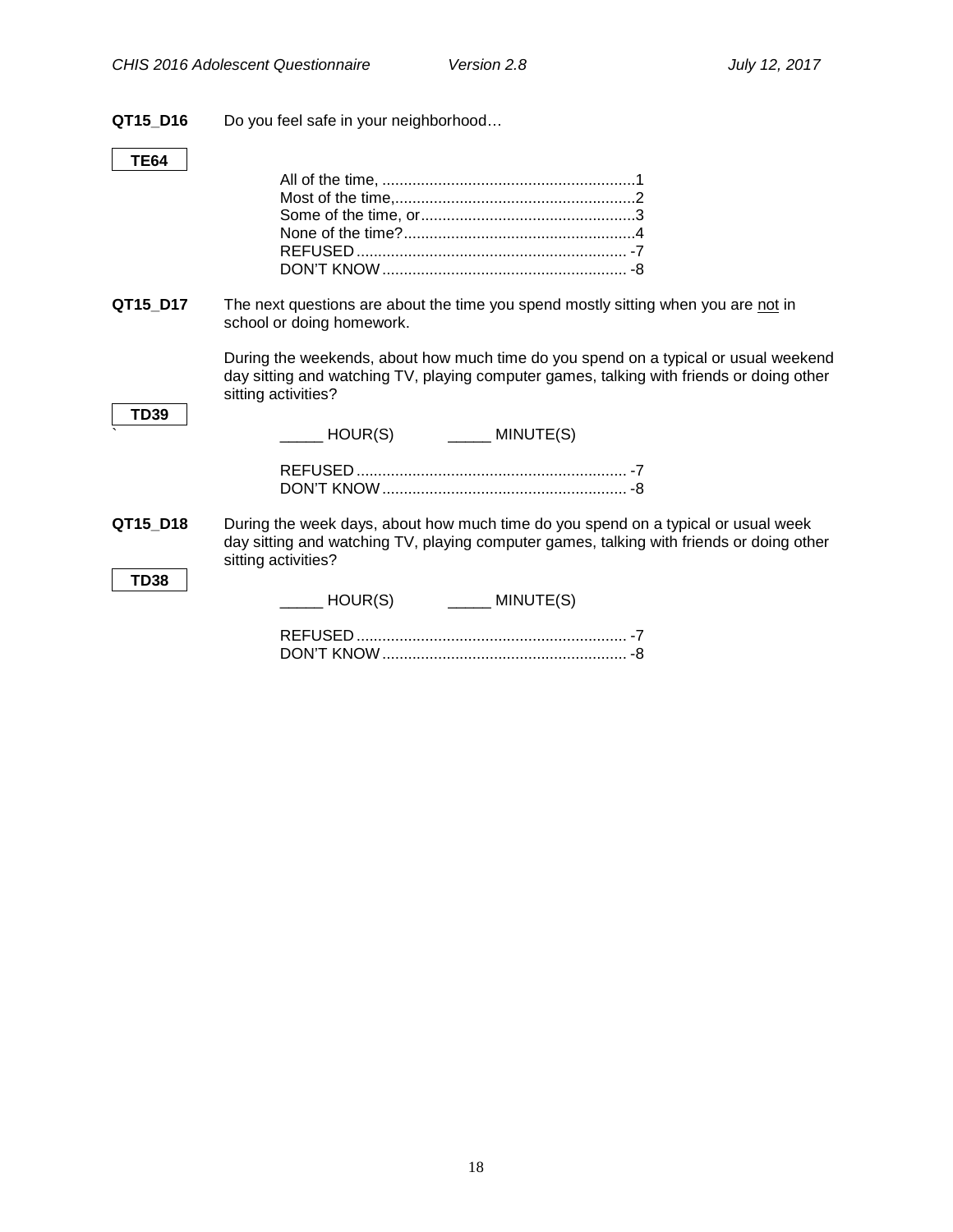**QT15_D16** Do you feel safe in your neighborhood…

**TE64**

All of the time, ........................................................... 1
Most of the time,......................................................... 2
Some of the time, or.................................................. 3
None of the time?...................................................... 4
REFUSED .............................................................. -7
DON'T KNOW ........................................................ -8

**QT15_D17** The next questions are about the time you spend mostly sitting when you are <u>not</u> in school or doing homework.

During the weekends, about how much time do you spend on a typical or usual weekend day sitting and watching TV, playing computer games, talking with friends or doing other sitting activities?

**TD39**

_____ HOUR(S) _____ MINUTE(S)

REFUSED .............................................................. -7
DON'T KNOW ........................................................ -8

**QT15_D18** During the week days, about how much time do you spend on a typical or usual week day sitting and watching TV, playing computer games, talking with friends or doing other sitting activities?

**TD38**

_____ HOUR(S) _____ MINUTE(S)

REFUSED .............................................................. -7
DON'T KNOW ........................................................ -8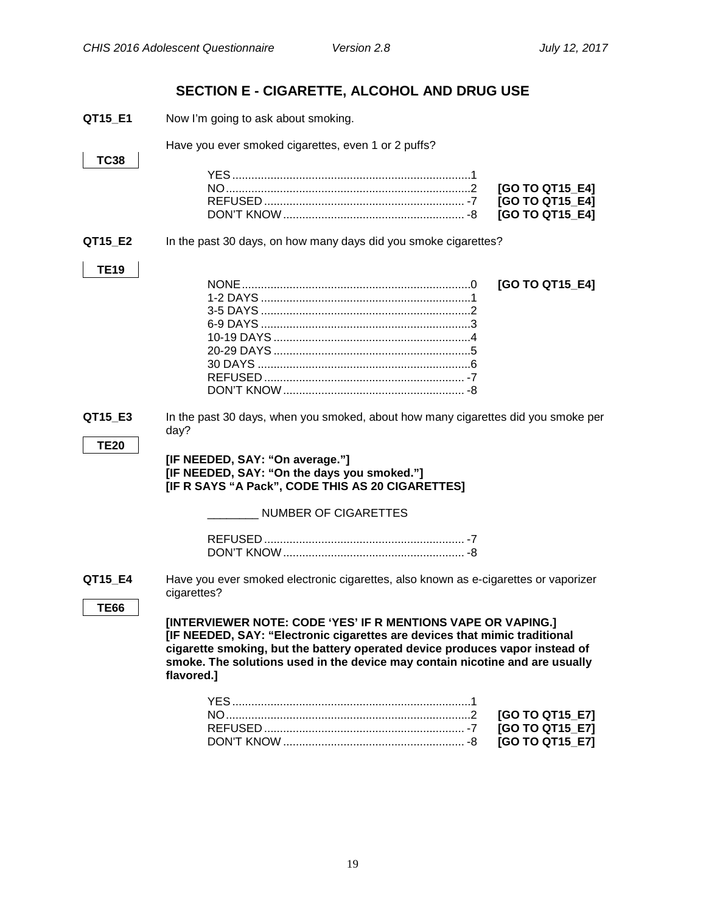## SECTION E - CIGARETTE, ALCOHOL AND DRUG USE

**QT15_E1** Now I'm going to ask about smoking.

**TC38**

Have you ever smoked cigarettes, even 1 or 2 puffs?

| | | |
|---|---|---|
| YES | 1 | |
| NO | 2 | **[GO TO QT15_E4]** |
| REFUSED | -7 | **[GO TO QT15_E4]** |
| DON'T KNOW | -8 | **[GO TO QT15_E4]** |

**QT15_E2** In the past 30 days, on how many days did you smoke cigarettes?

**TE19**

| | | |
|---|---|---|
| NONE | 0 | **[GO TO QT15_E4]** |
| 1-2 DAYS | 1 | |
| 3-5 DAYS | 2 | |
| 6-9 DAYS | 3 | |
| 10-19 DAYS | 4 | |
| 20-29 DAYS | 5 | |
| 30 DAYS | 6 | |
| REFUSED | -7 | |
| DON'T KNOW | -8 | |

**QT15_E3** In the past 30 days, when you smoked, about how many cigarettes did you smoke per day?

**TE20**

**[IF NEEDED, SAY: "On average."]**
**[IF NEEDED, SAY: "On the days you smoked."]**
**[IF R SAYS "A Pack", CODE THIS AS 20 CIGARETTES]**

________ NUMBER OF CIGARETTES

| | |
|---|---|
| REFUSED | -7 |
| DON'T KNOW | -8 |

**QT15_E4** Have you ever smoked electronic cigarettes, also known as e-cigarettes or vaporizer cigarettes?

**TE66**

**[INTERVIEWER NOTE: CODE 'YES' IF R MENTIONS VAPE OR VAPING.]**
**[IF NEEDED, SAY: "Electronic cigarettes are devices that mimic traditional cigarette smoking, but the battery operated device produces vapor instead of smoke. The solutions used in the device may contain nicotine and are usually flavored.]**

| | | |
|---|---|---|
| YES | 1 | |
| NO | 2 | **[GO TO QT15_E7]** |
| REFUSED | -7 | **[GO TO QT15_E7]** |
| DON'T KNOW | -8 | **[GO TO QT15_E7]** |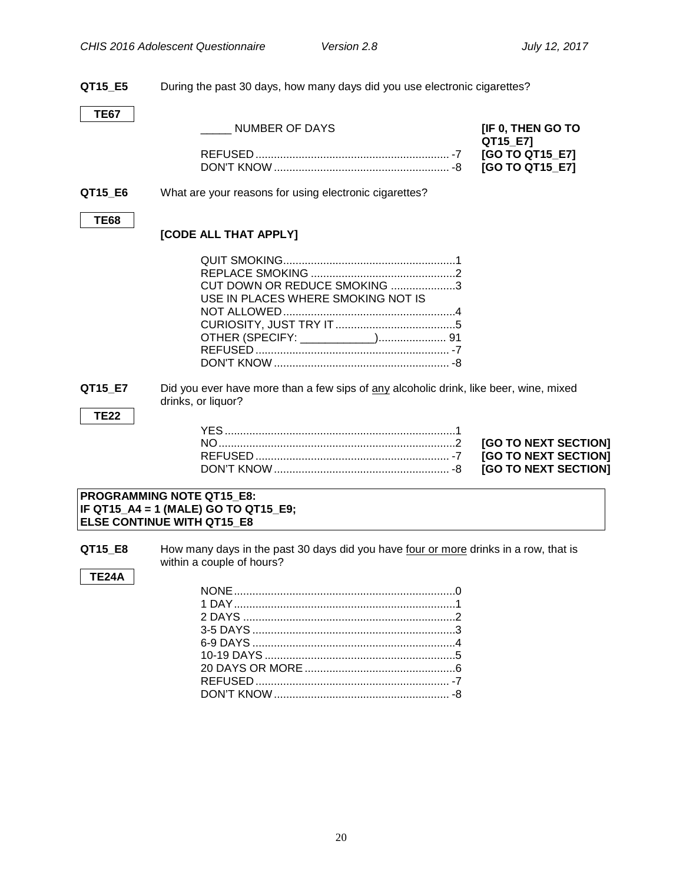**QT15_E5** During the past 30 days, how many days did you use electronic cigarettes?

**TE67**

_____ NUMBER OF DAYS **[IF 0, THEN GO TO QT15_E7]**

REFUSED............................................................... -7 **[GO TO QT15_E7]**
DON'T KNOW......................................................... -8 **[GO TO QT15_E7]**

**QT15_E6** What are your reasons for using electronic cigarettes?

**TE68**

**[CODE ALL THAT APPLY]**

QUIT SMOKING........................................................1
REPLACE SMOKING ...............................................2
CUT DOWN OR REDUCE SMOKING .....................3
USE IN PLACES WHERE SMOKING NOT IS NOT ALLOWED........................................................4
CURIOSITY, JUST TRY IT.......................................5
OTHER (SPECIFY: ____________)...................... 91
REFUSED............................................................... -7
DON'T KNOW......................................................... -8

**QT15_E7** Did you ever have more than a few sips of any alcoholic drink, like beer, wine, mixed drinks, or liquor?

**TE22**

YES...........................................................................1
NO............................................................................2 **[GO TO NEXT SECTION]**
REFUSED............................................................... -7 **[GO TO NEXT SECTION]**
DON'T KNOW......................................................... -8 **[GO TO NEXT SECTION]**

**PROGRAMMING NOTE QT15_E8:**
**IF QT15_A4 = 1 (MALE) GO TO QT15_E9;**
**ELSE CONTINUE WITH QT15_E8**

**QT15_E8** How many days in the past 30 days did you have four or more drinks in a row, that is within a couple of hours?

**TE24A**

NONE........................................................................0
1 DAY........................................................................1
2 DAYS .....................................................................2
3-5 DAYS..................................................................3
6-9 DAYS..................................................................4
10-19 DAYS..............................................................5
20 DAYS OR MORE.................................................6
REFUSED............................................................... -7
DON'T KNOW......................................................... -8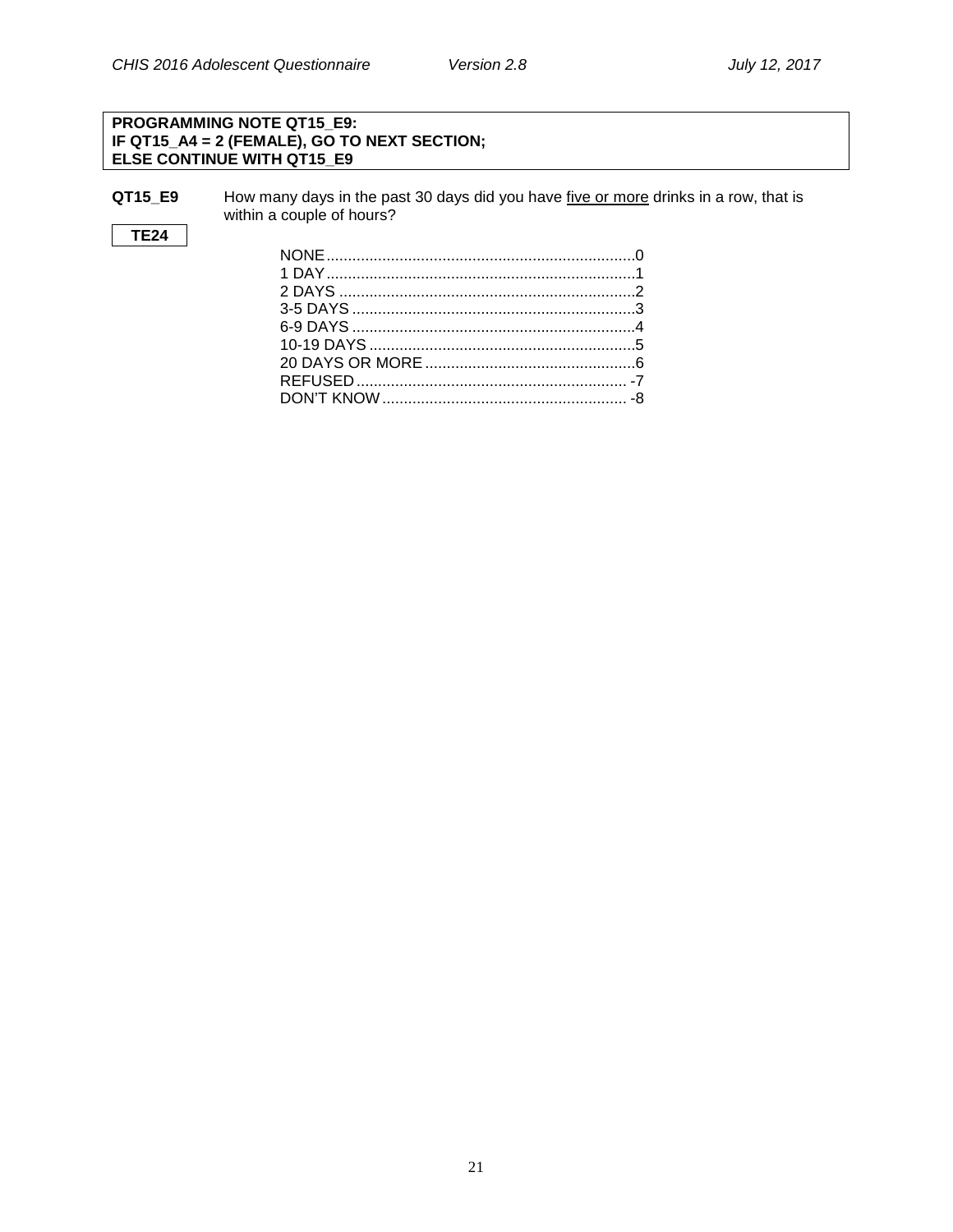**PROGRAMMING NOTE QT15_E9:**
**IF QT15_A4 = 2 (FEMALE), GO TO NEXT SECTION;**
**ELSE CONTINUE WITH QT15_E9**

**QT15_E9** How many days in the past 30 days did you have <u>five or more</u> drinks in a row, that is within a couple of hours?

**TE24**

NONE....................................................................0
1 DAY....................................................................1
2 DAYS..................................................................2
3-5 DAYS..............................................................3
6-9 DAYS..............................................................4
10-19 DAYS..........................................................5
20 DAYS OR MORE..............................................6
REFUSED.............................................................-7
DON'T KNOW.......................................................-8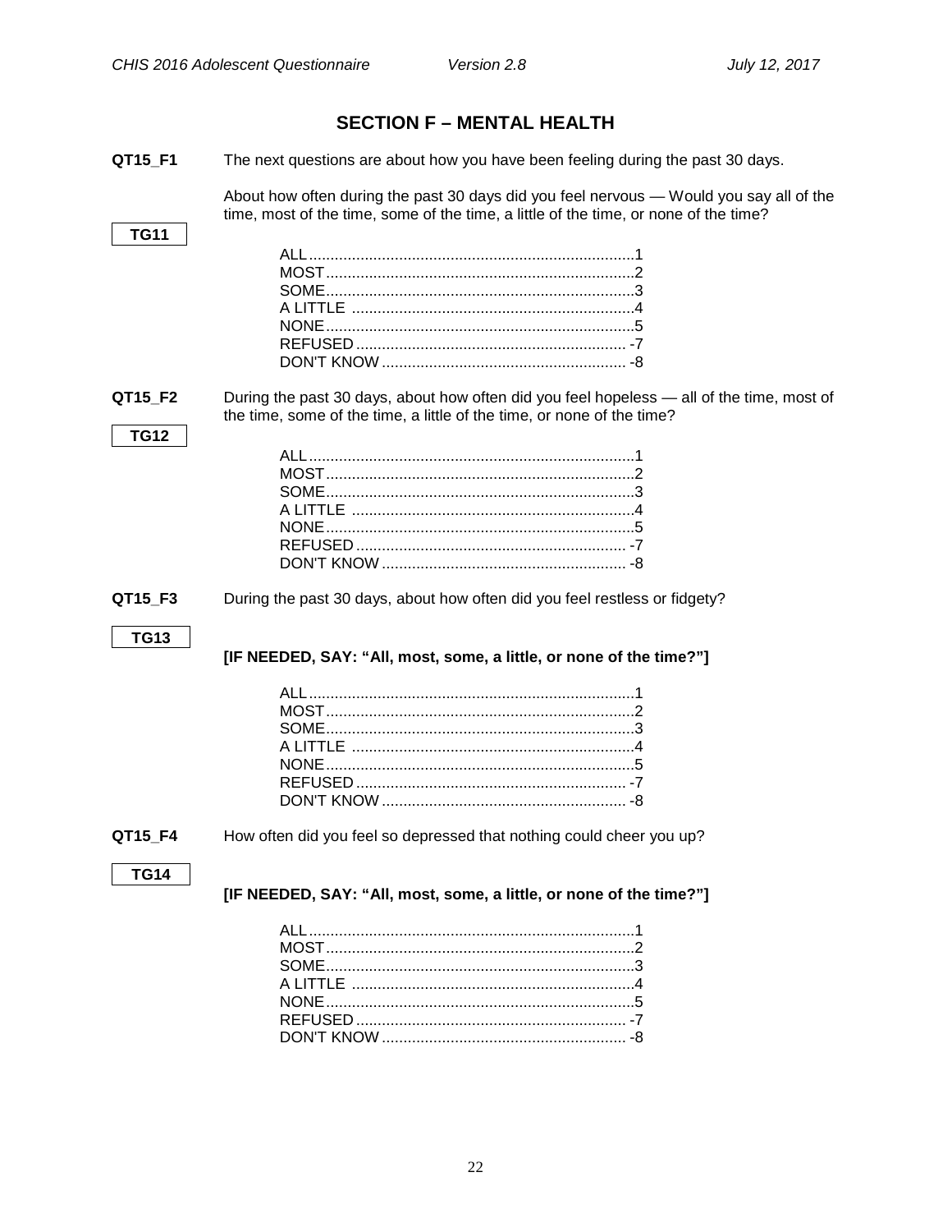## SECTION F – MENTAL HEALTH

**QT15_F1** The next questions are about how you have been feeling during the past 30 days.

About how often during the past 30 days did you feel nervous — Would you say all of the time, most of the time, some of the time, a little of the time, or none of the time?

**TG11**

ALL............................................................................1
MOST........................................................................2
SOME........................................................................3
A LITTLE ..................................................................4
NONE........................................................................5
REFUSED ............................................................... -7
DON'T KNOW ......................................................... -8

**QT15_F2** During the past 30 days, about how often did you feel hopeless — all of the time, most of the time, some of the time, a little of the time, or none of the time?

**TG12**

ALL............................................................................1
MOST........................................................................2
SOME........................................................................3
A LITTLE ..................................................................4
NONE........................................................................5
REFUSED ............................................................... -7
DON'T KNOW ......................................................... -8

**QT15_F3** During the past 30 days, about how often did you feel restless or fidgety?

**TG13**

**[IF NEEDED, SAY: "All, most, some, a little, or none of the time?"]**

ALL............................................................................1
MOST........................................................................2
SOME........................................................................3
A LITTLE ..................................................................4
NONE........................................................................5
REFUSED ............................................................... -7
DON'T KNOW ......................................................... -8

**QT15_F4** How often did you feel so depressed that nothing could cheer you up?

**TG14**

**[IF NEEDED, SAY: "All, most, some, a little, or none of the time?"]**

ALL............................................................................1
MOST........................................................................2
SOME........................................................................3
A LITTLE ..................................................................4
NONE........................................................................5
REFUSED ............................................................... -7
DON'T KNOW ......................................................... -8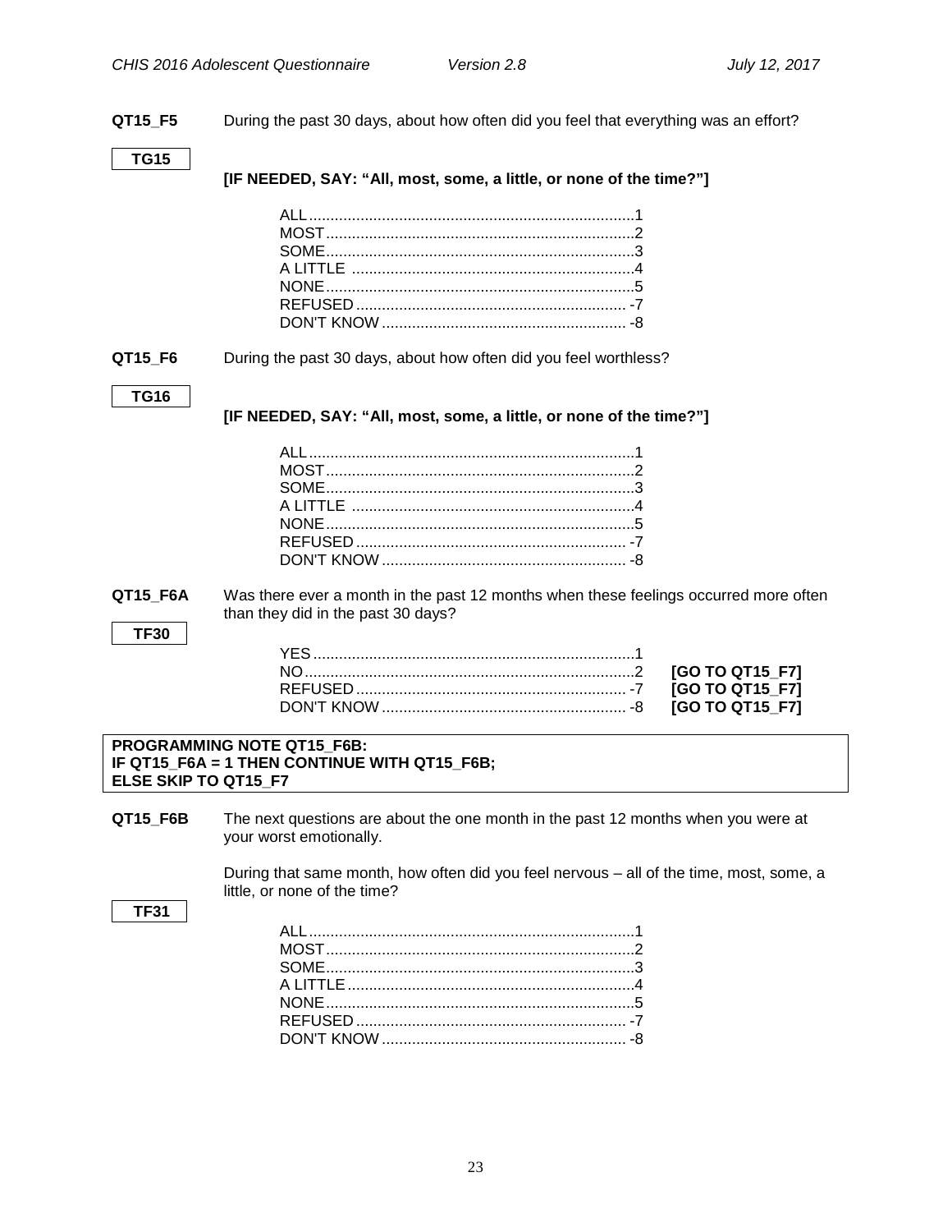**QT15_F5** During the past 30 days, about how often did you feel that everything was an effort?

**TG15**

**[IF NEEDED, SAY: "All, most, some, a little, or none of the time?"]**

| | |
|---|---|
| ALL | 1 |
| MOST | 2 |
| SOME | 3 |
| A LITTLE | 4 |
| NONE | 5 |
| REFUSED | -7 |
| DON'T KNOW | -8 |

**QT15_F6** During the past 30 days, about how often did you feel worthless?

**TG16**

**[IF NEEDED, SAY: "All, most, some, a little, or none of the time?"]**

| | |
|---|---|
| ALL | 1 |
| MOST | 2 |
| SOME | 3 |
| A LITTLE | 4 |
| NONE | 5 |
| REFUSED | -7 |
| DON'T KNOW | -8 |

**QT15_F6A** Was there ever a month in the past 12 months when these feelings occurred more often than they did in the past 30 days?

**TF30**

| | | |
|---|---|---|
| YES | 1 | |
| NO | 2 | **[GO TO QT15_F7]** |
| REFUSED | -7 | **[GO TO QT15_F7]** |
| DON'T KNOW | -8 | **[GO TO QT15_F7]** |

**PROGRAMMING NOTE QT15_F6B:**
**IF QT15_F6A = 1 THEN CONTINUE WITH QT15_F6B;**
**ELSE SKIP TO QT15_F7**

**QT15_F6B** The next questions are about the one month in the past 12 months when you were at your worst emotionally.

During that same month, how often did you feel nervous – all of the time, most, some, a little, or none of the time?

**TF31**

| | |
|---|---|
| ALL | 1 |
| MOST | 2 |
| SOME | 3 |
| A LITTLE | 4 |
| NONE | 5 |
| REFUSED | -7 |
| DON'T KNOW | -8 |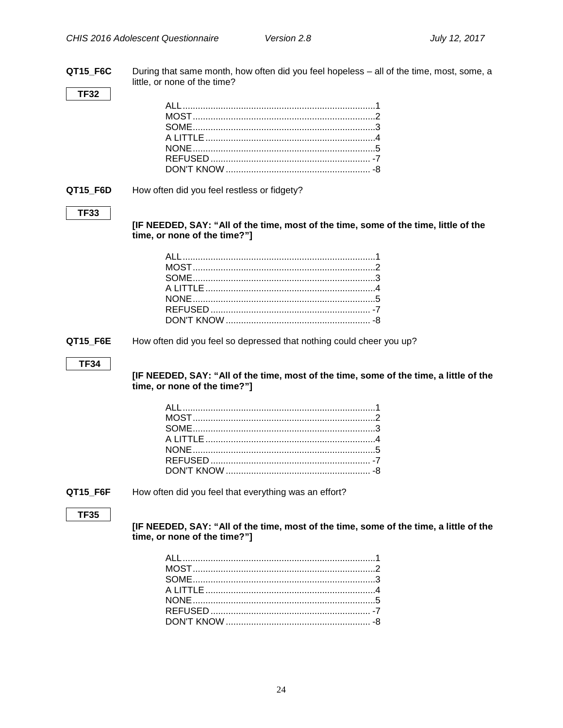**QT15_F6C** During that same month, how often did you feel hopeless – all of the time, most, some, a little, or none of the time?

**TF32**

ALL........................................................................1
MOST....................................................................2
SOME....................................................................3
A LITTLE...............................................................4
NONE....................................................................5
REFUSED............................................................ -7
DON'T KNOW...................................................... -8

**QT15_F6D** How often did you feel restless or fidgety?

**TF33**

**[IF NEEDED, SAY: "All of the time, most of the time, some of the time, little of the time, or none of the time?"]**

ALL........................................................................1
MOST....................................................................2
SOME....................................................................3
A LITTLE...............................................................4
NONE....................................................................5
REFUSED............................................................ -7
DON'T KNOW...................................................... -8

**QT15_F6E** How often did you feel so depressed that nothing could cheer you up?

**TF34**

**[IF NEEDED, SAY: "All of the time, most of the time, some of the time, a little of the time, or none of the time?"]**

ALL........................................................................1
MOST....................................................................2
SOME....................................................................3
A LITTLE...............................................................4
NONE....................................................................5
REFUSED............................................................ -7
DON'T KNOW...................................................... -8

**QT15_F6F** How often did you feel that everything was an effort?

**TF35**

**[IF NEEDED, SAY: "All of the time, most of the time, some of the time, a little of the time, or none of the time?"]**

ALL........................................................................1
MOST....................................................................2
SOME....................................................................3
A LITTLE...............................................................4
NONE....................................................................5
REFUSED............................................................ -7
DON'T KNOW...................................................... -8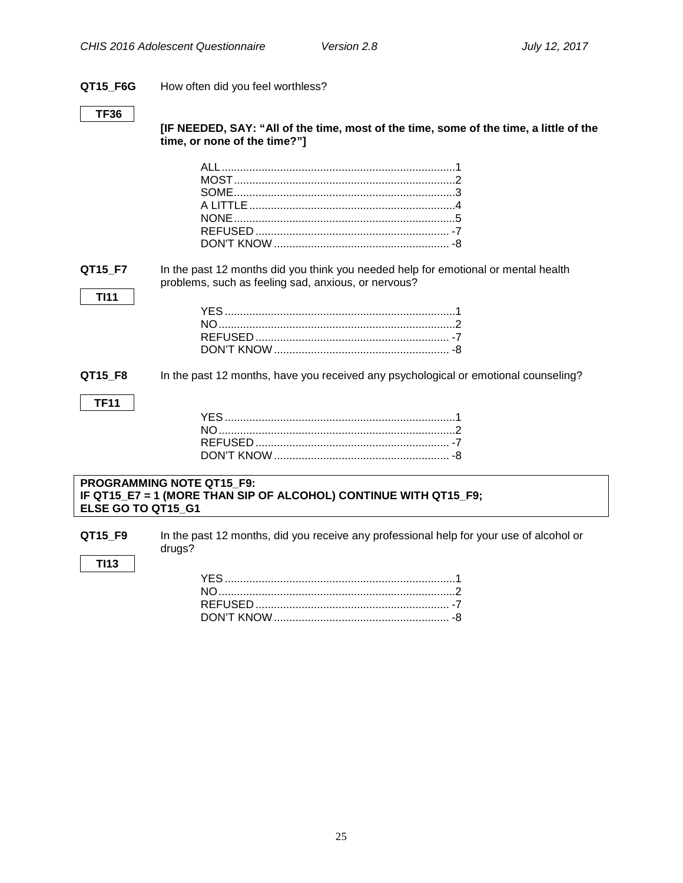**QT15_F6G** How often did you feel worthless?

**TF36**

**[IF NEEDED, SAY: "All of the time, most of the time, some of the time, a little of the time, or none of the time?"]**

ALL............................................................................1
MOST.........................................................................2
SOME.........................................................................3
A LITTLE...................................................................4
NONE.........................................................................5
REFUSED................................................................ -7
DON'T KNOW.......................................................... -8

**QT15_F7** In the past 12 months did you think you needed help for emotional or mental health problems, such as feeling sad, anxious, or nervous?

**TI11**

YES...........................................................................1
NO.............................................................................2
REFUSED................................................................ -7
DON'T KNOW.......................................................... -8

**QT15_F8** In the past 12 months, have you received any psychological or emotional counseling?

**TF11**

YES...........................................................................1
NO.............................................................................2
REFUSED................................................................ -7
DON'T KNOW.......................................................... -8

**PROGRAMMING NOTE QT15_F9:**
**IF QT15_E7 = 1 (MORE THAN SIP OF ALCOHOL) CONTINUE WITH QT15_F9;**
**ELSE GO TO QT15_G1**

**QT15_F9** In the past 12 months, did you receive any professional help for your use of alcohol or drugs?

**TI13**

YES...........................................................................1
NO.............................................................................2
REFUSED................................................................ -7
DON'T KNOW.......................................................... -8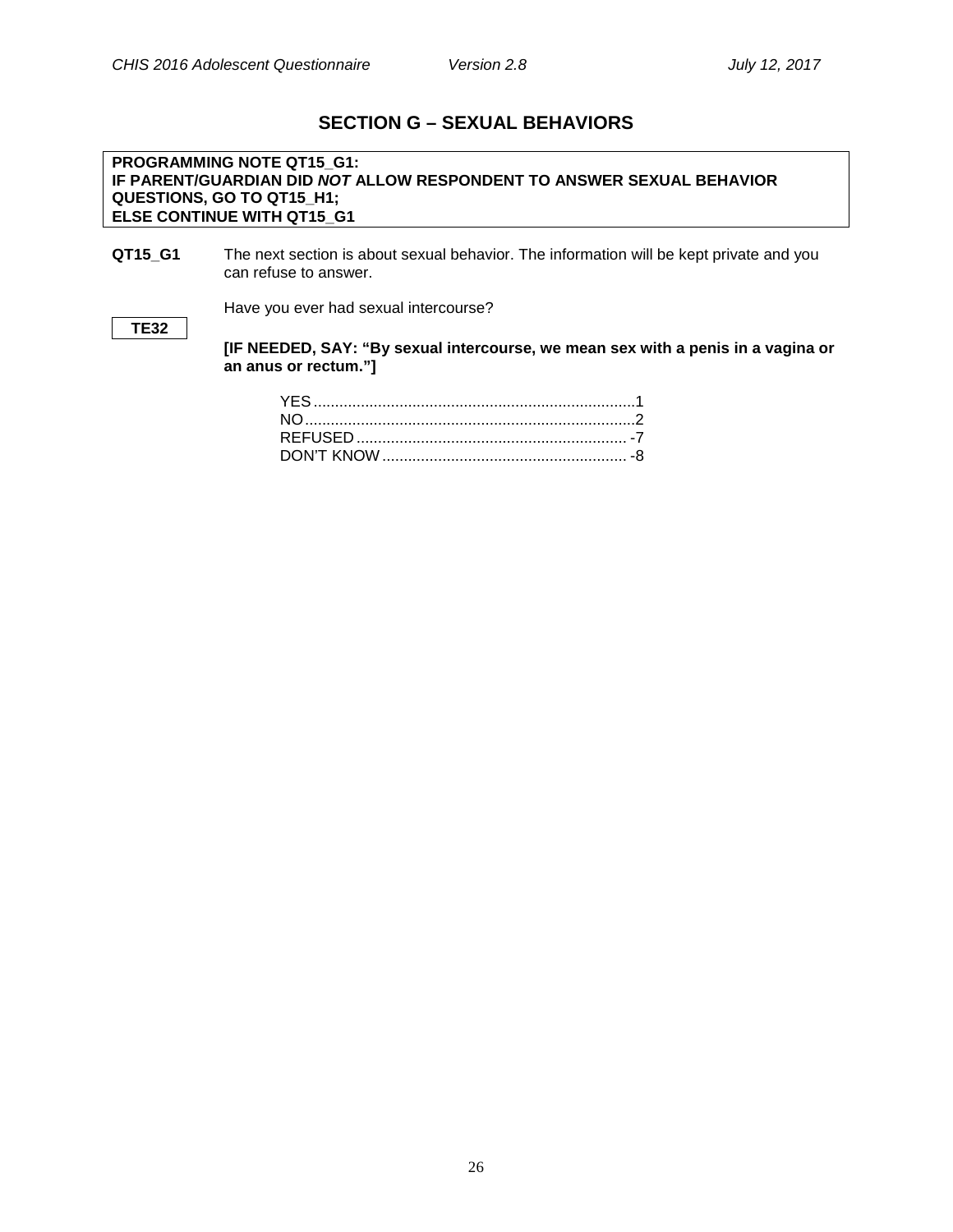## SECTION G – SEXUAL BEHAVIORS

**PROGRAMMING NOTE QT15_G1:**
**IF PARENT/GUARDIAN DID *NOT* ALLOW RESPONDENT TO ANSWER SEXUAL BEHAVIOR QUESTIONS, GO TO QT15_H1;**
**ELSE CONTINUE WITH QT15_G1**

**QT15_G1** The next section is about sexual behavior. The information will be kept private and you can refuse to answer.

Have you ever had sexual intercourse?

**TE32**

**[IF NEEDED, SAY: "By sexual intercourse, we mean sex with a penis in a vagina or an anus or rectum."]**

YES .......................................................................... 1
NO ............................................................................ 2
REFUSED ............................................................... -7
DON'T KNOW ......................................................... -8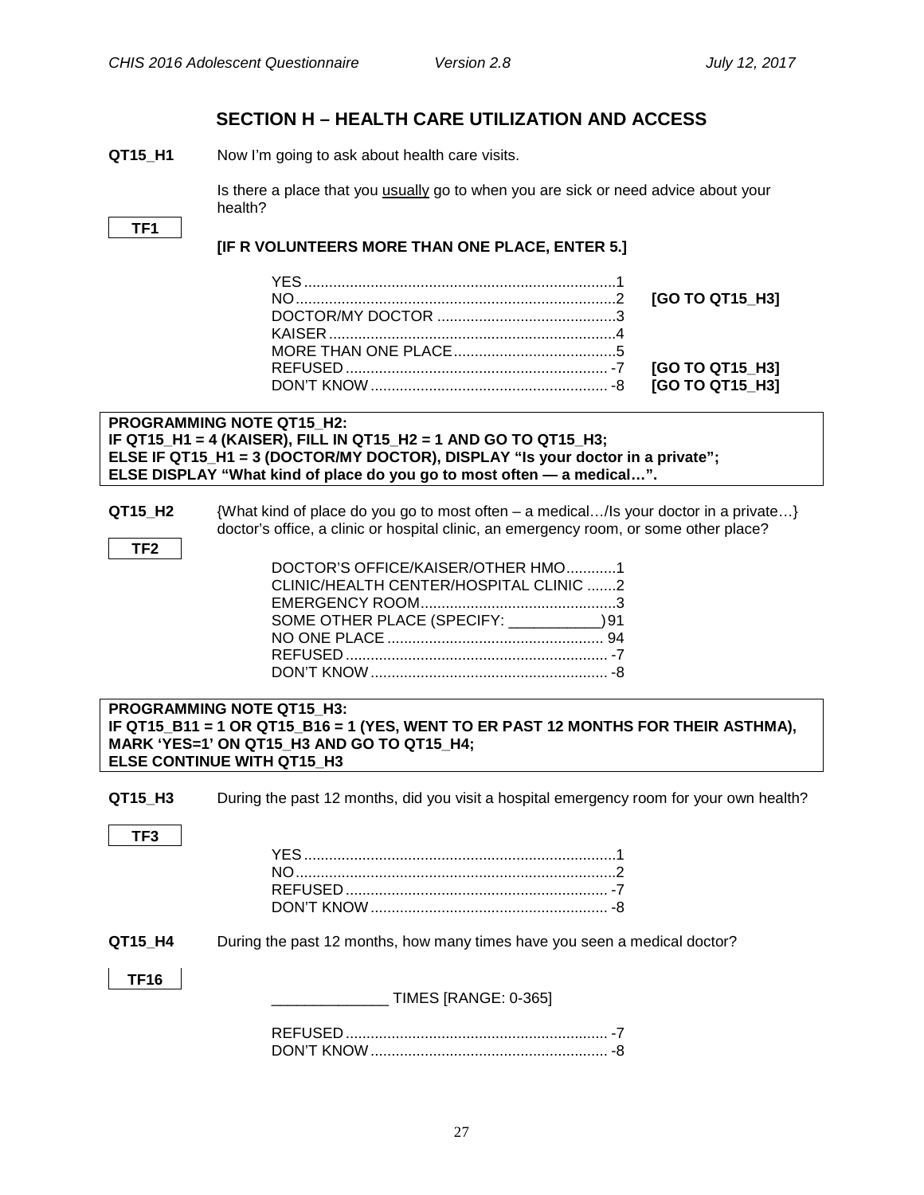## SECTION H – HEALTH CARE UTILIZATION AND ACCESS

**QT15_H1** Now I'm going to ask about health care visits.

Is there a place that you <u>usually</u> go to when you are sick or need advice about your health?

**TF1**

**[IF R VOLUNTEERS MORE THAN ONE PLACE, ENTER 5.]**

| | | |
|---|---|---|
| YES | 1 | |
| NO | 2 | **[GO TO QT15_H3]** |
| DOCTOR/MY DOCTOR | 3 | |
| KAISER | 4 | |
| MORE THAN ONE PLACE | 5 | |
| REFUSED | -7 | **[GO TO QT15_H3]** |
| DON'T KNOW | -8 | **[GO TO QT15_H3]** |

**PROGRAMMING NOTE QT15_H2:**
**IF QT15_H1 = 4 (KAISER), FILL IN QT15_H2 = 1 AND GO TO QT15_H3;**
**ELSE IF QT15_H1 = 3 (DOCTOR/MY DOCTOR), DISPLAY "Is your doctor in a private";**
**ELSE DISPLAY "What kind of place do you go to most often — a medical…".**

**QT15_H2** {What kind of place do you go to most often – a medical…/Is your doctor in a private…} doctor's office, a clinic or hospital clinic, an emergency room, or some other place?

**TF2**

| | |
|---|---|
| DOCTOR'S OFFICE/KAISER/OTHER HMO | 1 |
| CLINIC/HEALTH CENTER/HOSPITAL CLINIC | 2 |
| EMERGENCY ROOM | 3 |
| SOME OTHER PLACE (SPECIFY: ___________) | 91 |
| NO ONE PLACE | 94 |
| REFUSED | -7 |
| DON'T KNOW | -8 |

**PROGRAMMING NOTE QT15_H3:**
**IF QT15_B11 = 1 OR QT15_B16 = 1 (YES, WENT TO ER PAST 12 MONTHS FOR THEIR ASTHMA), MARK 'YES=1' ON QT15_H3 AND GO TO QT15_H4;**
**ELSE CONTINUE WITH QT15_H3**

**QT15_H3** During the past 12 months, did you visit a hospital emergency room for your own health?

**TF3**

| | |
|---|---|
| YES | 1 |
| NO | 2 |
| REFUSED | -7 |
| DON'T KNOW | -8 |

**QT15_H4** During the past 12 months, how many times have you seen a medical doctor?

**TF16**

______________ TIMES [RANGE: 0-365]

| | |
|---|---|
| REFUSED | -7 |
| DON'T KNOW | -8 |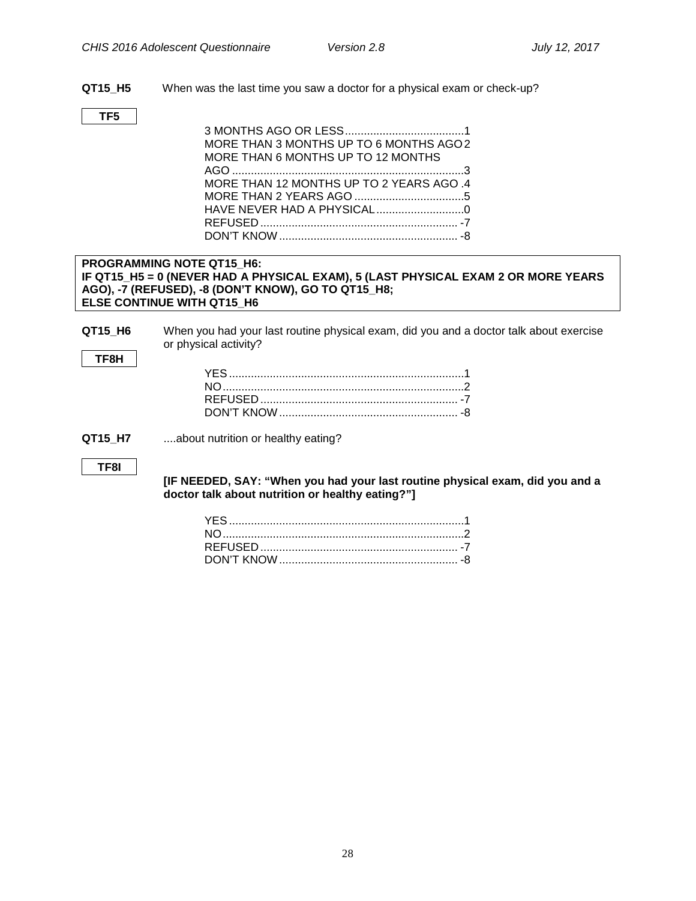**QT15_H5** When was the last time you saw a doctor for a physical exam or check-up?

**TF5**

3 MONTHS AGO OR LESS......................................1
MORE THAN 3 MONTHS UP TO 6 MONTHS AGO 2
MORE THAN 6 MONTHS UP TO 12 MONTHS AGO ..........................................................................3
MORE THAN 12 MONTHS UP TO 2 YEARS AGO .4
MORE THAN 2 YEARS AGO ...................................5
HAVE NEVER HAD A PHYSICAL............................0
REFUSED ............................................................... -7
DON'T KNOW ......................................................... -8

**PROGRAMMING NOTE QT15_H6:**
**IF QT15_H5 = 0 (NEVER HAD A PHYSICAL EXAM), 5 (LAST PHYSICAL EXAM 2 OR MORE YEARS AGO), -7 (REFUSED), -8 (DON'T KNOW), GO TO QT15_H8;**
**ELSE CONTINUE WITH QT15_H6**

**QT15_H6** When you had your last routine physical exam, did you and a doctor talk about exercise or physical activity?

**TF8H**

YES ...........................................................................1
NO.............................................................................2
REFUSED ............................................................... -7
DON'T KNOW ......................................................... -8

**QT15_H7** ....about nutrition or healthy eating?

**TF8I**

**[IF NEEDED, SAY: "When you had your last routine physical exam, did you and a doctor talk about nutrition or healthy eating?"]**

YES ...........................................................................1
NO.............................................................................2
REFUSED ............................................................... -7
DON'T KNOW ......................................................... -8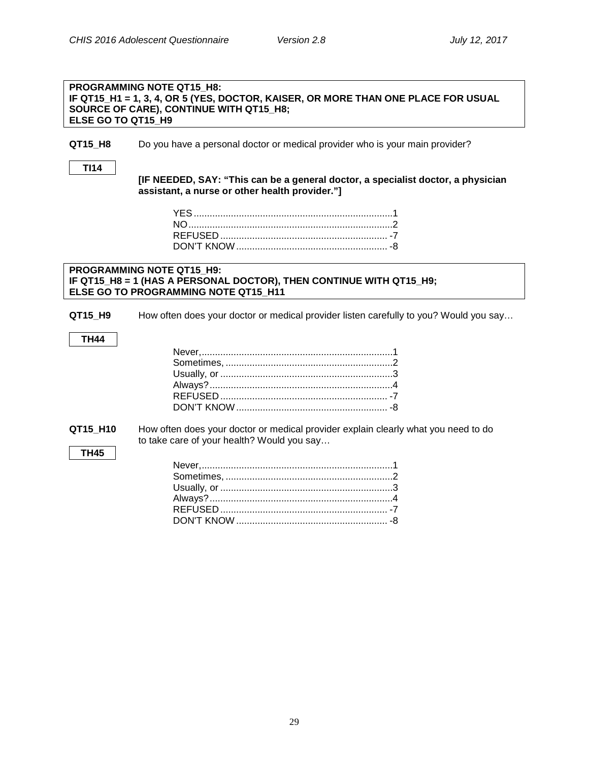**PROGRAMMING NOTE QT15_H8:**
**IF QT15_H1 = 1, 3, 4, OR 5 (YES, DOCTOR, KAISER, OR MORE THAN ONE PLACE FOR USUAL SOURCE OF CARE), CONTINUE WITH QT15_H8;**
**ELSE GO TO QT15_H9**

**QT15_H8** Do you have a personal doctor or medical provider who is your main provider?

**TI14**

**[IF NEEDED, SAY: "This can be a general doctor, a specialist doctor, a physician assistant, a nurse or other health provider."]**

YES .......................................................................... 1
NO ............................................................................ 2
REFUSED ............................................................... -7
DON'T KNOW ......................................................... -8

**PROGRAMMING NOTE QT15_H9:**
**IF QT15_H8 = 1 (HAS A PERSONAL DOCTOR), THEN CONTINUE WITH QT15_H9;**
**ELSE GO TO PROGRAMMING NOTE QT15_H11**

**QT15_H9** How often does your doctor or medical provider listen carefully to you? Would you say…

**TH44**

Never, ........................................................................ 1
Sometimes, ............................................................... 2
Usually, or ................................................................. 3
Always? .................................................................... 4
REFUSED ............................................................... -7
DON'T KNOW ......................................................... -8

**QT15_H10** How often does your doctor or medical provider explain clearly what you need to do to take care of your health? Would you say…

**TH45**

Never, ........................................................................ 1
Sometimes, ............................................................... 2
Usually, or ................................................................. 3
Always? .................................................................... 4
REFUSED ............................................................... -7
DON'T KNOW ......................................................... -8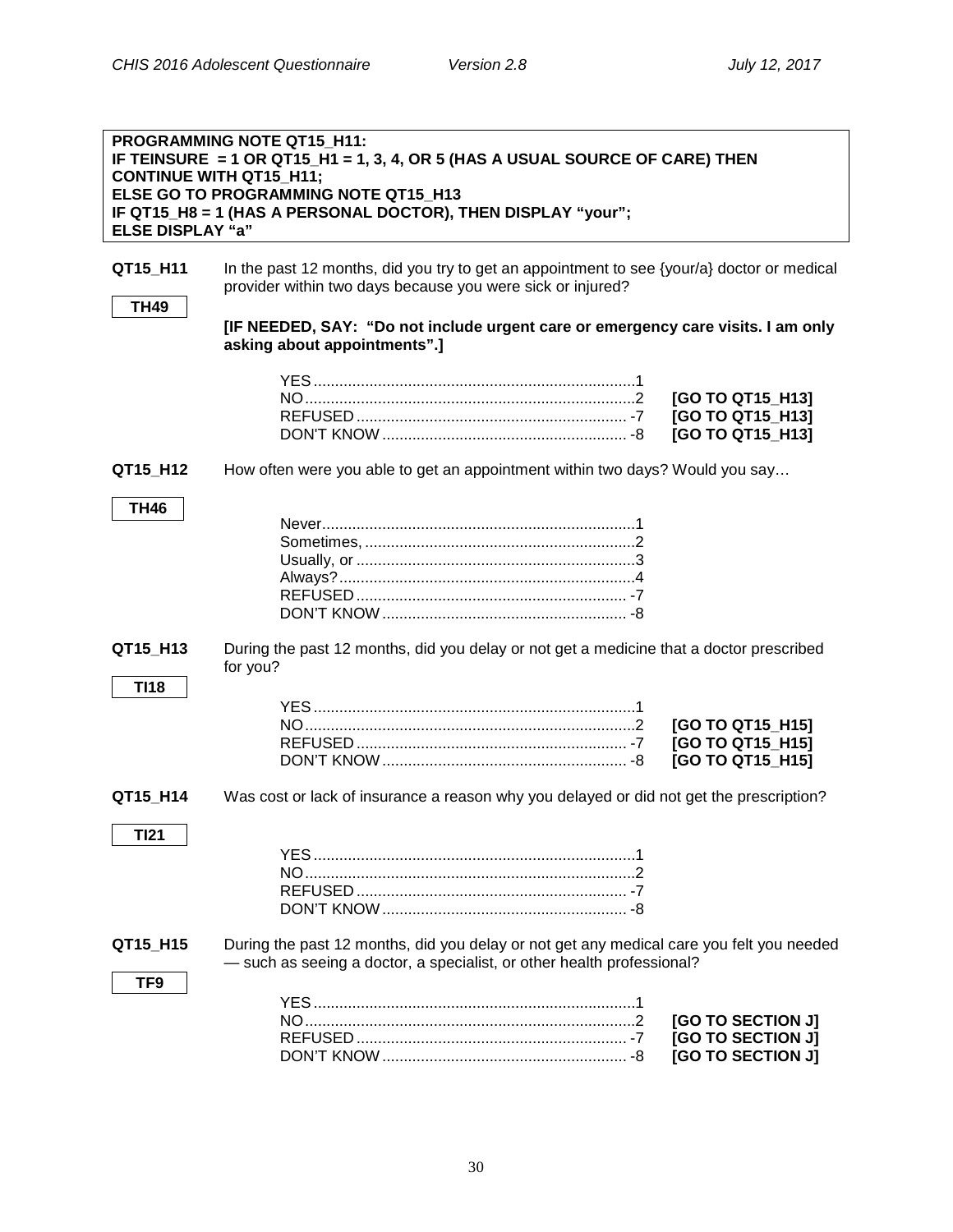**PROGRAMMING NOTE QT15_H11:**
**IF TEINSURE = 1 OR QT15_H1 = 1, 3, 4, OR 5 (HAS A USUAL SOURCE OF CARE) THEN CONTINUE WITH QT15_H11;**
**ELSE GO TO PROGRAMMING NOTE QT15_H13**
**IF QT15_H8 = 1 (HAS A PERSONAL DOCTOR), THEN DISPLAY "your";**
**ELSE DISPLAY "a"**

**QT15_H11** In the past 12 months, did you try to get an appointment to see {your/a} doctor or medical provider within two days because you were sick or injured?

**TH49**

**[IF NEEDED, SAY: "Do not include urgent care or emergency care visits. I am only asking about appointments".]**

YES ............................................................................ 1
NO ............................................................................. 2 **[GO TO QT15_H13]**
REFUSED ................................................................ -7 **[GO TO QT15_H13]**
DON'T KNOW .......................................................... -8 **[GO TO QT15_H13]**

**QT15_H12** How often were you able to get an appointment within two days? Would you say…

**TH46**

Never .......................................................................... 1
Sometimes, ................................................................ 2
Usually, or ................................................................. 3
Always? ...................................................................... 4
REFUSED ................................................................ -7
DON'T KNOW .......................................................... -8

**QT15_H13** During the past 12 months, did you delay or not get a medicine that a doctor prescribed for you?

**TI18**

YES ............................................................................ 1
NO ............................................................................. 2 **[GO TO QT15_H15]**
REFUSED ................................................................ -7 **[GO TO QT15_H15]**
DON'T KNOW .......................................................... -8 **[GO TO QT15_H15]**

**QT15_H14** Was cost or lack of insurance a reason why you delayed or did not get the prescription?

**TI21**

YES ............................................................................ 1
NO ............................................................................. 2
REFUSED ................................................................ -7
DON'T KNOW .......................................................... -8

**QT15_H15** During the past 12 months, did you delay or not get any medical care you felt you needed — such as seeing a doctor, a specialist, or other health professional?

**TF9**

YES ............................................................................ 1
NO ............................................................................. 2 **[GO TO SECTION J]**
REFUSED ................................................................ -7 **[GO TO SECTION J]**
DON'T KNOW .......................................................... -8 **[GO TO SECTION J]**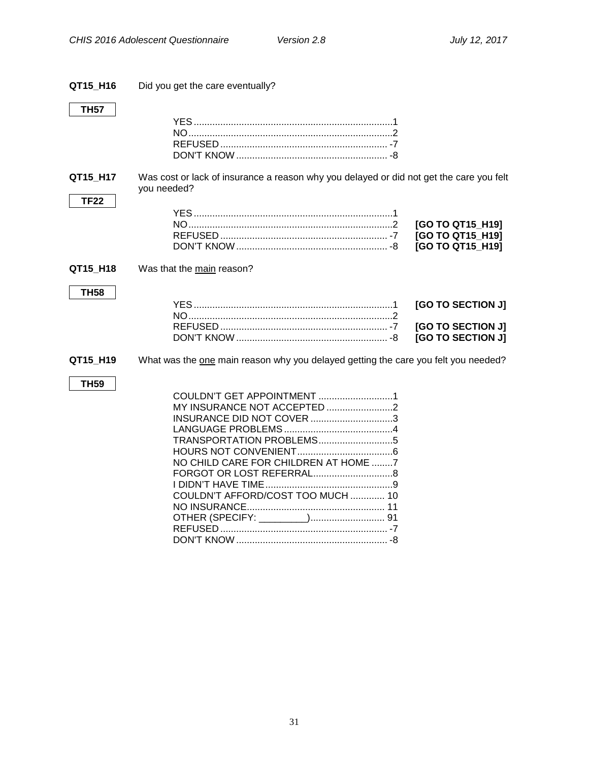**QT15_H16** Did you get the care eventually?

**TH57**

| | | |
|---|---|---|
| YES | 1 | |
| NO | 2 | |
| REFUSED | -7 | |
| DON'T KNOW | -8 | |

**QT15_H17** Was cost or lack of insurance a reason why you delayed or did not get the care you felt you needed?

**TF22**

| | | |
|---|---|---|
| YES | 1 | |
| NO | 2 | **[GO TO QT15_H19]** |
| REFUSED | -7 | **[GO TO QT15_H19]** |
| DON'T KNOW | -8 | **[GO TO QT15_H19]** |

**QT15_H18** Was that the main reason?

**TH58**

| | | |
|---|---|---|
| YES | 1 | **[GO TO SECTION J]** |
| NO | 2 | |
| REFUSED | -7 | **[GO TO SECTION J]** |
| DON'T KNOW | -8 | **[GO TO SECTION J]** |

**QT15_H19** What was the one main reason why you delayed getting the care you felt you needed?

**TH59**

| | |
|---|---|
| COULDN'T GET APPOINTMENT | 1 |
| MY INSURANCE NOT ACCEPTED | 2 |
| INSURANCE DID NOT COVER | 3 |
| LANGUAGE PROBLEMS | 4 |
| TRANSPORTATION PROBLEMS | 5 |
| HOURS NOT CONVENIENT | 6 |
| NO CHILD CARE FOR CHILDREN AT HOME | 7 |
| FORGOT OR LOST REFERRAL | 8 |
| I DIDN'T HAVE TIME | 9 |
| COULDN'T AFFORD/COST TOO MUCH | 10 |
| NO INSURANCE | 11 |
| OTHER (SPECIFY: _________) | 91 |
| REFUSED | -7 |
| DON'T KNOW | -8 |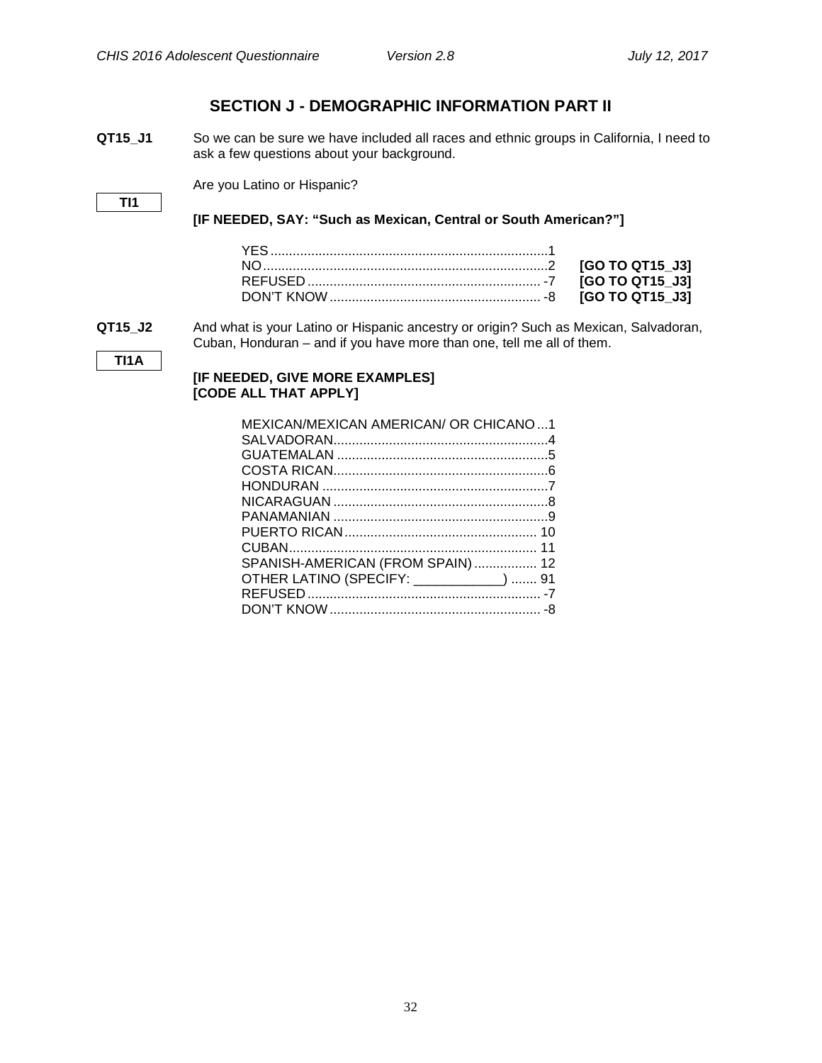## SECTION J - DEMOGRAPHIC INFORMATION PART II

**QT15_J1** So we can be sure we have included all races and ethnic groups in California, I need to ask a few questions about your background.

**TI1**

Are you Latino or Hispanic?

**[IF NEEDED, SAY: "Such as Mexican, Central or South American?"]**

| | | |
|---|---|---|
| YES | 1 | |
| NO | 2 | **[GO TO QT15_J3]** |
| REFUSED | -7 | **[GO TO QT15_J3]** |
| DON'T KNOW | -8 | **[GO TO QT15_J3]** |

**QT15_J2** And what is your Latino or Hispanic ancestry or origin? Such as Mexican, Salvadoran, Cuban, Honduran – and if you have more than one, tell me all of them.

**TI1A**

**[IF NEEDED, GIVE MORE EXAMPLES]**
**[CODE ALL THAT APPLY]**

| | |
|---|---|
| MEXICAN/MEXICAN AMERICAN/ OR CHICANO | 1 |
| SALVADORAN | 4 |
| GUATEMALAN | 5 |
| COSTA RICAN | 6 |
| HONDURAN | 7 |
| NICARAGUAN | 8 |
| PANAMANIAN | 9 |
| PUERTO RICAN | 10 |
| CUBAN | 11 |
| SPANISH-AMERICAN (FROM SPAIN) | 12 |
| OTHER LATINO (SPECIFY: ___________) | 91 |
| REFUSED | -7 |
| DON'T KNOW | -8 |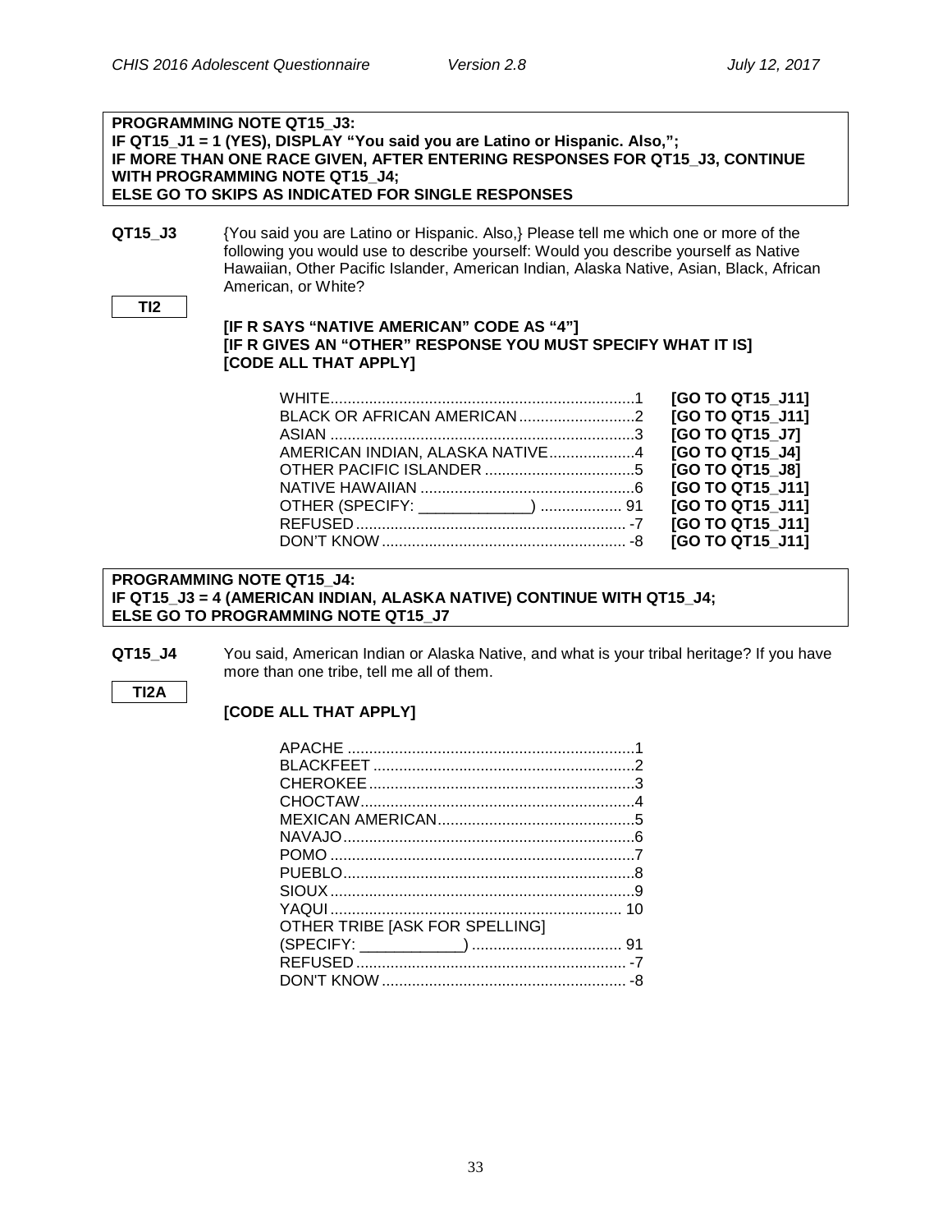**PROGRAMMING NOTE QT15_J3:**
**IF QT15_J1 = 1 (YES), DISPLAY "You said you are Latino or Hispanic. Also,";**
**IF MORE THAN ONE RACE GIVEN, AFTER ENTERING RESPONSES FOR QT15_J3, CONTINUE WITH PROGRAMMING NOTE QT15_J4;**
**ELSE GO TO SKIPS AS INDICATED FOR SINGLE RESPONSES**

**QT15_J3** {You said you are Latino or Hispanic. Also,} Please tell me which one or more of the following you would use to describe yourself: Would you describe yourself as Native Hawaiian, Other Pacific Islander, American Indian, Alaska Native, Asian, Black, African American, or White?

**TI2**

**[IF R SAYS "NATIVE AMERICAN" CODE AS "4"]**
**[IF R GIVES AN "OTHER" RESPONSE YOU MUST SPECIFY WHAT IT IS]**
**[CODE ALL THAT APPLY]**

| Response | Code | Skip |
|---|---|---|
| WHITE | 1 | **[GO TO QT15_J11]** |
| BLACK OR AFRICAN AMERICAN | 2 | **[GO TO QT15_J11]** |
| ASIAN | 3 | **[GO TO QT15_J7]** |
| AMERICAN INDIAN, ALASKA NATIVE | 4 | **[GO TO QT15_J4]** |
| OTHER PACIFIC ISLANDER | 5 | **[GO TO QT15_J8]** |
| NATIVE HAWAIIAN | 6 | **[GO TO QT15_J11]** |
| OTHER (SPECIFY: _____________) | 91 | **[GO TO QT15_J11]** |
| REFUSED | -7 | **[GO TO QT15_J11]** |
| DON'T KNOW | -8 | **[GO TO QT15_J11]** |

**PROGRAMMING NOTE QT15_J4:**
**IF QT15_J3 = 4 (AMERICAN INDIAN, ALASKA NATIVE) CONTINUE WITH QT15_J4;**
**ELSE GO TO PROGRAMMING NOTE QT15_J7**

**QT15_J4** You said, American Indian or Alaska Native, and what is your tribal heritage? If you have more than one tribe, tell me all of them.

**TI2A**

**[CODE ALL THAT APPLY]**

| Response | Code |
|---|---|
| APACHE | 1 |
| BLACKFEET | 2 |
| CHEROKEE | 3 |
| CHOCTAW | 4 |
| MEXICAN AMERICAN | 5 |
| NAVAJO | 6 |
| POMO | 7 |
| PUEBLO | 8 |
| SIOUX | 9 |
| YAQUI | 10 |
| OTHER TRIBE [ASK FOR SPELLING] (SPECIFY: ____________) | 91 |
| REFUSED | -7 |
| DON'T KNOW | -8 |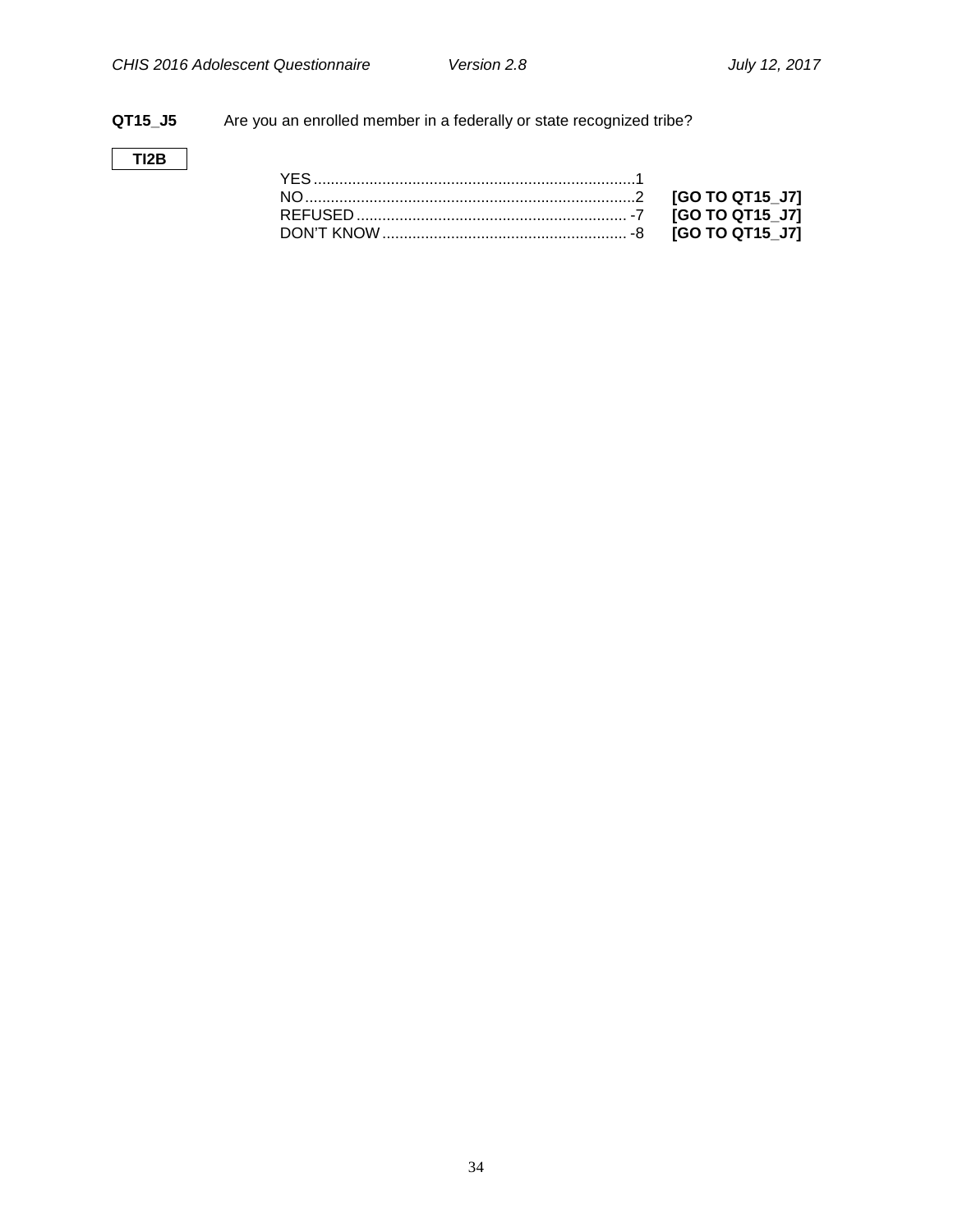**QT15_J5** Are you an enrolled member in a federally or state recognized tribe?

**TI2B**

| | | |
|---|---|---|
| YES | 1 | |
| NO | 2 | **[GO TO QT15_J7]** |
| REFUSED | -7 | **[GO TO QT15_J7]** |
| DON'T KNOW | -8 | **[GO TO QT15_J7]** |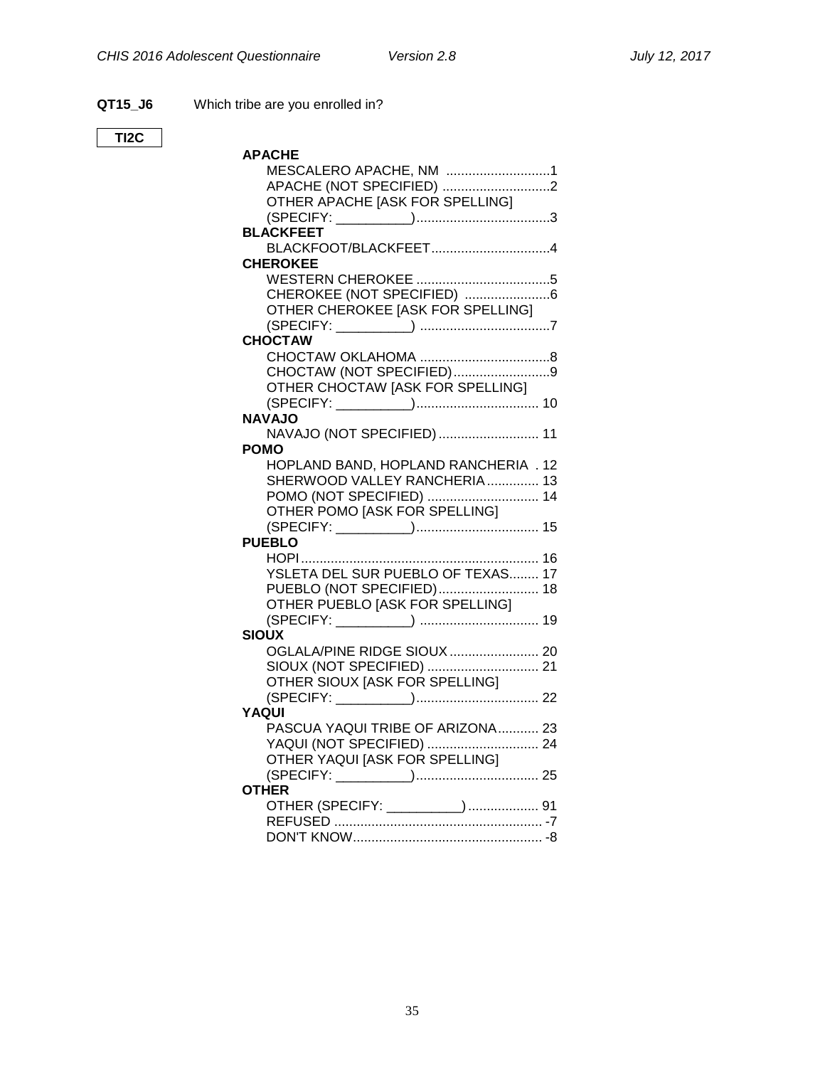**QT15_J6** Which tribe are you enrolled in?

**TI2C**

**APACHE**

MESCALERO APACHE, NM ............................1
APACHE (NOT SPECIFIED) .............................2
OTHER APACHE [ASK FOR SPELLING]
(SPECIFY: __________)....................................3

**BLACKFEET**

BLACKFOOT/BLACKFEET................................4

**CHEROKEE**

WESTERN CHEROKEE ....................................5
CHEROKEE (NOT SPECIFIED) .......................6
OTHER CHEROKEE [ASK FOR SPELLING]
(SPECIFY: __________) ...................................7

**CHOCTAW**

CHOCTAW OKLAHOMA ...................................8
CHOCTAW (NOT SPECIFIED)..........................9
OTHER CHOCTAW [ASK FOR SPELLING]
(SPECIFY: __________)................................. 10

**NAVAJO**

NAVAJO (NOT SPECIFIED)........................... 11

**POMO**

HOPLAND BAND, HOPLAND RANCHERIA . 12
SHERWOOD VALLEY RANCHERIA.............. 13
POMO (NOT SPECIFIED) .............................. 14
OTHER POMO [ASK FOR SPELLING]
(SPECIFY: __________)................................. 15

**PUEBLO**

HOPI................................................................ 16
YSLETA DEL SUR PUEBLO OF TEXAS........ 17
PUEBLO (NOT SPECIFIED)........................... 18
OTHER PUEBLO [ASK FOR SPELLING]
(SPECIFY: __________) ................................ 19

**SIOUX**

OGLALA/PINE RIDGE SIOUX........................ 20
SIOUX (NOT SPECIFIED) .............................. 21
OTHER SIOUX [ASK FOR SPELLING]
(SPECIFY: __________)................................. 22

**YAQUI**

PASCUA YAQUI TRIBE OF ARIZONA........... 23
YAQUI (NOT SPECIFIED) .............................. 24
OTHER YAQUI [ASK FOR SPELLING]
(SPECIFY: __________)................................. 25

**OTHER**

OTHER (SPECIFY: __________)................... 91
REFUSED ......................................................... -7
DON'T KNOW.................................................... -8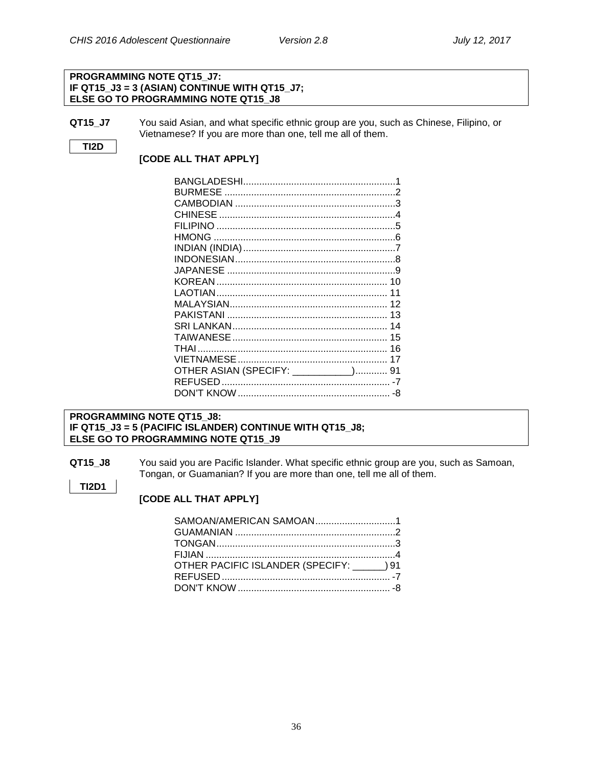**PROGRAMMING NOTE QT15_J7:**
**IF QT15_J3 = 3 (ASIAN) CONTINUE WITH QT15_J7;**
**ELSE GO TO PROGRAMMING NOTE QT15_J8**

**QT15_J7** You said Asian, and what specific ethnic group are you, such as Chinese, Filipino, or Vietnamese? If you are more than one, tell me all of them.

**TI2D**

**[CODE ALL THAT APPLY]**

| | |
|---|---|
| BANGLADESHI | 1 |
| BURMESE | 2 |
| CAMBODIAN | 3 |
| CHINESE | 4 |
| FILIPINO | 5 |
| HMONG | 6 |
| INDIAN (INDIA) | 7 |
| INDONESIAN | 8 |
| JAPANESE | 9 |
| KOREAN | 10 |
| LAOTIAN | 11 |
| MALAYSIAN | 12 |
| PAKISTANI | 13 |
| SRI LANKAN | 14 |
| TAIWANESE | 15 |
| THAI | 16 |
| VIETNAMESE | 17 |
| OTHER ASIAN (SPECIFY: ___________) | 91 |
| REFUSED | -7 |
| DON'T KNOW | -8 |

**PROGRAMMING NOTE QT15_J8:**
**IF QT15_J3 = 5 (PACIFIC ISLANDER) CONTINUE WITH QT15_J8;**
**ELSE GO TO PROGRAMMING NOTE QT15_J9**

**QT15_J8** You said you are Pacific Islander. What specific ethnic group are you, such as Samoan, Tongan, or Guamanian? If you are more than one, tell me all of them.

**TI2D1**

**[CODE ALL THAT APPLY]**

| | |
|---|---|
| SAMOAN/AMERICAN SAMOAN | 1 |
| GUAMANIAN | 2 |
| TONGAN | 3 |
| FIJIAN | 4 |
| OTHER PACIFIC ISLANDER (SPECIFY: ______) | 91 |
| REFUSED | -7 |
| DON'T KNOW | -8 |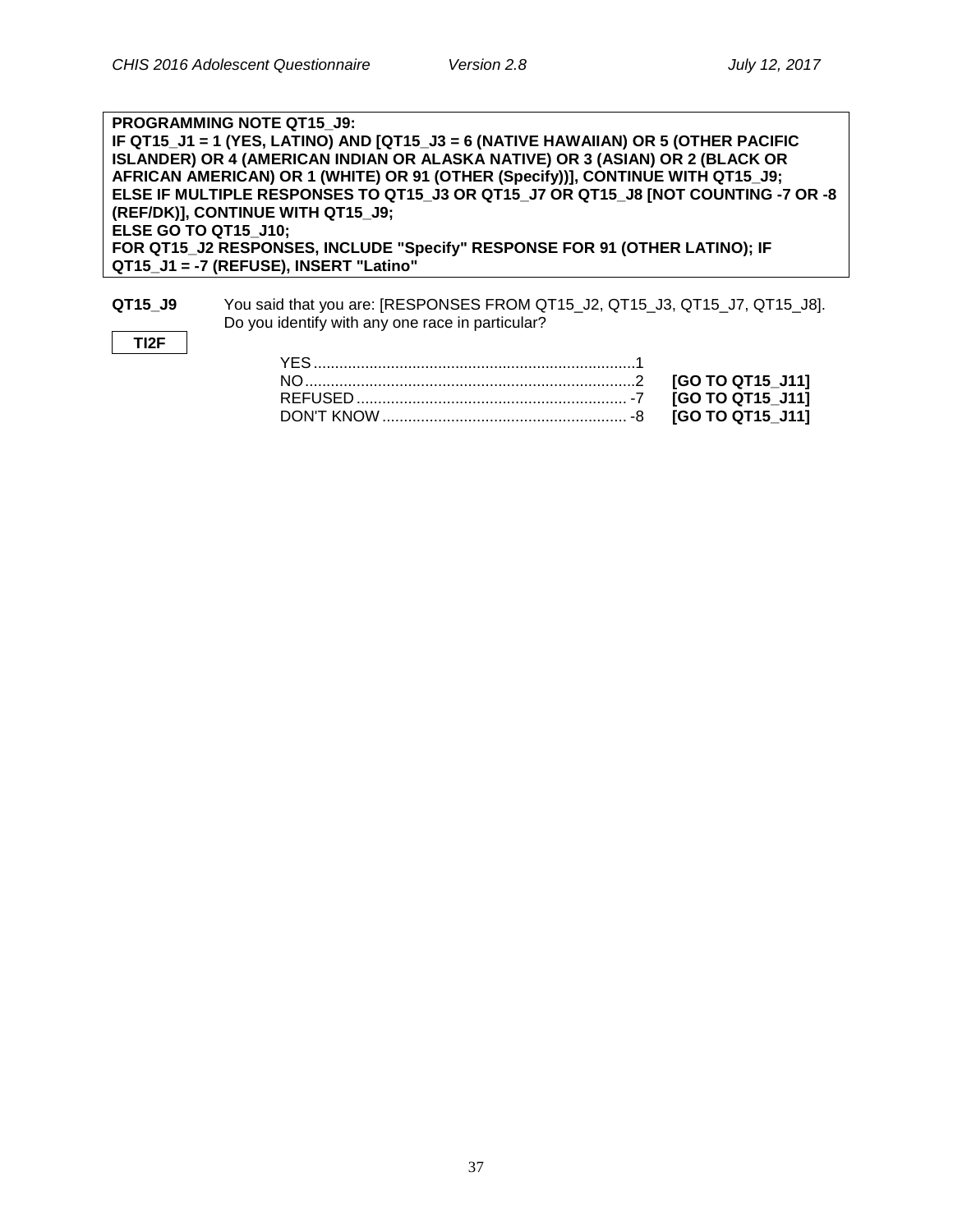**PROGRAMMING NOTE QT15_J9:**
**IF QT15_J1 = 1 (YES, LATINO) AND [QT15_J3 = 6 (NATIVE HAWAIIAN) OR 5 (OTHER PACIFIC ISLANDER) OR 4 (AMERICAN INDIAN OR ALASKA NATIVE) OR 3 (ASIAN) OR 2 (BLACK OR AFRICAN AMERICAN) OR 1 (WHITE) OR 91 (OTHER (Specify))], CONTINUE WITH QT15_J9;**
**ELSE IF MULTIPLE RESPONSES TO QT15_J3 OR QT15_J7 OR QT15_J8 [NOT COUNTING -7 OR -8 (REF/DK)], CONTINUE WITH QT15_J9;**
**ELSE GO TO QT15_J10;**
**FOR QT15_J2 RESPONSES, INCLUDE "Specify" RESPONSE FOR 91 (OTHER LATINO); IF QT15_J1 = -7 (REFUSE), INSERT "Latino"**

**QT15_J9** You said that you are: [RESPONSES FROM QT15_J2, QT15_J3, QT15_J7, QT15_J8]. Do you identify with any one race in particular?

**TI2F**

| | | |
|---|---|---|
| YES | 1 | |
| NO | 2 | **[GO TO QT15_J11]** |
| REFUSED | -7 | **[GO TO QT15_J11]** |
| DON'T KNOW | -8 | **[GO TO QT15_J11]** |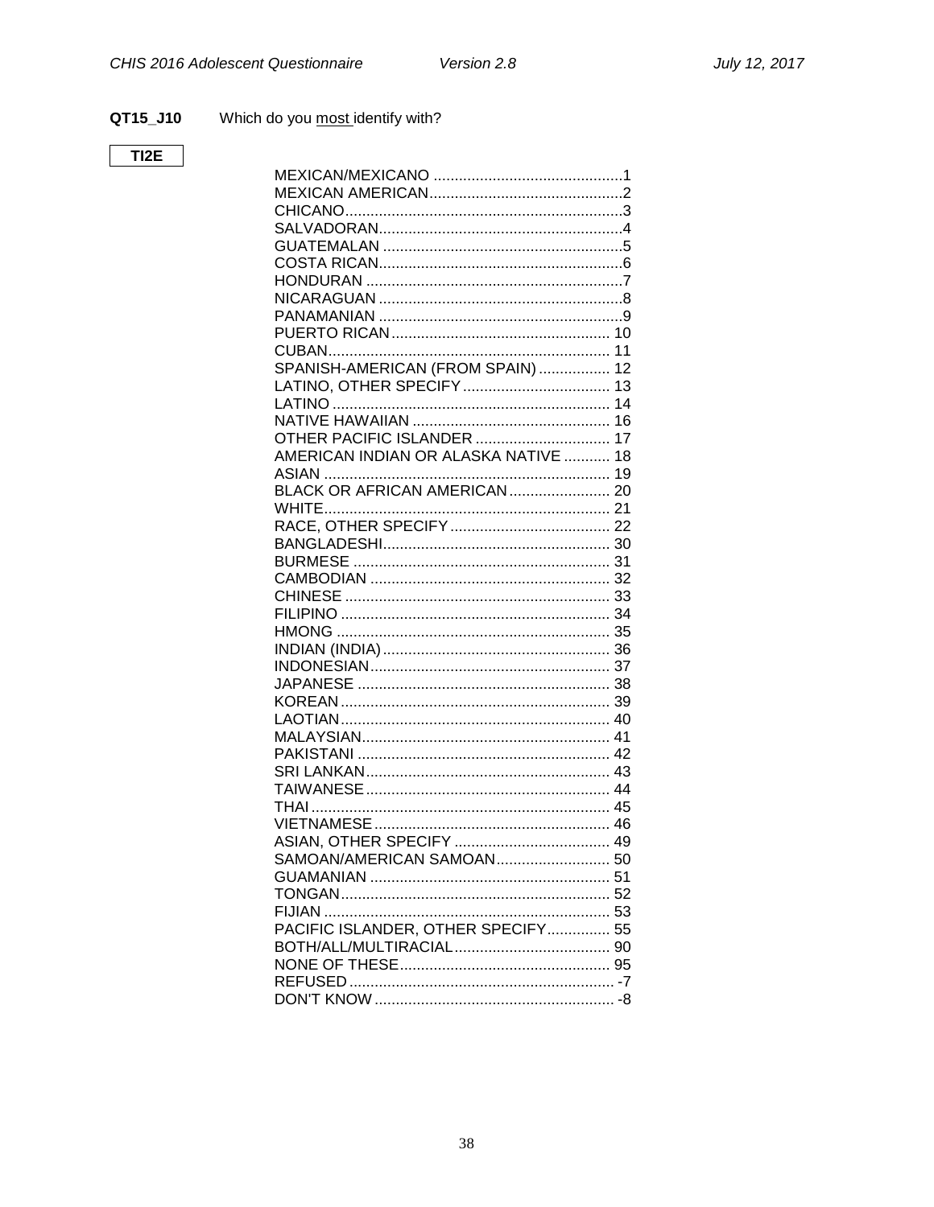**QT15_J10** Which do you <u>most</u> identify with?

**TI2E**

| | |
|---|---|
| MEXICAN/MEXICANO | 1 |
| MEXICAN AMERICAN | 2 |
| CHICANO | 3 |
| SALVADORAN | 4 |
| GUATEMALAN | 5 |
| COSTA RICAN | 6 |
| HONDURAN | 7 |
| NICARAGUAN | 8 |
| PANAMANIAN | 9 |
| PUERTO RICAN | 10 |
| CUBAN | 11 |
| SPANISH-AMERICAN (FROM SPAIN) | 12 |
| LATINO, OTHER SPECIFY | 13 |
| LATINO | 14 |
| NATIVE HAWAIIAN | 16 |
| OTHER PACIFIC ISLANDER | 17 |
| AMERICAN INDIAN OR ALASKA NATIVE | 18 |
| ASIAN | 19 |
| BLACK OR AFRICAN AMERICAN | 20 |
| WHITE | 21 |
| RACE, OTHER SPECIFY | 22 |
| BANGLADESHI | 30 |
| BURMESE | 31 |
| CAMBODIAN | 32 |
| CHINESE | 33 |
| FILIPINO | 34 |
| HMONG | 35 |
| INDIAN (INDIA) | 36 |
| INDONESIAN | 37 |
| JAPANESE | 38 |
| KOREAN | 39 |
| LAOTIAN | 40 |
| MALAYSIAN | 41 |
| PAKISTANI | 42 |
| SRI LANKAN | 43 |
| TAIWANESE | 44 |
| THAI | 45 |
| VIETNAMESE | 46 |
| ASIAN, OTHER SPECIFY | 49 |
| SAMOAN/AMERICAN SAMOAN | 50 |
| GUAMANIAN | 51 |
| TONGAN | 52 |
| FIJIAN | 53 |
| PACIFIC ISLANDER, OTHER SPECIFY | 55 |
| BOTH/ALL/MULTIRACIAL | 90 |
| NONE OF THESE | 95 |
| REFUSED | -7 |
| DON'T KNOW | -8 |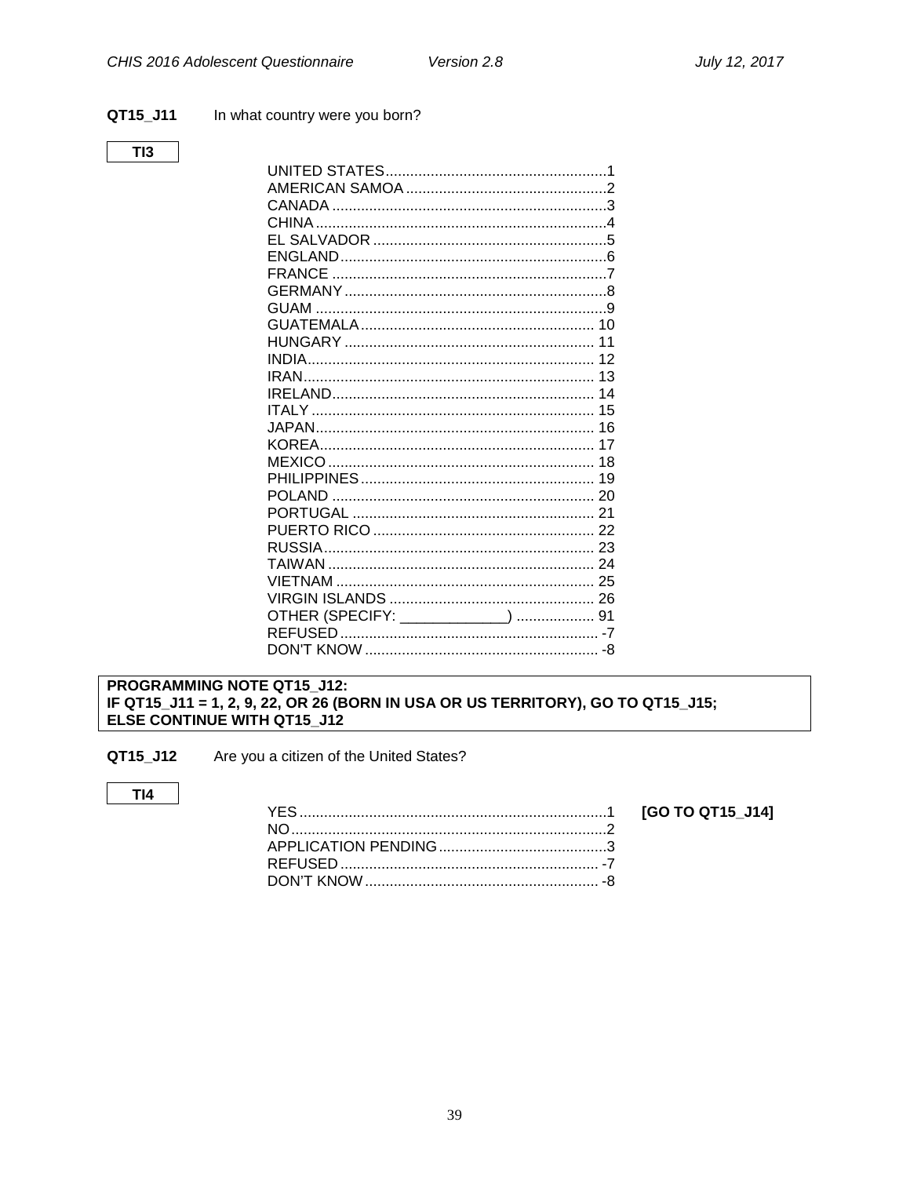**QT15_J11** In what country were you born?

**TI3**

| | |
|---|---|
| UNITED STATES | 1 |
| AMERICAN SAMOA | 2 |
| CANADA | 3 |
| CHINA | 4 |
| EL SALVADOR | 5 |
| ENGLAND | 6 |
| FRANCE | 7 |
| GERMANY | 8 |
| GUAM | 9 |
| GUATEMALA | 10 |
| HUNGARY | 11 |
| INDIA | 12 |
| IRAN | 13 |
| IRELAND | 14 |
| ITALY | 15 |
| JAPAN | 16 |
| KOREA | 17 |
| MEXICO | 18 |
| PHILIPPINES | 19 |
| POLAND | 20 |
| PORTUGAL | 21 |
| PUERTO RICO | 22 |
| RUSSIA | 23 |
| TAIWAN | 24 |
| VIETNAM | 25 |
| VIRGIN ISLANDS | 26 |
| OTHER (SPECIFY: _____________) | 91 |
| REFUSED | -7 |
| DON'T KNOW | -8 |

**PROGRAMMING NOTE QT15_J12:**
**IF QT15_J11 = 1, 2, 9, 22, OR 26 (BORN IN USA OR US TERRITORY), GO TO QT15_J15;**
**ELSE CONTINUE WITH QT15_J12**

**QT15_J12** Are you a citizen of the United States?

**TI4**

| | | |
|---|---|---|
| YES | 1 | **[GO TO QT15_J14]** |
| NO | 2 | |
| APPLICATION PENDING | 3 | |
| REFUSED | -7 | |
| DON'T KNOW | -8 | |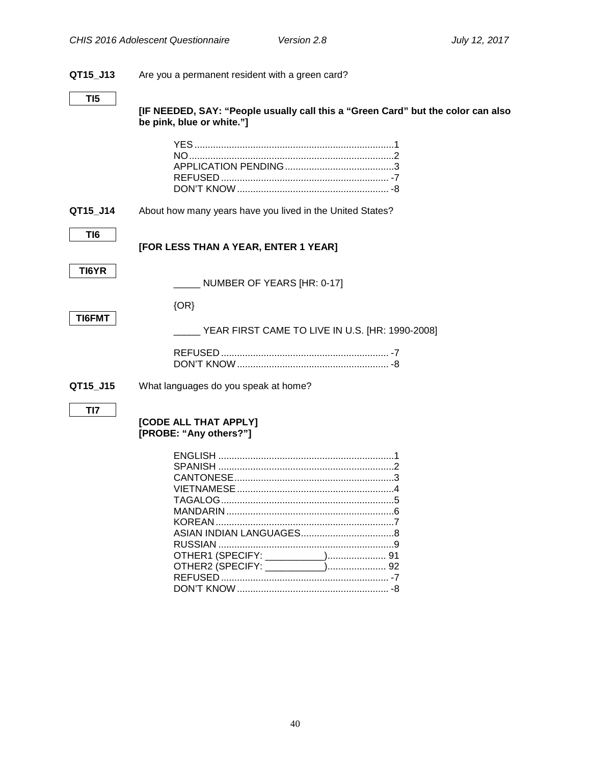**QT15_J13** Are you a permanent resident with a green card?

**TI5**

**[IF NEEDED, SAY: "People usually call this a "Green Card" but the color can also be pink, blue or white."]**

| | |
|---|---|
| YES | 1 |
| NO | 2 |
| APPLICATION PENDING | 3 |
| REFUSED | -7 |
| DON'T KNOW | -8 |

**QT15_J14** About how many years have you lived in the United States?

**TI6**

**[FOR LESS THAN A YEAR, ENTER 1 YEAR]**

**TI6YR**

_____ NUMBER OF YEARS [HR: 0-17]

{OR}

**TI6FMT**

_____ YEAR FIRST CAME TO LIVE IN U.S. [HR: 1990-2008]

| | |
|---|---|
| REFUSED | -7 |
| DON'T KNOW | -8 |

**QT15_J15** What languages do you speak at home?

**TI7**

**[CODE ALL THAT APPLY]**
**[PROBE: "Any others?"]**

| | |
|---|---|
| ENGLISH | 1 |
| SPANISH | 2 |
| CANTONESE | 3 |
| VIETNAMESE | 4 |
| TAGALOG | 5 |
| MANDARIN | 6 |
| KOREAN | 7 |
| ASIAN INDIAN LANGUAGES | 8 |
| RUSSIAN | 9 |
| OTHER1 (SPECIFY: ___________) | 91 |
| OTHER2 (SPECIFY: ___________) | 92 |
| REFUSED | -7 |
| DON'T KNOW | -8 |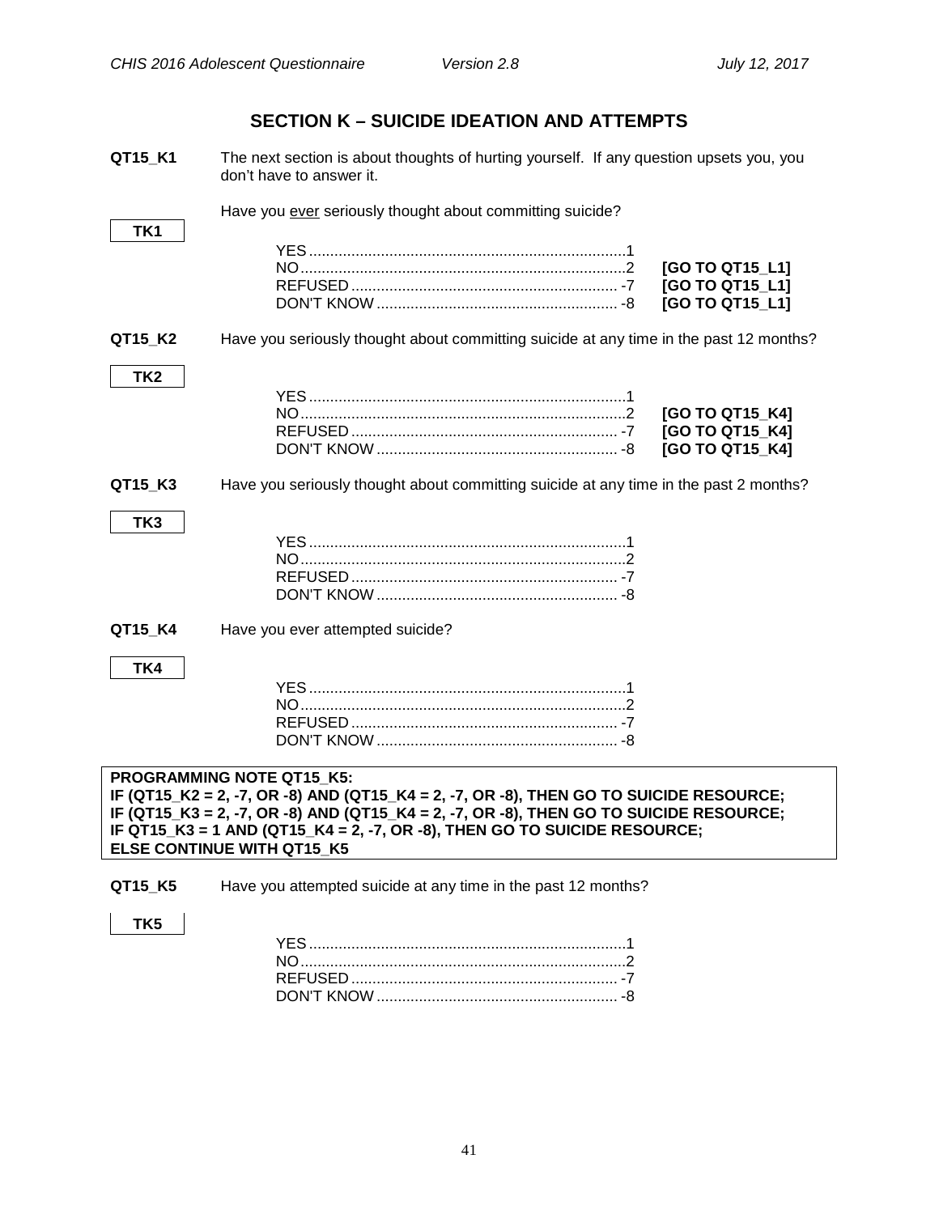## SECTION K – SUICIDE IDEATION AND ATTEMPTS

**QT15_K1** The next section is about thoughts of hurting yourself. If any question upsets you, you don't have to answer it.

Have you ever seriously thought about committing suicide?

**TK1**

| | | |
|---|---|---|
| YES | 1 | |
| NO | 2 | **[GO TO QT15_L1]** |
| REFUSED | -7 | **[GO TO QT15_L1]** |
| DON'T KNOW | -8 | **[GO TO QT15_L1]** |

**QT15_K2** Have you seriously thought about committing suicide at any time in the past 12 months?

**TK2**

| | | |
|---|---|---|
| YES | 1 | |
| NO | 2 | **[GO TO QT15_K4]** |
| REFUSED | -7 | **[GO TO QT15_K4]** |
| DON'T KNOW | -8 | **[GO TO QT15_K4]** |

**QT15_K3** Have you seriously thought about committing suicide at any time in the past 2 months?

**TK3**

| | |
|---|---|
| YES | 1 |
| NO | 2 |
| REFUSED | -7 |
| DON'T KNOW | -8 |

**QT15_K4** Have you ever attempted suicide?

**TK4**

| | |
|---|---|
| YES | 1 |
| NO | 2 |
| REFUSED | -7 |
| DON'T KNOW | -8 |

**PROGRAMMING NOTE QT15_K5:**
**IF (QT15_K2 = 2, -7, OR -8) AND (QT15_K4 = 2, -7, OR -8), THEN GO TO SUICIDE RESOURCE;**
**IF (QT15_K3 = 2, -7, OR -8) AND (QT15_K4 = 2, -7, OR -8), THEN GO TO SUICIDE RESOURCE;**
**IF QT15_K3 = 1 AND (QT15_K4 = 2, -7, OR -8), THEN GO TO SUICIDE RESOURCE;**
**ELSE CONTINUE WITH QT15_K5**

**QT15_K5** Have you attempted suicide at any time in the past 12 months?

**TK5**

| | |
|---|---|
| YES | 1 |
| NO | 2 |
| REFUSED | -7 |
| DON'T KNOW | -8 |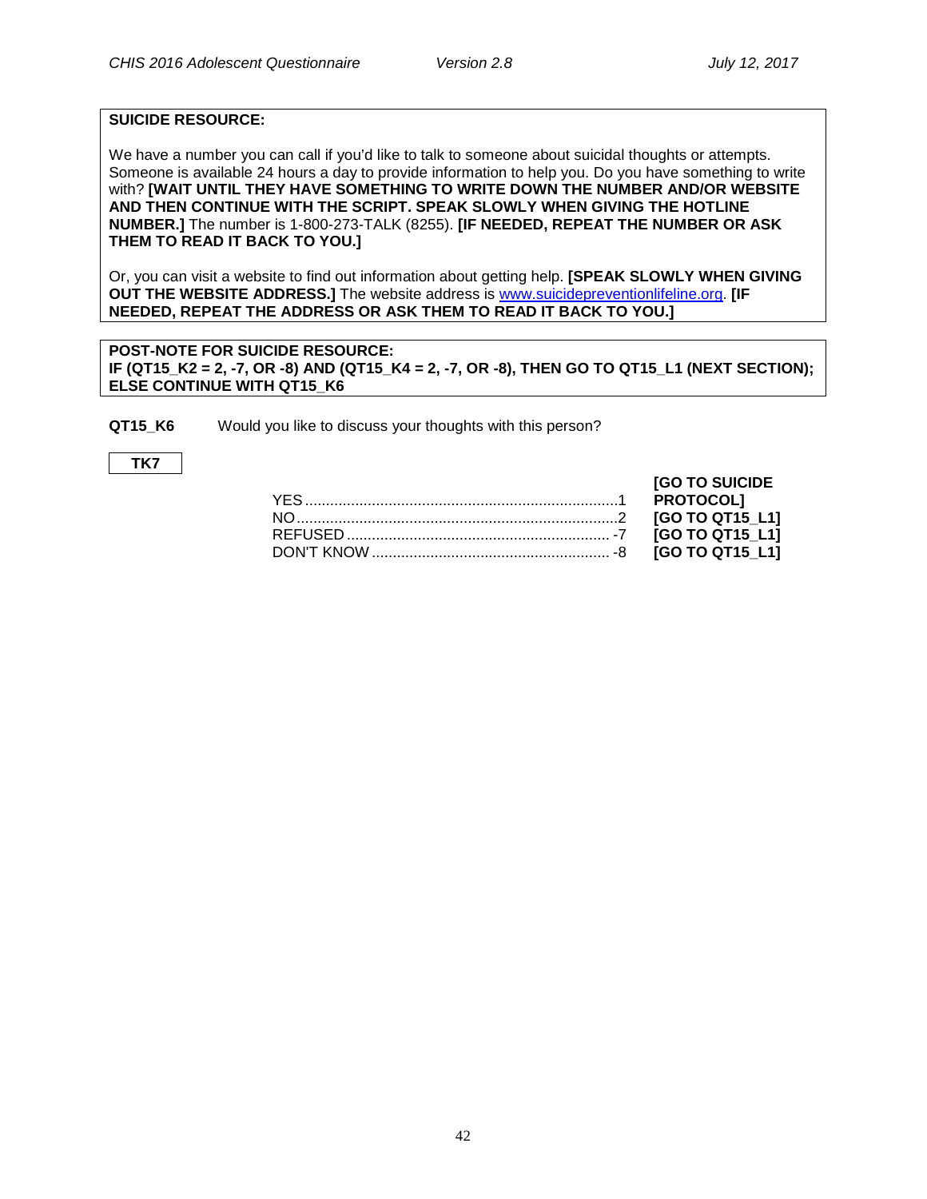**SUICIDE RESOURCE:**

We have a number you can call if you'd like to talk to someone about suicidal thoughts or attempts. Someone is available 24 hours a day to provide information to help you. Do you have something to write with? **[WAIT UNTIL THEY HAVE SOMETHING TO WRITE DOWN THE NUMBER AND/OR WEBSITE AND THEN CONTINUE WITH THE SCRIPT. SPEAK SLOWLY WHEN GIVING THE HOTLINE NUMBER.]** The number is 1-800-273-TALK (8255). **[IF NEEDED, REPEAT THE NUMBER OR ASK THEM TO READ IT BACK TO YOU.]**

Or, you can visit a website to find out information about getting help. **[SPEAK SLOWLY WHEN GIVING OUT THE WEBSITE ADDRESS.]** The website address is www.suicidepreventionlifeline.org. **[IF NEEDED, REPEAT THE ADDRESS OR ASK THEM TO READ IT BACK TO YOU.]**

**POST-NOTE FOR SUICIDE RESOURCE:**
**IF (QT15_K2 = 2, -7, OR -8) AND (QT15_K4 = 2, -7, OR -8), THEN GO TO QT15_L1 (NEXT SECTION); ELSE CONTINUE WITH QT15_K6**

**QT15_K6** Would you like to discuss your thoughts with this person?

**TK7**

| | | |
|---|---|---|
| YES | 1 | **[GO TO SUICIDE PROTOCOL]** |
| NO | 2 | **[GO TO QT15_L1]** |
| REFUSED | -7 | **[GO TO QT15_L1]** |
| DON'T KNOW | -8 | **[GO TO QT15_L1]** |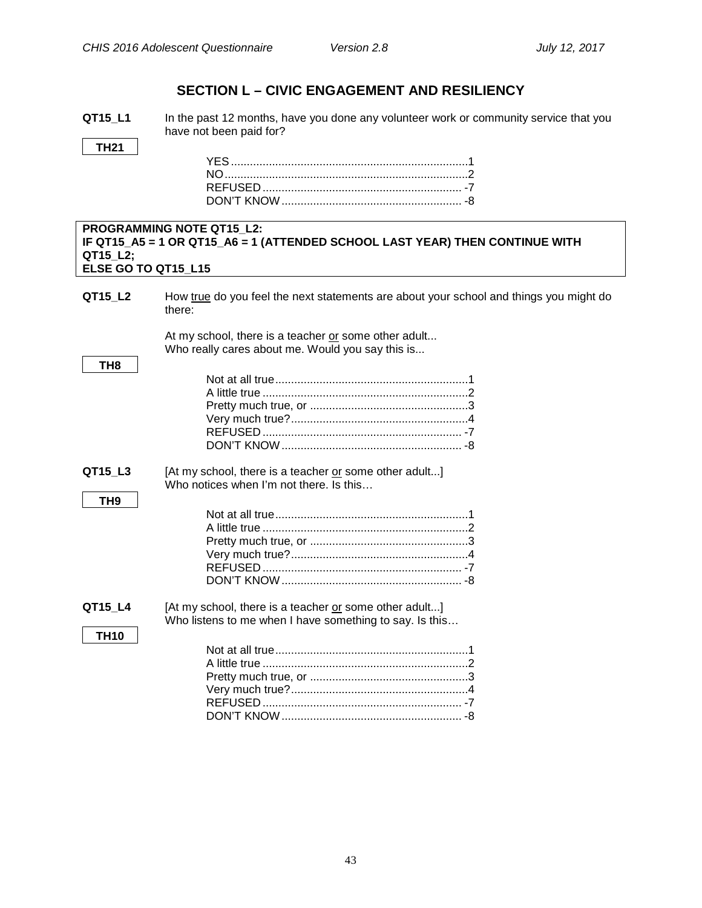## SECTION L – CIVIC ENGAGEMENT AND RESILIENCY

**QT15_L1** In the past 12 months, have you done any volunteer work or community service that you have not been paid for?

**TH21**

YES..........................................................................1
NO............................................................................2
REFUSED .............................................................. -7
DON'T KNOW ......................................................... -8

**PROGRAMMING NOTE QT15_L2:**
**IF QT15_A5 = 1 OR QT15_A6 = 1 (ATTENDED SCHOOL LAST YEAR) THEN CONTINUE WITH QT15_L2;**
**ELSE GO TO QT15_L15**

**QT15_L2** How true do you feel the next statements are about your school and things you might do there:

At my school, there is a teacher or some other adult...
Who really cares about me. Would you say this is...

**TH8**

Not at all true............................................................1
A little true ................................................................2
Pretty much true, or .................................................3
Very much true?........................................................4
REFUSED .............................................................. -7
DON'T KNOW ......................................................... -8

**QT15_L3** [At my school, there is a teacher or some other adult...]
Who notices when I'm not there. Is this…

**TH9**

Not at all true............................................................1
A little true ................................................................2
Pretty much true, or .................................................3
Very much true?........................................................4
REFUSED .............................................................. -7
DON'T KNOW ......................................................... -8

**QT15_L4** [At my school, there is a teacher or some other adult...]
Who listens to me when I have something to say. Is this…

**TH10**

Not at all true............................................................1
A little true ................................................................2
Pretty much true, or .................................................3
Very much true?........................................................4
REFUSED .............................................................. -7
DON'T KNOW ......................................................... -8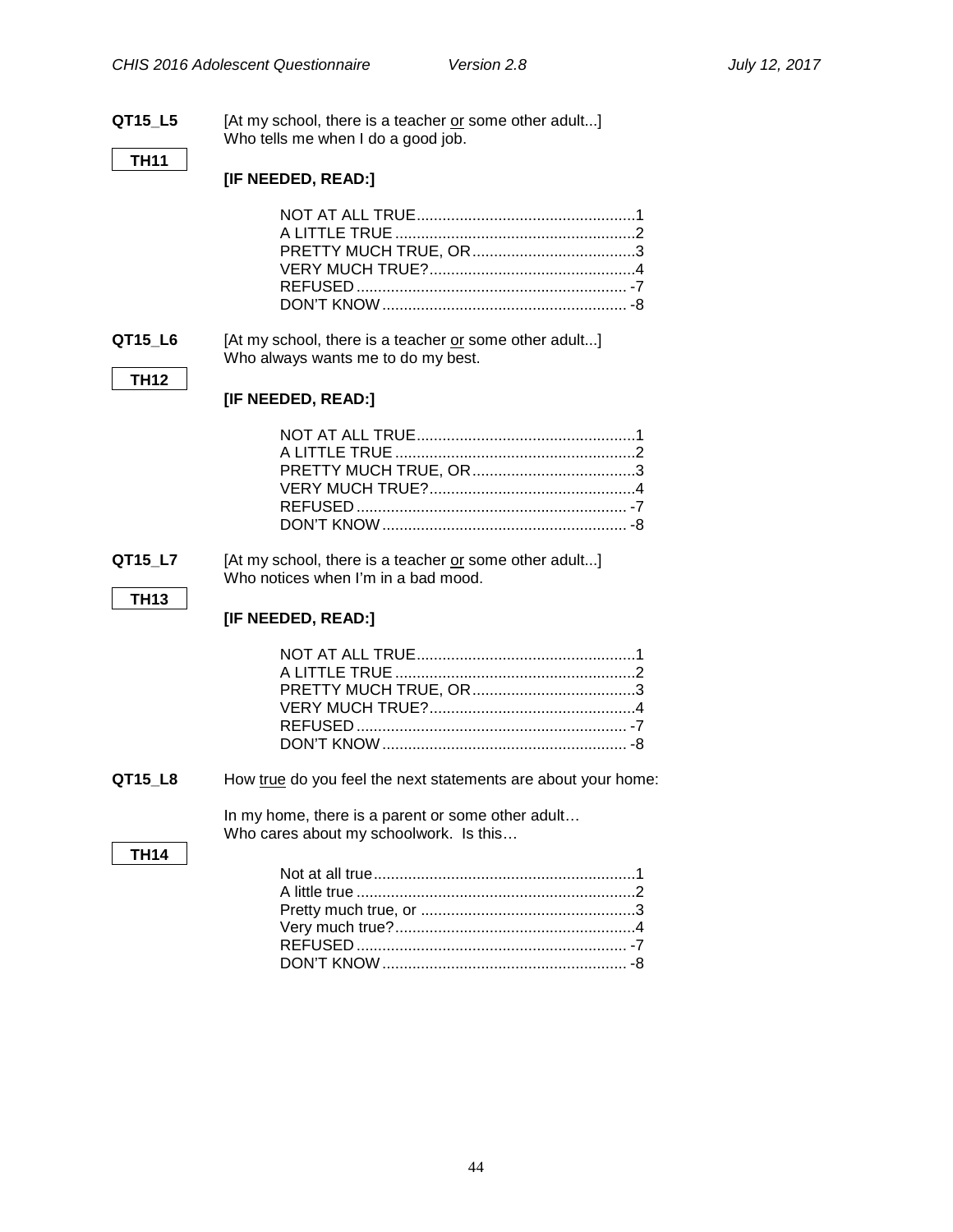**QT15_L5** [At my school, there is a teacher or some other adult...]
Who tells me when I do a good job.

**TH11**

**[IF NEEDED, READ:]**

NOT AT ALL TRUE....................................................1
A LITTLE TRUE........................................................2
PRETTY MUCH TRUE, OR......................................3
VERY MUCH TRUE?................................................4
REFUSED............................................................... -7
DON'T KNOW......................................................... -8

**QT15_L6** [At my school, there is a teacher or some other adult...]
Who always wants me to do my best.

**TH12**

**[IF NEEDED, READ:]**

NOT AT ALL TRUE....................................................1
A LITTLE TRUE........................................................2
PRETTY MUCH TRUE, OR......................................3
VERY MUCH TRUE?................................................4
REFUSED............................................................... -7
DON'T KNOW......................................................... -8

**QT15_L7** [At my school, there is a teacher or some other adult...]
Who notices when I'm in a bad mood.

**TH13**

**[IF NEEDED, READ:]**

NOT AT ALL TRUE....................................................1
A LITTLE TRUE........................................................2
PRETTY MUCH TRUE, OR......................................3
VERY MUCH TRUE?................................................4
REFUSED............................................................... -7
DON'T KNOW......................................................... -8

**QT15_L8** How true do you feel the next statements are about your home:

In my home, there is a parent or some other adult…
Who cares about my schoolwork. Is this…

**TH14**

Not at all true.............................................................1
A little true .................................................................2
Pretty much true, or ..................................................3
Very much true?........................................................4
REFUSED............................................................... -7
DON'T KNOW......................................................... -8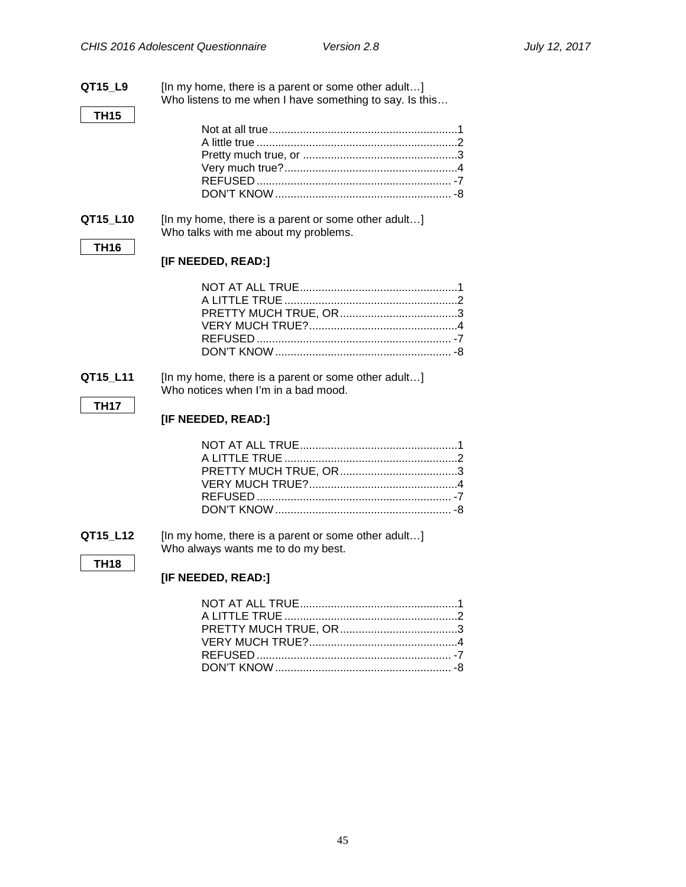**QT15_L9** [In my home, there is a parent or some other adult…]
Who listens to me when I have something to say. Is this…

**TH15**

Not at all true ............................................................1
A little true ................................................................2
Pretty much true, or .................................................3
Very much true? .......................................................4
REFUSED .............................................................. -7
DON'T KNOW ........................................................ -8

**QT15_L10** [In my home, there is a parent or some other adult…]
Who talks with me about my problems.

**TH16**

**[IF NEEDED, READ:]**

NOT AT ALL TRUE ..................................................1
A LITTLE TRUE .......................................................2
PRETTY MUCH TRUE, OR .....................................3
VERY MUCH TRUE? ...............................................4
REFUSED .............................................................. -7
DON'T KNOW ........................................................ -8

**QT15_L11** [In my home, there is a parent or some other adult…]
Who notices when I'm in a bad mood.

**TH17**

**[IF NEEDED, READ:]**

NOT AT ALL TRUE ..................................................1
A LITTLE TRUE .......................................................2
PRETTY MUCH TRUE, OR .....................................3
VERY MUCH TRUE? ...............................................4
REFUSED .............................................................. -7
DON'T KNOW ........................................................ -8

**QT15_L12** [In my home, there is a parent or some other adult…]
Who always wants me to do my best.

**TH18**

**[IF NEEDED, READ:]**

NOT AT ALL TRUE ..................................................1
A LITTLE TRUE .......................................................2
PRETTY MUCH TRUE, OR .....................................3
VERY MUCH TRUE? ...............................................4
REFUSED .............................................................. -7
DON'T KNOW ........................................................ -8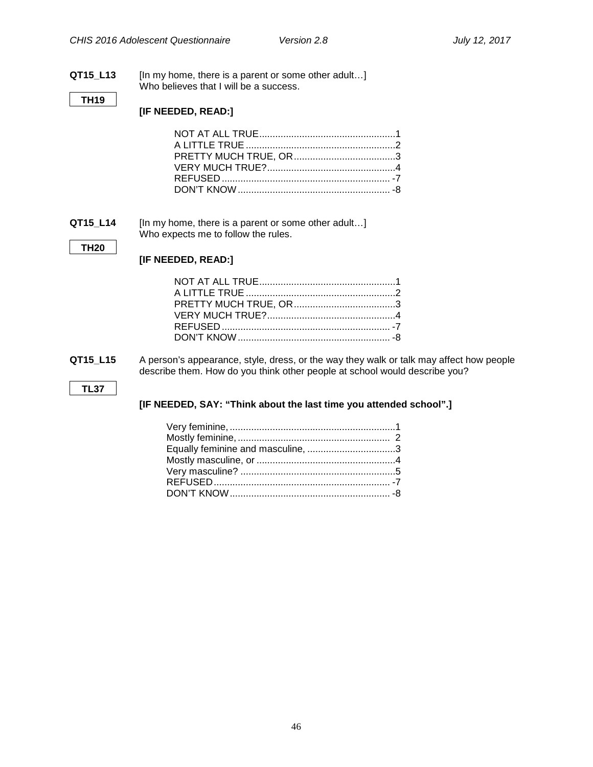**QT15_L13** [In my home, there is a parent or some other adult…]
Who believes that I will be a success.

**TH19**

**[IF NEEDED, READ:]**

NOT AT ALL TRUE....................................................1
A LITTLE TRUE........................................................2
PRETTY MUCH TRUE, OR......................................3
VERY MUCH TRUE?................................................4
REFUSED............................................................... -7
DON'T KNOW......................................................... -8

**QT15_L14** [In my home, there is a parent or some other adult…]
Who expects me to follow the rules.

**TH20**

**[IF NEEDED, READ:]**

NOT AT ALL TRUE....................................................1
A LITTLE TRUE........................................................2
PRETTY MUCH TRUE, OR......................................3
VERY MUCH TRUE?................................................4
REFUSED............................................................... -7
DON'T KNOW......................................................... -8

**QT15_L15** A person's appearance, style, dress, or the way they walk or talk may affect how people describe them. How do you think other people at school would describe you?

**TL37**

**[IF NEEDED, SAY: "Think about the last time you attended school".]**

Very feminine,..............................................................1
Mostly feminine,......................................................... 2
Equally feminine and masculine, .................................3
Mostly masculine, or ....................................................4
Very masculine? ..........................................................5
REFUSED.................................................................. -7
DON'T KNOW............................................................ -8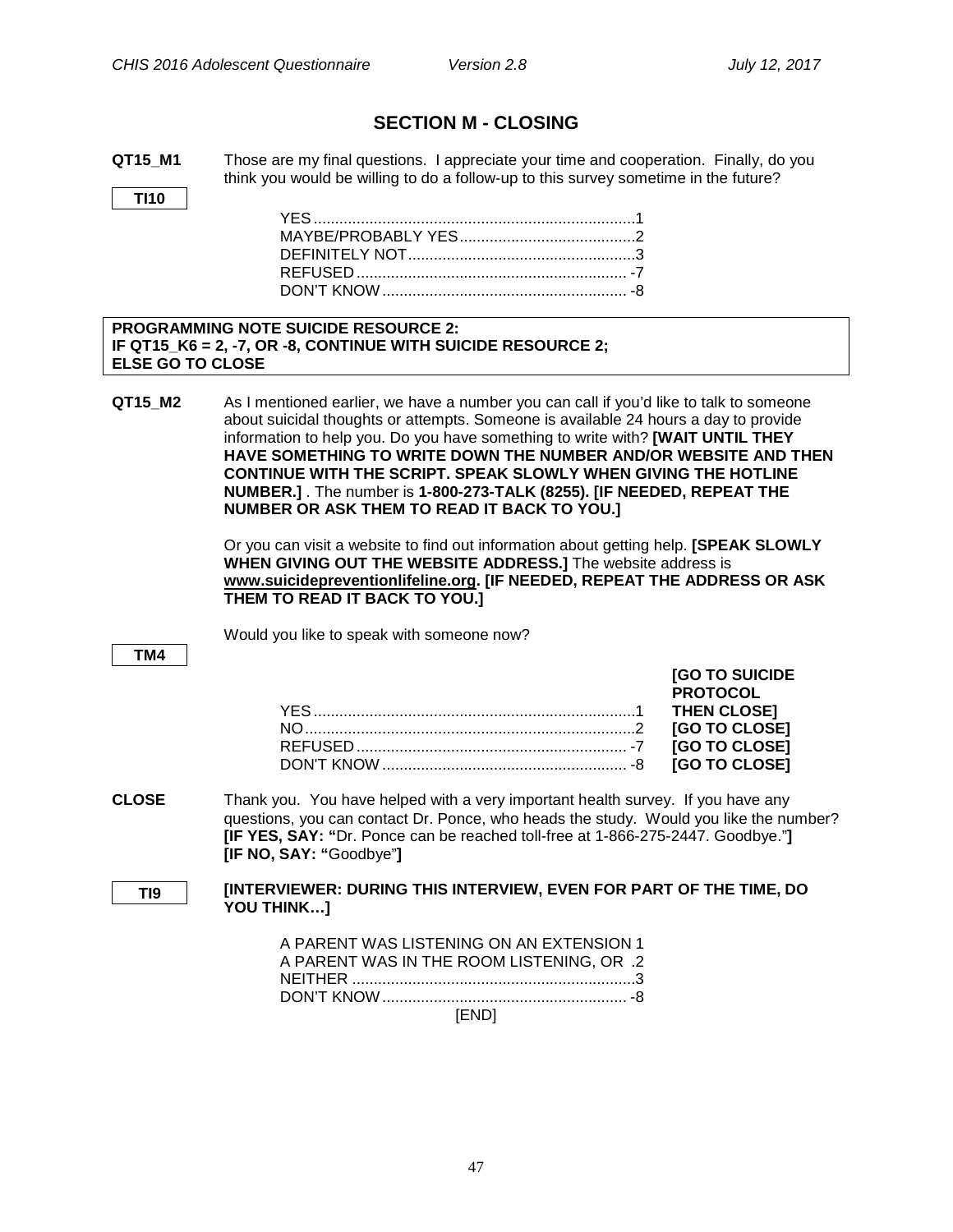## SECTION M - CLOSING

**QT15_M1** Those are my final questions. I appreciate your time and cooperation. Finally, do you think you would be willing to do a follow-up to this survey sometime in the future?

**TI10**

YES....................................................................1
MAYBE/PROBABLY YES.......................................2
DEFINITELY NOT...................................................3
REFUSED.............................................................-7
DON'T KNOW........................................................-8

**PROGRAMMING NOTE SUICIDE RESOURCE 2:**
**IF QT15_K6 = 2, -7, OR -8, CONTINUE WITH SUICIDE RESOURCE 2;**
**ELSE GO TO CLOSE**

**QT15_M2** As I mentioned earlier, we have a number you can call if you'd like to talk to someone about suicidal thoughts or attempts. Someone is available 24 hours a day to provide information to help you. Do you have something to write with? **[WAIT UNTIL THEY HAVE SOMETHING TO WRITE DOWN THE NUMBER AND/OR WEBSITE AND THEN CONTINUE WITH THE SCRIPT. SPEAK SLOWLY WHEN GIVING THE HOTLINE NUMBER.]** . The number is **1-800-273-TALK (8255). [IF NEEDED, REPEAT THE NUMBER OR ASK THEM TO READ IT BACK TO YOU.]**

Or you can visit a website to find out information about getting help. **[SPEAK SLOWLY WHEN GIVING OUT THE WEBSITE ADDRESS.]** The website address is **www.suicidepreventionlifeline.org. [IF NEEDED, REPEAT THE ADDRESS OR ASK THEM TO READ IT BACK TO YOU.]**

Would you like to speak with someone now?

**TM4**

YES....................................................................1 **[GO TO SUICIDE PROTOCOL THEN CLOSE]**
NO......................................................................2 **[GO TO CLOSE]**
REFUSED.............................................................-7 **[GO TO CLOSE]**
DON'T KNOW........................................................-8 **[GO TO CLOSE]**

**CLOSE** Thank you. You have helped with a very important health survey. If you have any questions, you can contact Dr. Ponce, who heads the study. Would you like the number? **[IF YES, SAY: "**Dr. Ponce can be reached toll-free at 1-866-275-2447. Goodbye."**]** **[IF NO, SAY: "**Goodbye"**]**

**TI9** **[INTERVIEWER: DURING THIS INTERVIEW, EVEN FOR PART OF THE TIME, DO YOU THINK…]**

A PARENT WAS LISTENING ON AN EXTENSION 1
A PARENT WAS IN THE ROOM LISTENING, OR .2
NEITHER ..............................................................3
DON'T KNOW........................................................-8

[END]